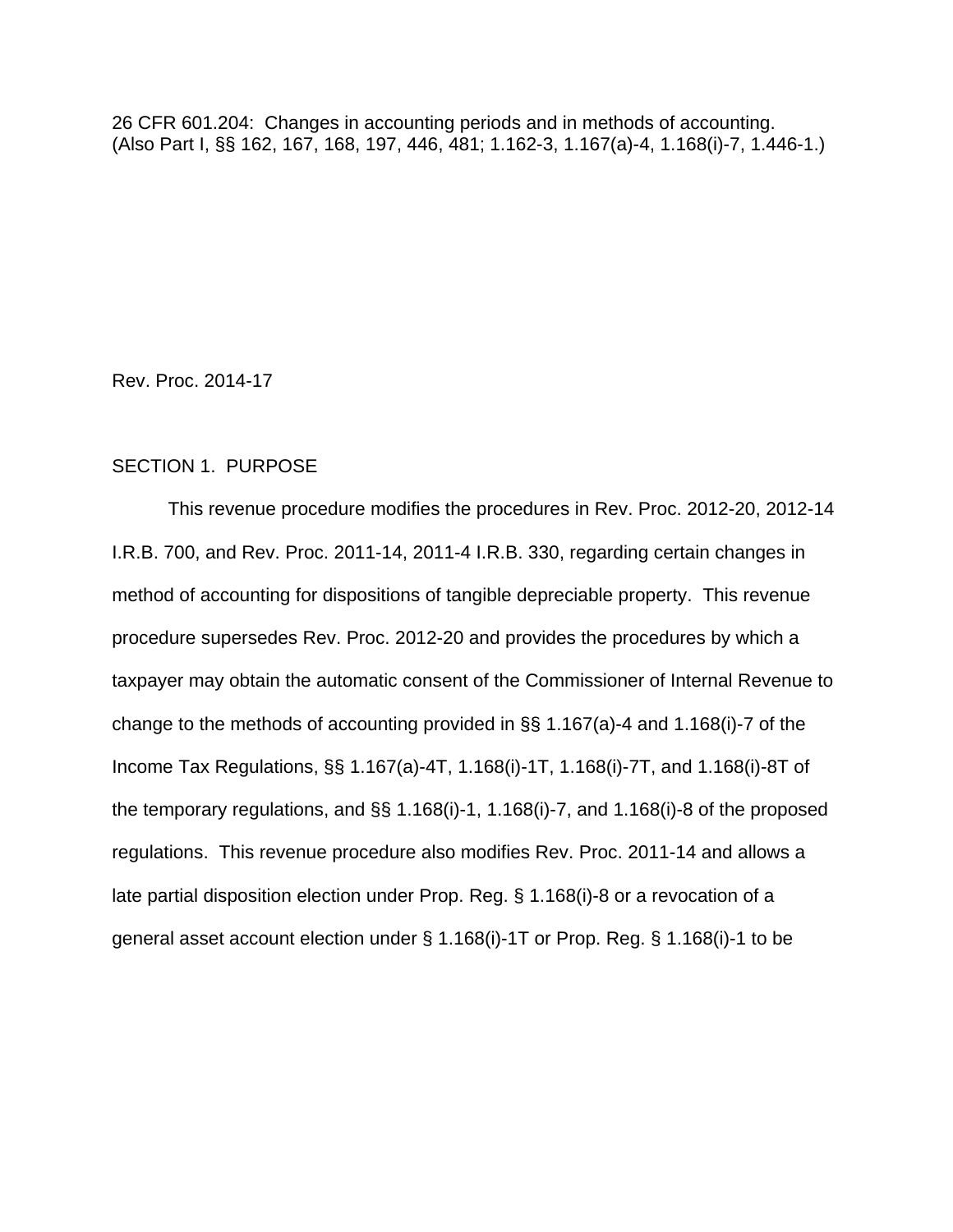26 CFR 601.204: Changes in accounting periods and in methods of accounting.
(Also Part I, §§ 162, 167, 168, 197, 446, 481; 1.162-3, 1.167(a)-4, 1.168(i)-7, 1.446-1.)

Rev. Proc. 2014-17

## SECTION 1. PURPOSE

This revenue procedure modifies the procedures in Rev. Proc. 2012-20, 2012-14 I.R.B. 700, and Rev. Proc. 2011-14, 2011-4 I.R.B. 330, regarding certain changes in method of accounting for dispositions of tangible depreciable property. This revenue procedure supersedes Rev. Proc. 2012-20 and provides the procedures by which a taxpayer may obtain the automatic consent of the Commissioner of Internal Revenue to change to the methods of accounting provided in §§ 1.167(a)-4 and 1.168(i)-7 of the Income Tax Regulations, §§ 1.167(a)-4T, 1.168(i)-1T, 1.168(i)-7T, and 1.168(i)-8T of the temporary regulations, and §§ 1.168(i)-1, 1.168(i)-7, and 1.168(i)-8 of the proposed regulations. This revenue procedure also modifies Rev. Proc. 2011-14 and allows a late partial disposition election under Prop. Reg. § 1.168(i)-8 or a revocation of a general asset account election under § 1.168(i)-1T or Prop. Reg. § 1.168(i)-1 to be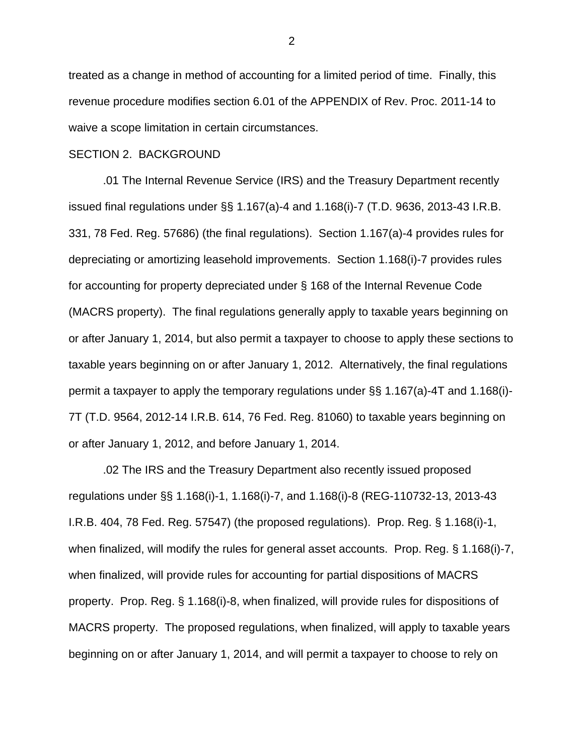treated as a change in method of accounting for a limited period of time. Finally, this revenue procedure modifies section 6.01 of the APPENDIX of Rev. Proc. 2011-14 to waive a scope limitation in certain circumstances.

SECTION 2. BACKGROUND

.01 The Internal Revenue Service (IRS) and the Treasury Department recently issued final regulations under §§ 1.167(a)-4 and 1.168(i)-7 (T.D. 9636, 2013-43 I.R.B. 331, 78 Fed. Reg. 57686) (the final regulations). Section 1.167(a)-4 provides rules for depreciating or amortizing leasehold improvements. Section 1.168(i)-7 provides rules for accounting for property depreciated under § 168 of the Internal Revenue Code (MACRS property). The final regulations generally apply to taxable years beginning on or after January 1, 2014, but also permit a taxpayer to choose to apply these sections to taxable years beginning on or after January 1, 2012. Alternatively, the final regulations permit a taxpayer to apply the temporary regulations under §§ 1.167(a)-4T and 1.168(i)-7T (T.D. 9564, 2012-14 I.R.B. 614, 76 Fed. Reg. 81060) to taxable years beginning on or after January 1, 2012, and before January 1, 2014.

.02 The IRS and the Treasury Department also recently issued proposed regulations under §§ 1.168(i)-1, 1.168(i)-7, and 1.168(i)-8 (REG-110732-13, 2013-43 I.R.B. 404, 78 Fed. Reg. 57547) (the proposed regulations). Prop. Reg. § 1.168(i)-1, when finalized, will modify the rules for general asset accounts. Prop. Reg. § 1.168(i)-7, when finalized, will provide rules for accounting for partial dispositions of MACRS property. Prop. Reg. § 1.168(i)-8, when finalized, will provide rules for dispositions of MACRS property. The proposed regulations, when finalized, will apply to taxable years beginning on or after January 1, 2014, and will permit a taxpayer to choose to rely on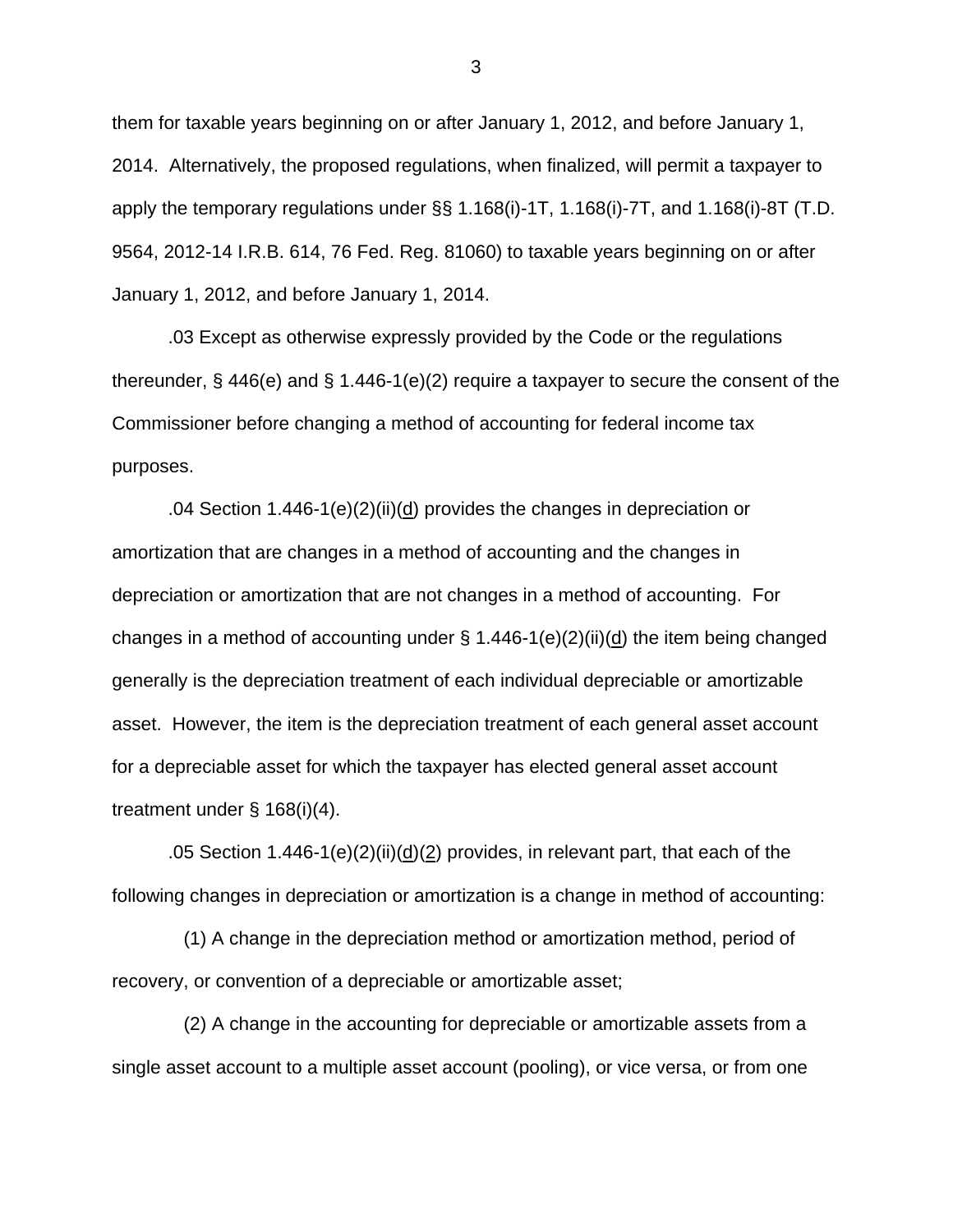them for taxable years beginning on or after January 1, 2012, and before January 1, 2014. Alternatively, the proposed regulations, when finalized, will permit a taxpayer to apply the temporary regulations under §§ 1.168(i)-1T, 1.168(i)-7T, and 1.168(i)-8T (T.D. 9564, 2012-14 I.R.B. 614, 76 Fed. Reg. 81060) to taxable years beginning on or after January 1, 2012, and before January 1, 2014.

.03 Except as otherwise expressly provided by the Code or the regulations thereunder, § 446(e) and § 1.446-1(e)(2) require a taxpayer to secure the consent of the Commissioner before changing a method of accounting for federal income tax purposes.

.04 Section 1.446-1(e)(2)(ii)(d) provides the changes in depreciation or amortization that are changes in a method of accounting and the changes in depreciation or amortization that are not changes in a method of accounting. For changes in a method of accounting under § 1.446-1(e)(2)(ii)(d) the item being changed generally is the depreciation treatment of each individual depreciable or amortizable asset. However, the item is the depreciation treatment of each general asset account for a depreciable asset for which the taxpayer has elected general asset account treatment under § 168(i)(4).

.05 Section 1.446-1(e)(2)(ii)(d)(2) provides, in relevant part, that each of the following changes in depreciation or amortization is a change in method of accounting:

(1) A change in the depreciation method or amortization method, period of recovery, or convention of a depreciable or amortizable asset;

(2) A change in the accounting for depreciable or amortizable assets from a single asset account to a multiple asset account (pooling), or vice versa, or from one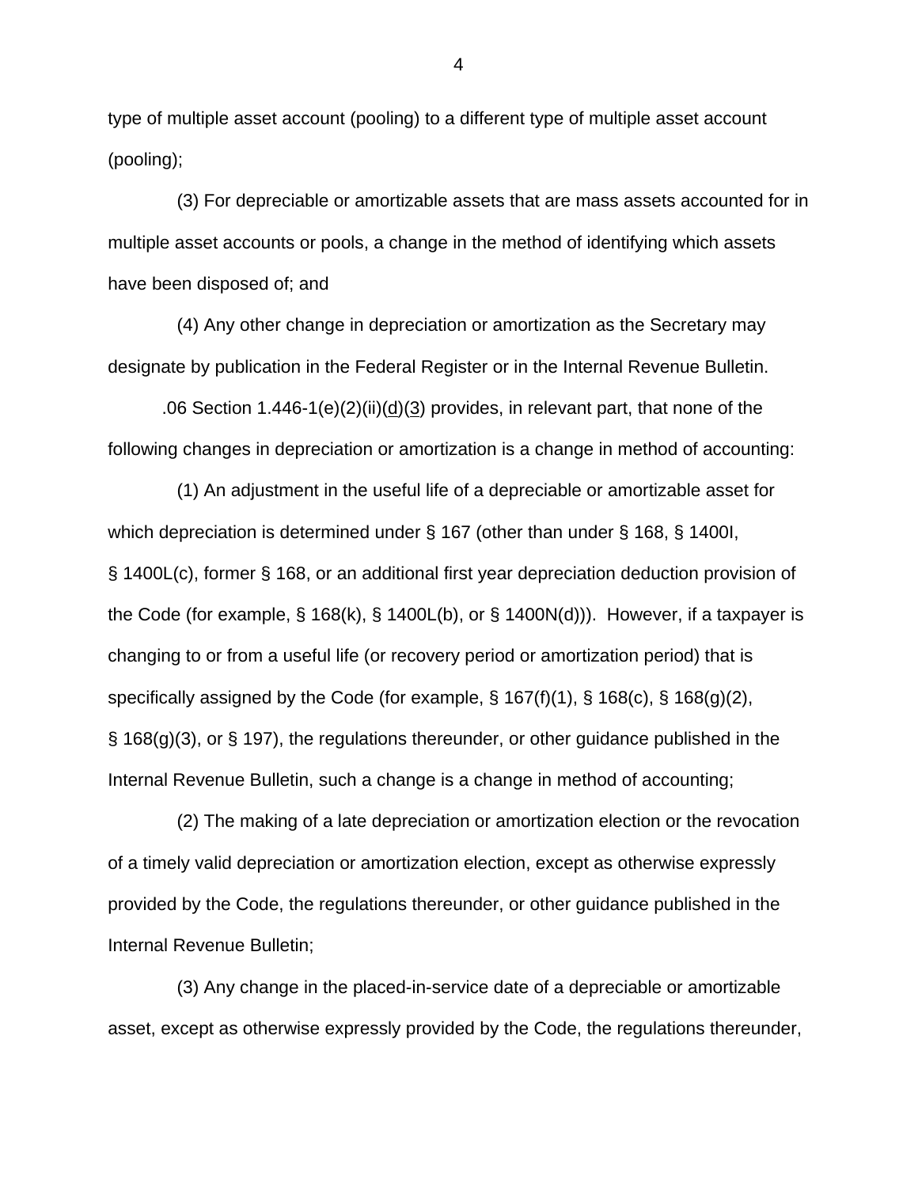type of multiple asset account (pooling) to a different type of multiple asset account (pooling);

(3) For depreciable or amortizable assets that are mass assets accounted for in multiple asset accounts or pools, a change in the method of identifying which assets have been disposed of; and

(4) Any other change in depreciation or amortization as the Secretary may designate by publication in the Federal Register or in the Internal Revenue Bulletin.

.06 Section 1.446-1(e)(2)(ii)(d)(3) provides, in relevant part, that none of the following changes in depreciation or amortization is a change in method of accounting:

(1) An adjustment in the useful life of a depreciable or amortizable asset for which depreciation is determined under § 167 (other than under § 168, § 1400I, § 1400L(c), former § 168, or an additional first year depreciation deduction provision of the Code (for example, § 168(k), § 1400L(b), or § 1400N(d))). However, if a taxpayer is changing to or from a useful life (or recovery period or amortization period) that is specifically assigned by the Code (for example, § 167(f)(1), § 168(c), § 168(g)(2), § 168(g)(3), or § 197), the regulations thereunder, or other guidance published in the Internal Revenue Bulletin, such a change is a change in method of accounting;

(2) The making of a late depreciation or amortization election or the revocation of a timely valid depreciation or amortization election, except as otherwise expressly provided by the Code, the regulations thereunder, or other guidance published in the Internal Revenue Bulletin;

(3) Any change in the placed-in-service date of a depreciable or amortizable asset, except as otherwise expressly provided by the Code, the regulations thereunder,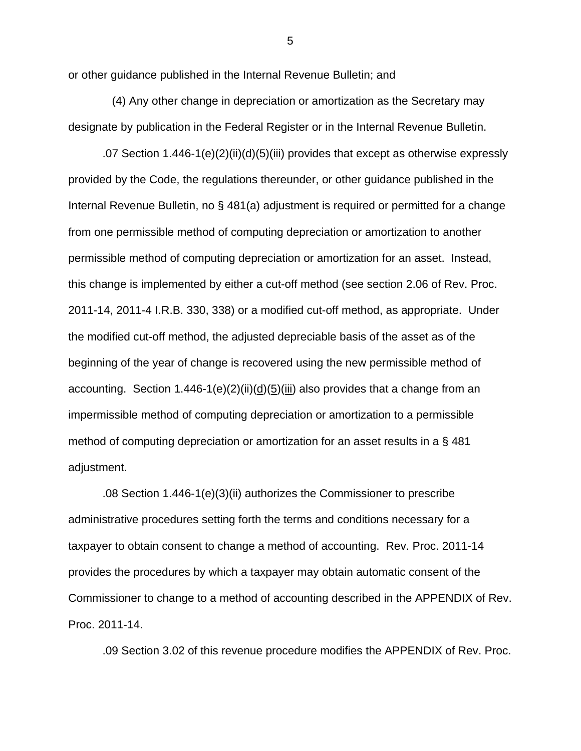or other guidance published in the Internal Revenue Bulletin; and

(4) Any other change in depreciation or amortization as the Secretary may designate by publication in the Federal Register or in the Internal Revenue Bulletin.

.07 Section 1.446-1(e)(2)(ii)(d)(5)(iii) provides that except as otherwise expressly provided by the Code, the regulations thereunder, or other guidance published in the Internal Revenue Bulletin, no § 481(a) adjustment is required or permitted for a change from one permissible method of computing depreciation or amortization to another permissible method of computing depreciation or amortization for an asset. Instead, this change is implemented by either a cut-off method (see section 2.06 of Rev. Proc. 2011-14, 2011-4 I.R.B. 330, 338) or a modified cut-off method, as appropriate. Under the modified cut-off method, the adjusted depreciable basis of the asset as of the beginning of the year of change is recovered using the new permissible method of accounting. Section 1.446-1(e)(2)(ii)(d)(5)(iii) also provides that a change from an impermissible method of computing depreciation or amortization to a permissible method of computing depreciation or amortization for an asset results in a § 481 adjustment.

.08 Section 1.446-1(e)(3)(ii) authorizes the Commissioner to prescribe administrative procedures setting forth the terms and conditions necessary for a taxpayer to obtain consent to change a method of accounting. Rev. Proc. 2011-14 provides the procedures by which a taxpayer may obtain automatic consent of the Commissioner to change to a method of accounting described in the APPENDIX of Rev. Proc. 2011-14.

.09 Section 3.02 of this revenue procedure modifies the APPENDIX of Rev. Proc.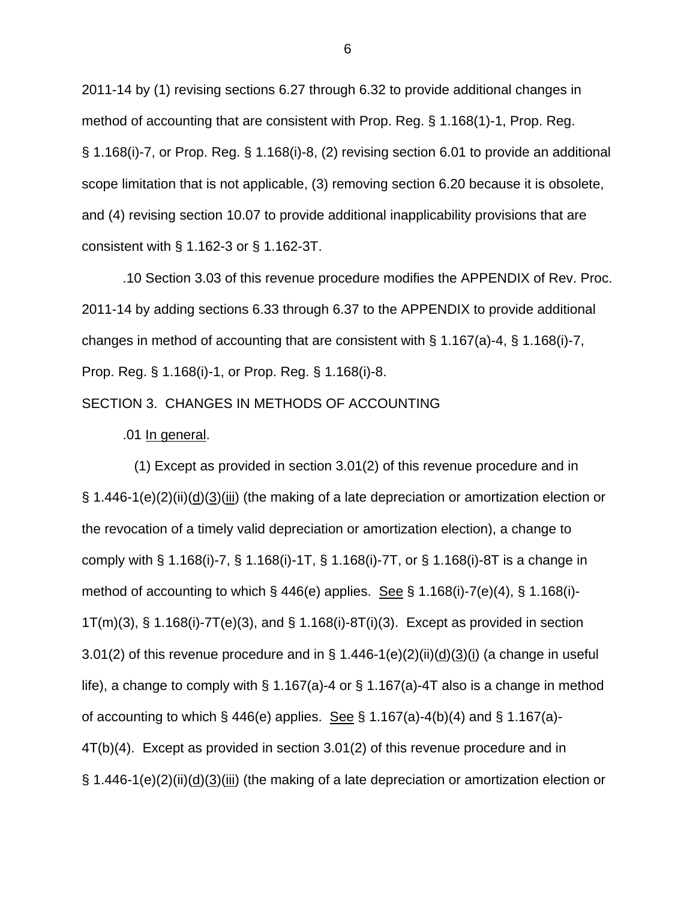2011-14 by (1) revising sections 6.27 through 6.32 to provide additional changes in method of accounting that are consistent with Prop. Reg. § 1.168(1)-1, Prop. Reg. § 1.168(i)-7, or Prop. Reg. § 1.168(i)-8, (2) revising section 6.01 to provide an additional scope limitation that is not applicable, (3) removing section 6.20 because it is obsolete, and (4) revising section 10.07 to provide additional inapplicability provisions that are consistent with § 1.162-3 or § 1.162-3T.

.10 Section 3.03 of this revenue procedure modifies the APPENDIX of Rev. Proc. 2011-14 by adding sections 6.33 through 6.37 to the APPENDIX to provide additional changes in method of accounting that are consistent with § 1.167(a)-4, § 1.168(i)-7, Prop. Reg. § 1.168(i)-1, or Prop. Reg. § 1.168(i)-8.

SECTION 3. CHANGES IN METHODS OF ACCOUNTING

.01 In general.

(1) Except as provided in section 3.01(2) of this revenue procedure and in § 1.446-1(e)(2)(ii)(d)(3)(iii) (the making of a late depreciation or amortization election or the revocation of a timely valid depreciation or amortization election), a change to comply with § 1.168(i)-7, § 1.168(i)-1T, § 1.168(i)-7T, or § 1.168(i)-8T is a change in method of accounting to which § 446(e) applies. See § 1.168(i)-7(e)(4), § 1.168(i)-1T(m)(3), § 1.168(i)-7T(e)(3), and § 1.168(i)-8T(i)(3). Except as provided in section 3.01(2) of this revenue procedure and in § 1.446-1(e)(2)(ii)(d)(3)(i) (a change in useful life), a change to comply with § 1.167(a)-4 or § 1.167(a)-4T also is a change in method of accounting to which § 446(e) applies. See § 1.167(a)-4(b)(4) and § 1.167(a)-4T(b)(4). Except as provided in section 3.01(2) of this revenue procedure and in § 1.446-1(e)(2)(ii)(d)(3)(iii) (the making of a late depreciation or amortization election or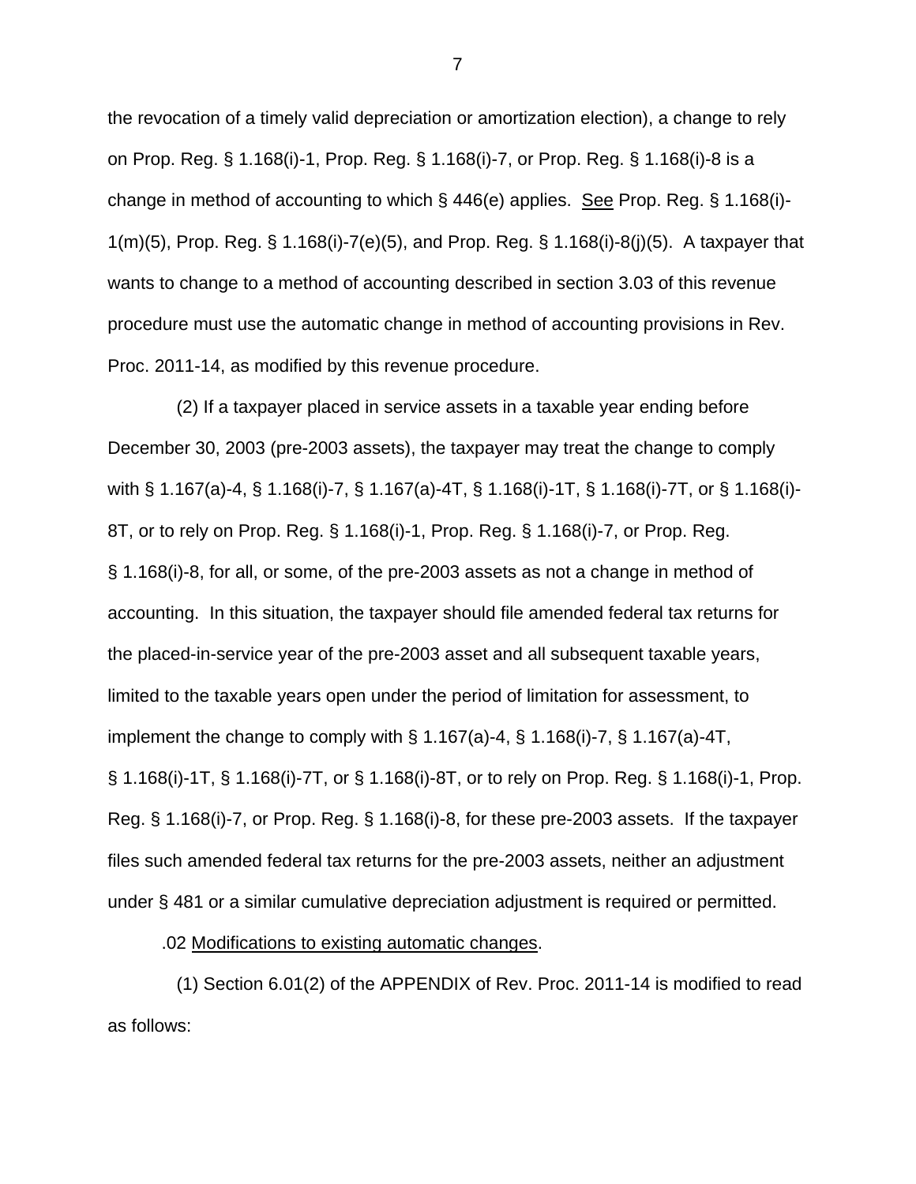the revocation of a timely valid depreciation or amortization election), a change to rely on Prop. Reg. § 1.168(i)-1, Prop. Reg. § 1.168(i)-7, or Prop. Reg. § 1.168(i)-8 is a change in method of accounting to which § 446(e) applies. See Prop. Reg. § 1.168(i)-1(m)(5), Prop. Reg. § 1.168(i)-7(e)(5), and Prop. Reg. § 1.168(i)-8(j)(5). A taxpayer that wants to change to a method of accounting described in section 3.03 of this revenue procedure must use the automatic change in method of accounting provisions in Rev. Proc. 2011-14, as modified by this revenue procedure.

(2) If a taxpayer placed in service assets in a taxable year ending before December 30, 2003 (pre-2003 assets), the taxpayer may treat the change to comply with § 1.167(a)-4, § 1.168(i)-7, § 1.167(a)-4T, § 1.168(i)-1T, § 1.168(i)-7T, or § 1.168(i)-8T, or to rely on Prop. Reg. § 1.168(i)-1, Prop. Reg. § 1.168(i)-7, or Prop. Reg. § 1.168(i)-8, for all, or some, of the pre-2003 assets as not a change in method of accounting. In this situation, the taxpayer should file amended federal tax returns for the placed-in-service year of the pre-2003 asset and all subsequent taxable years, limited to the taxable years open under the period of limitation for assessment, to implement the change to comply with § 1.167(a)-4, § 1.168(i)-7, § 1.167(a)-4T, § 1.168(i)-1T, § 1.168(i)-7T, or § 1.168(i)-8T, or to rely on Prop. Reg. § 1.168(i)-1, Prop. Reg. § 1.168(i)-7, or Prop. Reg. § 1.168(i)-8, for these pre-2003 assets. If the taxpayer files such amended federal tax returns for the pre-2003 assets, neither an adjustment under § 481 or a similar cumulative depreciation adjustment is required or permitted.

.02 Modifications to existing automatic changes.

(1) Section 6.01(2) of the APPENDIX of Rev. Proc. 2011-14 is modified to read as follows: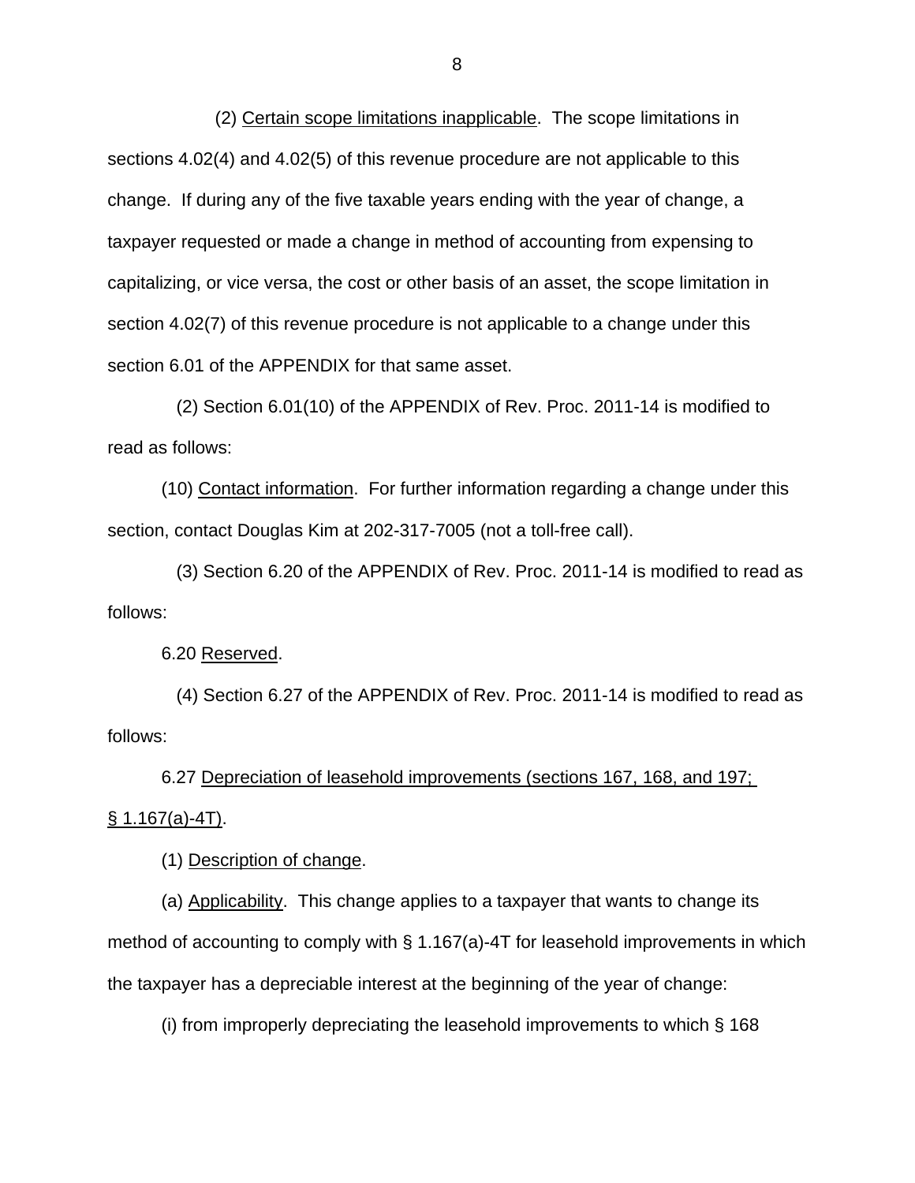(2) Certain scope limitations inapplicable. The scope limitations in sections 4.02(4) and 4.02(5) of this revenue procedure are not applicable to this change. If during any of the five taxable years ending with the year of change, a taxpayer requested or made a change in method of accounting from expensing to capitalizing, or vice versa, the cost or other basis of an asset, the scope limitation in section 4.02(7) of this revenue procedure is not applicable to a change under this section 6.01 of the APPENDIX for that same asset.

(2) Section 6.01(10) of the APPENDIX of Rev. Proc. 2011-14 is modified to read as follows:

(10) Contact information. For further information regarding a change under this section, contact Douglas Kim at 202-317-7005 (not a toll-free call).

(3) Section 6.20 of the APPENDIX of Rev. Proc. 2011-14 is modified to read as follows:

6.20 Reserved.

(4) Section 6.27 of the APPENDIX of Rev. Proc. 2011-14 is modified to read as follows:

6.27 Depreciation of leasehold improvements (sections 167, 168, and 197; § 1.167(a)-4T).

(1) Description of change.

(a) Applicability. This change applies to a taxpayer that wants to change its method of accounting to comply with § 1.167(a)-4T for leasehold improvements in which the taxpayer has a depreciable interest at the beginning of the year of change:

(i) from improperly depreciating the leasehold improvements to which § 168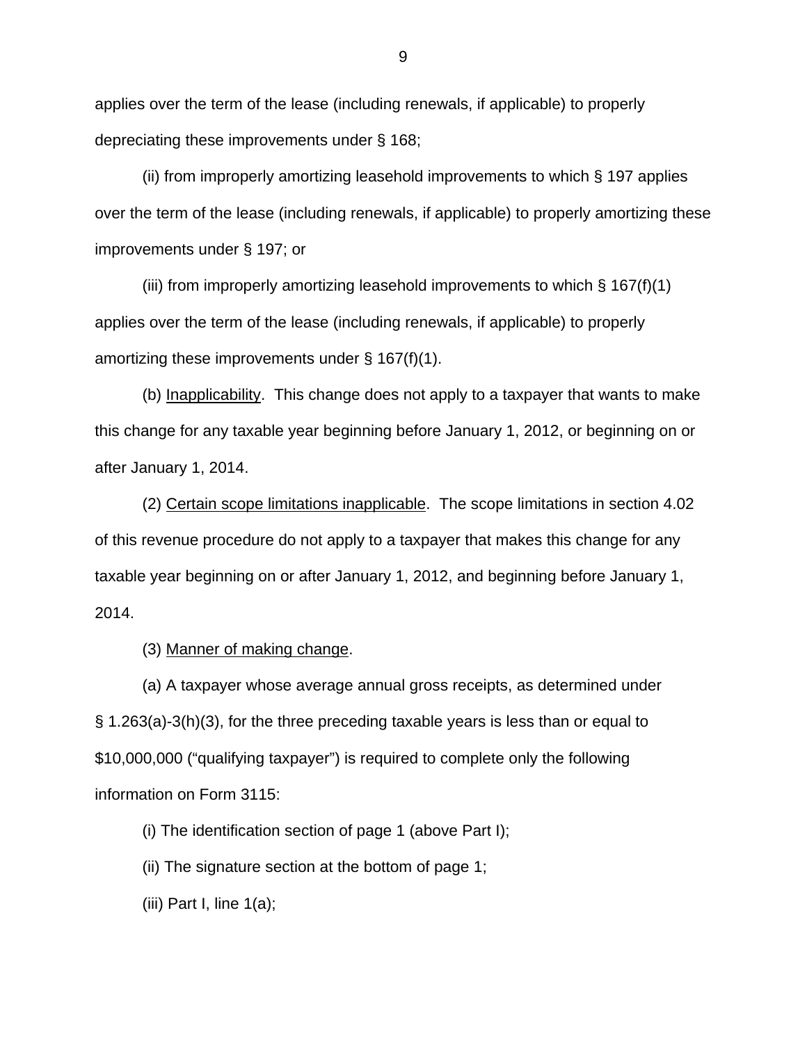applies over the term of the lease (including renewals, if applicable) to properly depreciating these improvements under § 168;

(ii) from improperly amortizing leasehold improvements to which § 197 applies over the term of the lease (including renewals, if applicable) to properly amortizing these improvements under § 197; or

(iii) from improperly amortizing leasehold improvements to which § 167(f)(1) applies over the term of the lease (including renewals, if applicable) to properly amortizing these improvements under § 167(f)(1).

(b) Inapplicability. This change does not apply to a taxpayer that wants to make this change for any taxable year beginning before January 1, 2012, or beginning on or after January 1, 2014.

(2) Certain scope limitations inapplicable. The scope limitations in section 4.02 of this revenue procedure do not apply to a taxpayer that makes this change for any taxable year beginning on or after January 1, 2012, and beginning before January 1, 2014.

(3) Manner of making change.

(a) A taxpayer whose average annual gross receipts, as determined under § 1.263(a)-3(h)(3), for the three preceding taxable years is less than or equal to $10,000,000 ("qualifying taxpayer") is required to complete only the following information on Form 3115:

(i) The identification section of page 1 (above Part I);

(ii) The signature section at the bottom of page 1;

(iii) Part I, line 1(a);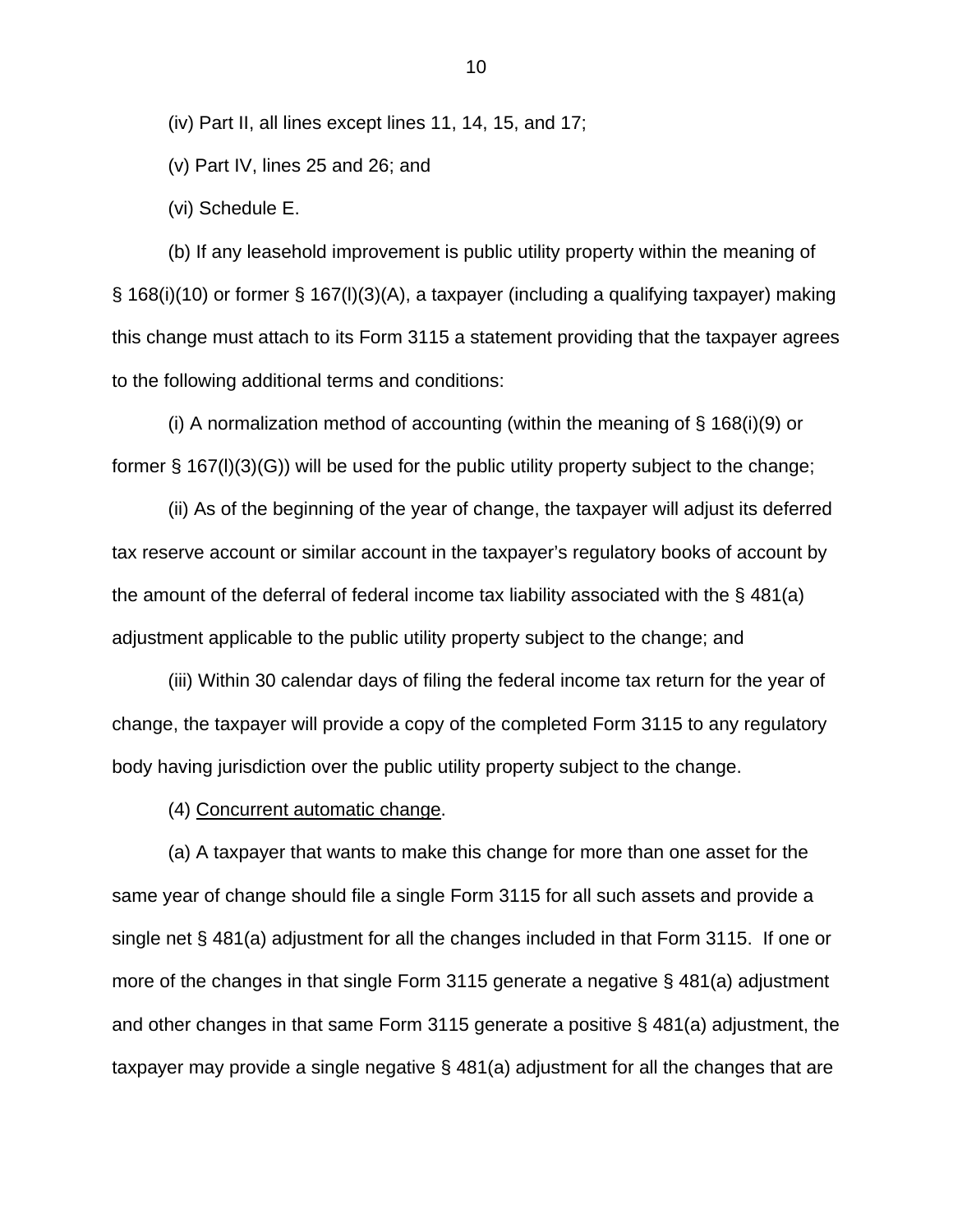(iv) Part II, all lines except lines 11, 14, 15, and 17;

(v) Part IV, lines 25 and 26; and

(vi) Schedule E.

(b) If any leasehold improvement is public utility property within the meaning of § 168(i)(10) or former § 167(l)(3)(A), a taxpayer (including a qualifying taxpayer) making this change must attach to its Form 3115 a statement providing that the taxpayer agrees to the following additional terms and conditions:

(i) A normalization method of accounting (within the meaning of § 168(i)(9) or former § 167(l)(3)(G)) will be used for the public utility property subject to the change;

(ii) As of the beginning of the year of change, the taxpayer will adjust its deferred tax reserve account or similar account in the taxpayer's regulatory books of account by the amount of the deferral of federal income tax liability associated with the § 481(a) adjustment applicable to the public utility property subject to the change; and

(iii) Within 30 calendar days of filing the federal income tax return for the year of change, the taxpayer will provide a copy of the completed Form 3115 to any regulatory body having jurisdiction over the public utility property subject to the change.

(4) Concurrent automatic change.

(a) A taxpayer that wants to make this change for more than one asset for the same year of change should file a single Form 3115 for all such assets and provide a single net § 481(a) adjustment for all the changes included in that Form 3115. If one or more of the changes in that single Form 3115 generate a negative § 481(a) adjustment and other changes in that same Form 3115 generate a positive § 481(a) adjustment, the taxpayer may provide a single negative § 481(a) adjustment for all the changes that are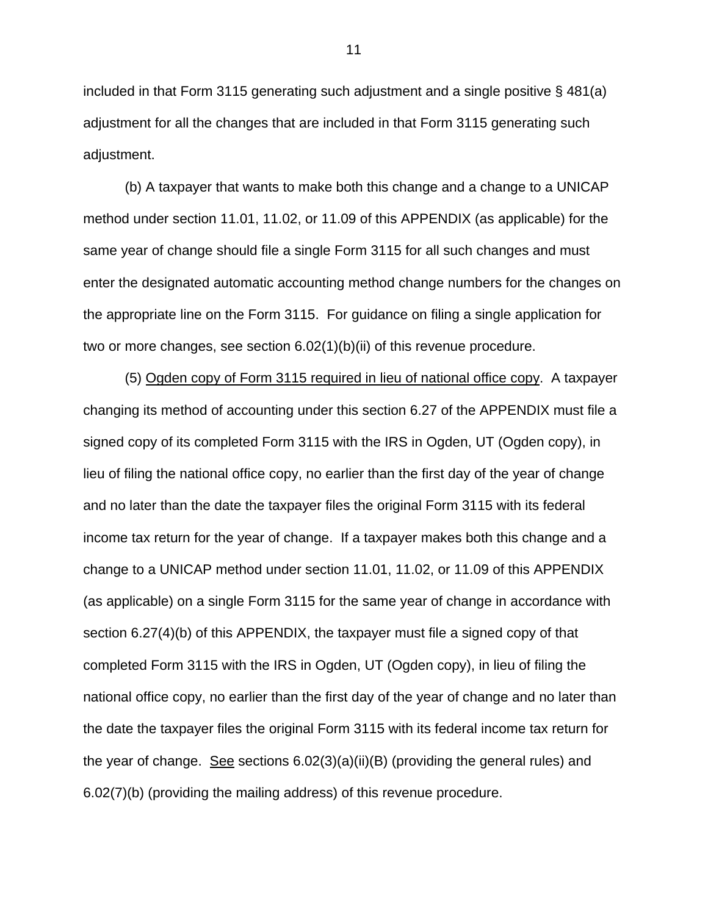included in that Form 3115 generating such adjustment and a single positive § 481(a) adjustment for all the changes that are included in that Form 3115 generating such adjustment.

(b) A taxpayer that wants to make both this change and a change to a UNICAP method under section 11.01, 11.02, or 11.09 of this APPENDIX (as applicable) for the same year of change should file a single Form 3115 for all such changes and must enter the designated automatic accounting method change numbers for the changes on the appropriate line on the Form 3115. For guidance on filing a single application for two or more changes, see section 6.02(1)(b)(ii) of this revenue procedure.

(5) Ogden copy of Form 3115 required in lieu of national office copy. A taxpayer changing its method of accounting under this section 6.27 of the APPENDIX must file a signed copy of its completed Form 3115 with the IRS in Ogden, UT (Ogden copy), in lieu of filing the national office copy, no earlier than the first day of the year of change and no later than the date the taxpayer files the original Form 3115 with its federal income tax return for the year of change. If a taxpayer makes both this change and a change to a UNICAP method under section 11.01, 11.02, or 11.09 of this APPENDIX (as applicable) on a single Form 3115 for the same year of change in accordance with section 6.27(4)(b) of this APPENDIX, the taxpayer must file a signed copy of that completed Form 3115 with the IRS in Ogden, UT (Ogden copy), in lieu of filing the national office copy, no earlier than the first day of the year of change and no later than the date the taxpayer files the original Form 3115 with its federal income tax return for the year of change. See sections 6.02(3)(a)(ii)(B) (providing the general rules) and 6.02(7)(b) (providing the mailing address) of this revenue procedure.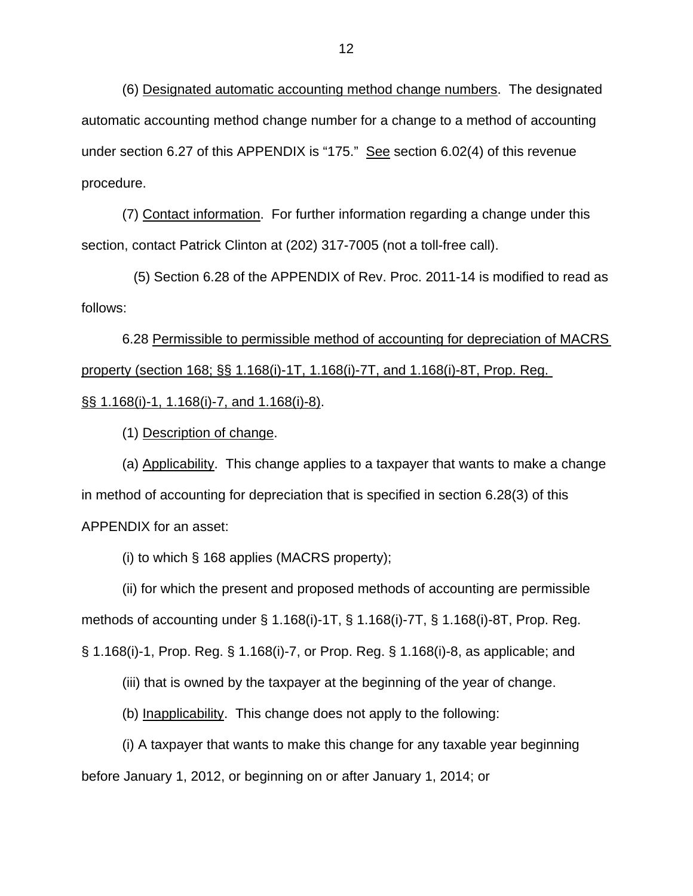(6) Designated automatic accounting method change numbers. The designated automatic accounting method change number for a change to a method of accounting under section 6.27 of this APPENDIX is “175.” See section 6.02(4) of this revenue procedure.

(7) Contact information. For further information regarding a change under this section, contact Patrick Clinton at (202) 317-7005 (not a toll-free call).

(5) Section 6.28 of the APPENDIX of Rev. Proc. 2011-14 is modified to read as follows:

6.28 Permissible to permissible method of accounting for depreciation of MACRS property (section 168; §§ 1.168(i)-1T, 1.168(i)-7T, and 1.168(i)-8T, Prop. Reg. §§ 1.168(i)-1, 1.168(i)-7, and 1.168(i)-8).

(1) Description of change.

(a) Applicability. This change applies to a taxpayer that wants to make a change in method of accounting for depreciation that is specified in section 6.28(3) of this APPENDIX for an asset:

(i) to which § 168 applies (MACRS property);

(ii) for which the present and proposed methods of accounting are permissible methods of accounting under § 1.168(i)-1T, § 1.168(i)-7T, § 1.168(i)-8T, Prop. Reg. § 1.168(i)-1, Prop. Reg. § 1.168(i)-7, or Prop. Reg. § 1.168(i)-8, as applicable; and

(iii) that is owned by the taxpayer at the beginning of the year of change.

(b) Inapplicability. This change does not apply to the following:

(i) A taxpayer that wants to make this change for any taxable year beginning before January 1, 2012, or beginning on or after January 1, 2014; or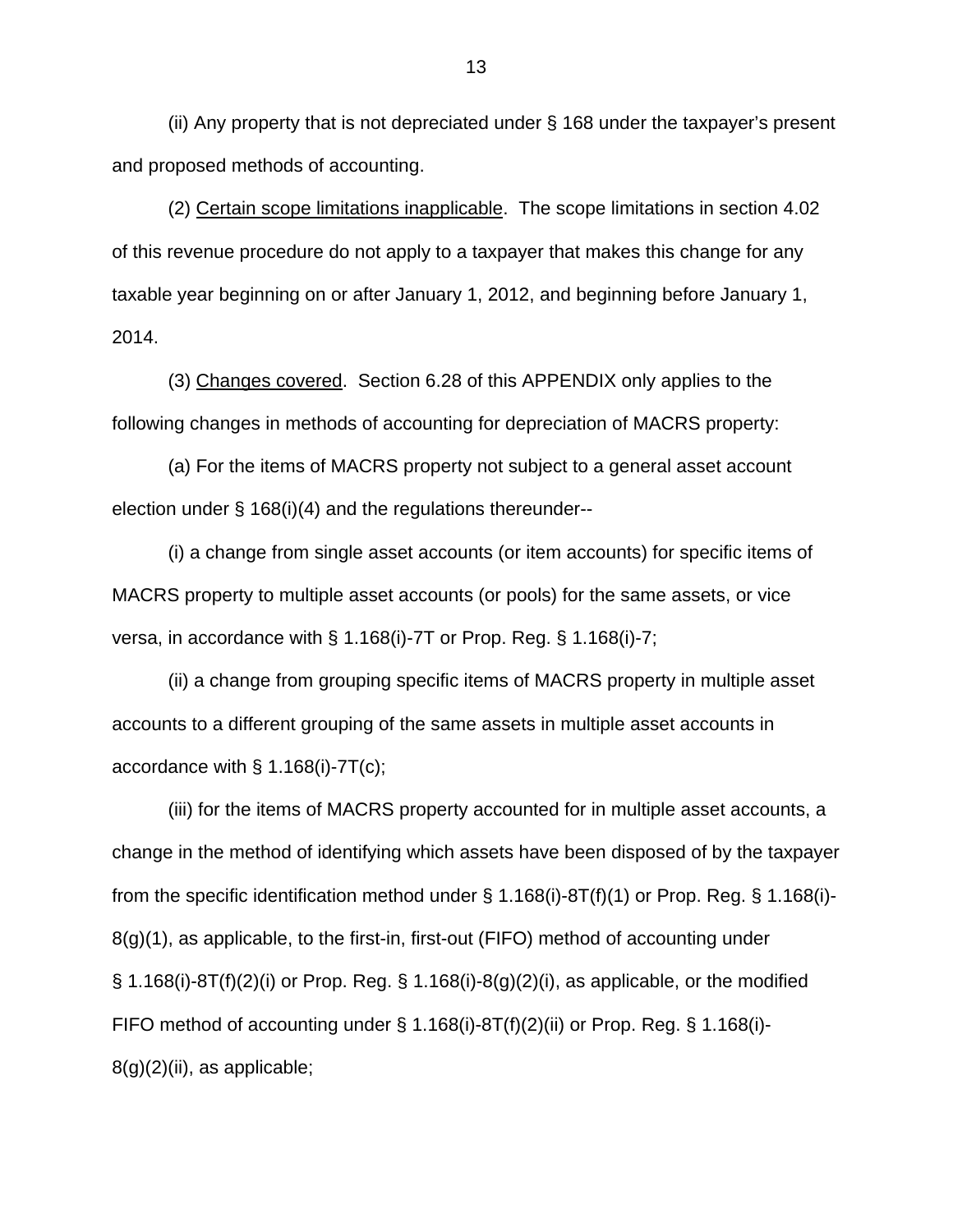(ii) Any property that is not depreciated under § 168 under the taxpayer's present and proposed methods of accounting.

(2) Certain scope limitations inapplicable. The scope limitations in section 4.02 of this revenue procedure do not apply to a taxpayer that makes this change for any taxable year beginning on or after January 1, 2012, and beginning before January 1, 2014.

(3) Changes covered. Section 6.28 of this APPENDIX only applies to the following changes in methods of accounting for depreciation of MACRS property:

(a) For the items of MACRS property not subject to a general asset account election under § 168(i)(4) and the regulations thereunder--

(i) a change from single asset accounts (or item accounts) for specific items of MACRS property to multiple asset accounts (or pools) for the same assets, or vice versa, in accordance with § 1.168(i)-7T or Prop. Reg. § 1.168(i)-7;

(ii) a change from grouping specific items of MACRS property in multiple asset accounts to a different grouping of the same assets in multiple asset accounts in accordance with § 1.168(i)-7T(c);

(iii) for the items of MACRS property accounted for in multiple asset accounts, a change in the method of identifying which assets have been disposed of by the taxpayer from the specific identification method under § 1.168(i)-8T(f)(1) or Prop. Reg. § 1.168(i)-8(g)(1), as applicable, to the first-in, first-out (FIFO) method of accounting under § 1.168(i)-8T(f)(2)(i) or Prop. Reg. § 1.168(i)-8(g)(2)(i), as applicable, or the modified FIFO method of accounting under § 1.168(i)-8T(f)(2)(ii) or Prop. Reg. § 1.168(i)-8(g)(2)(ii), as applicable;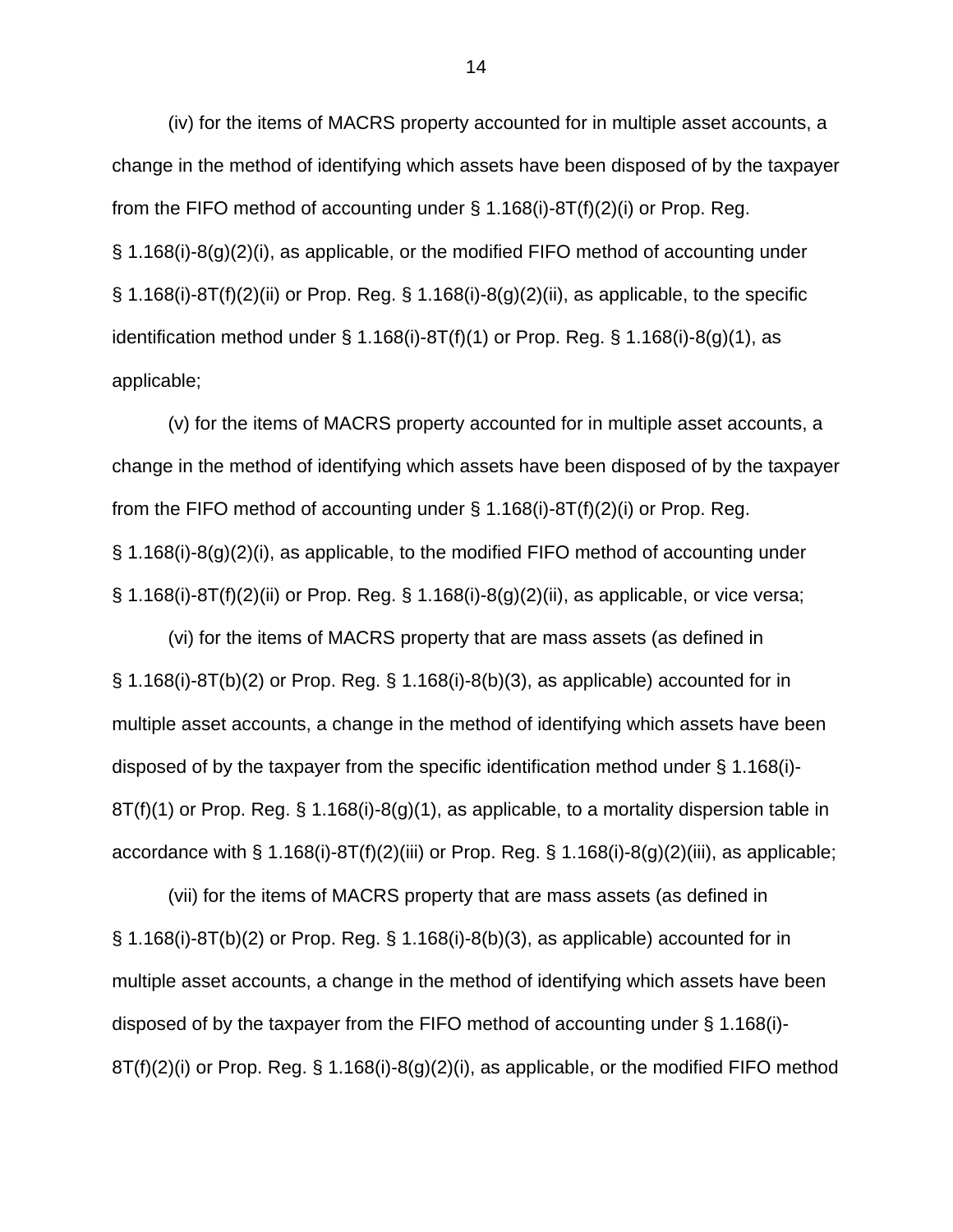(iv) for the items of MACRS property accounted for in multiple asset accounts, a change in the method of identifying which assets have been disposed of by the taxpayer from the FIFO method of accounting under § 1.168(i)-8T(f)(2)(i) or Prop. Reg. § 1.168(i)-8(g)(2)(i), as applicable, or the modified FIFO method of accounting under § 1.168(i)-8T(f)(2)(ii) or Prop. Reg. § 1.168(i)-8(g)(2)(ii), as applicable, to the specific identification method under § 1.168(i)-8T(f)(1) or Prop. Reg. § 1.168(i)-8(g)(1), as applicable;

(v) for the items of MACRS property accounted for in multiple asset accounts, a change in the method of identifying which assets have been disposed of by the taxpayer from the FIFO method of accounting under § 1.168(i)-8T(f)(2)(i) or Prop. Reg. § 1.168(i)-8(g)(2)(i), as applicable, to the modified FIFO method of accounting under § 1.168(i)-8T(f)(2)(ii) or Prop. Reg. § 1.168(i)-8(g)(2)(ii), as applicable, or vice versa;

(vi) for the items of MACRS property that are mass assets (as defined in § 1.168(i)-8T(b)(2) or Prop. Reg. § 1.168(i)-8(b)(3), as applicable) accounted for in multiple asset accounts, a change in the method of identifying which assets have been disposed of by the taxpayer from the specific identification method under § 1.168(i)-8T(f)(1) or Prop. Reg. § 1.168(i)-8(g)(1), as applicable, to a mortality dispersion table in accordance with § 1.168(i)-8T(f)(2)(iii) or Prop. Reg. § 1.168(i)-8(g)(2)(iii), as applicable;

(vii) for the items of MACRS property that are mass assets (as defined in § 1.168(i)-8T(b)(2) or Prop. Reg. § 1.168(i)-8(b)(3), as applicable) accounted for in multiple asset accounts, a change in the method of identifying which assets have been disposed of by the taxpayer from the FIFO method of accounting under § 1.168(i)-8T(f)(2)(i) or Prop. Reg. § 1.168(i)-8(g)(2)(i), as applicable, or the modified FIFO method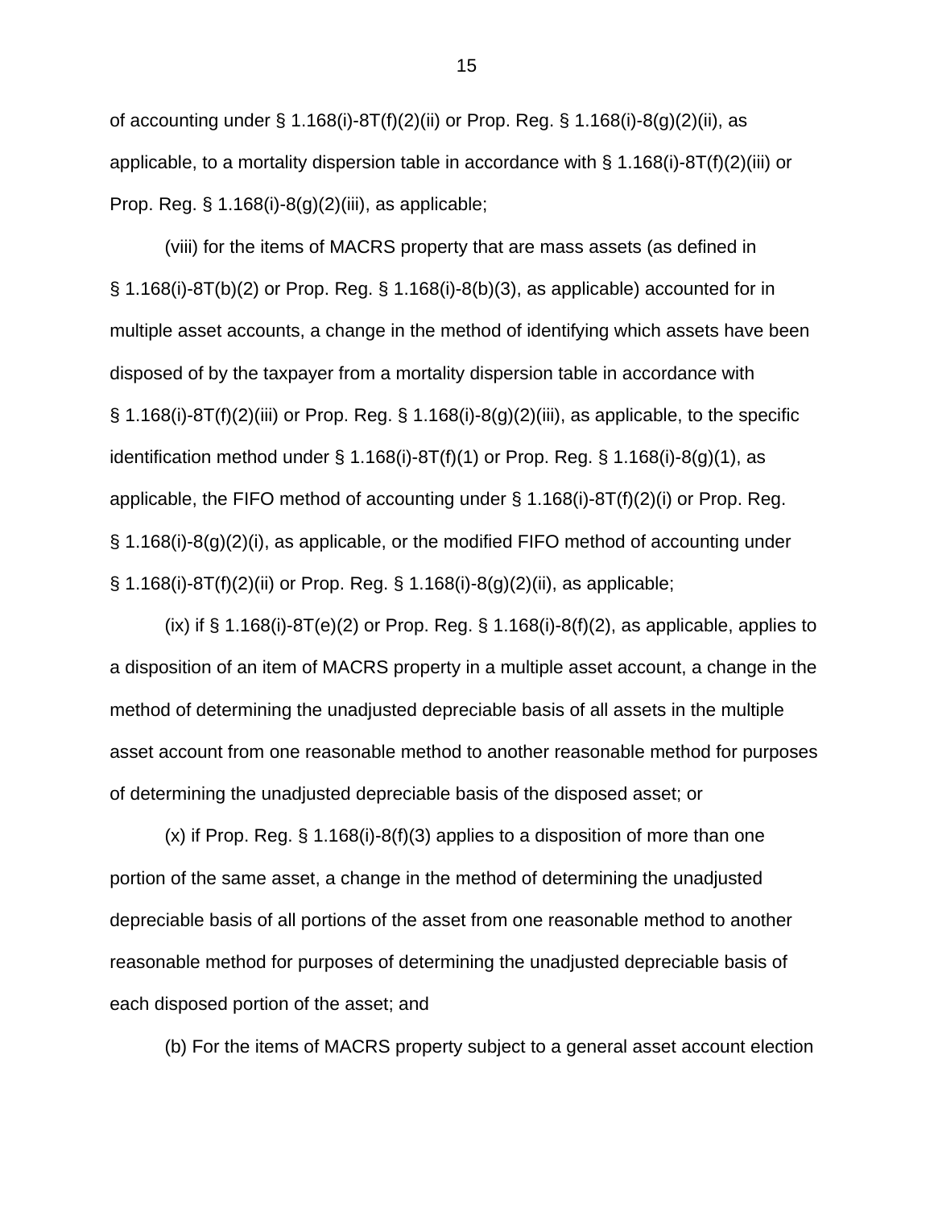of accounting under § 1.168(i)-8T(f)(2)(ii) or Prop. Reg. § 1.168(i)-8(g)(2)(ii), as applicable, to a mortality dispersion table in accordance with § 1.168(i)-8T(f)(2)(iii) or Prop. Reg. § 1.168(i)-8(g)(2)(iii), as applicable;

(viii) for the items of MACRS property that are mass assets (as defined in § 1.168(i)-8T(b)(2) or Prop. Reg. § 1.168(i)-8(b)(3), as applicable) accounted for in multiple asset accounts, a change in the method of identifying which assets have been disposed of by the taxpayer from a mortality dispersion table in accordance with § 1.168(i)-8T(f)(2)(iii) or Prop. Reg. § 1.168(i)-8(g)(2)(iii), as applicable, to the specific identification method under § 1.168(i)-8T(f)(1) or Prop. Reg. § 1.168(i)-8(g)(1), as applicable, the FIFO method of accounting under § 1.168(i)-8T(f)(2)(i) or Prop. Reg. § 1.168(i)-8(g)(2)(i), as applicable, or the modified FIFO method of accounting under § 1.168(i)-8T(f)(2)(ii) or Prop. Reg. § 1.168(i)-8(g)(2)(ii), as applicable;

(ix) if § 1.168(i)-8T(e)(2) or Prop. Reg. § 1.168(i)-8(f)(2), as applicable, applies to a disposition of an item of MACRS property in a multiple asset account, a change in the method of determining the unadjusted depreciable basis of all assets in the multiple asset account from one reasonable method to another reasonable method for purposes of determining the unadjusted depreciable basis of the disposed asset; or

(x) if Prop. Reg. § 1.168(i)-8(f)(3) applies to a disposition of more than one portion of the same asset, a change in the method of determining the unadjusted depreciable basis of all portions of the asset from one reasonable method to another reasonable method for purposes of determining the unadjusted depreciable basis of each disposed portion of the asset; and

(b) For the items of MACRS property subject to a general asset account election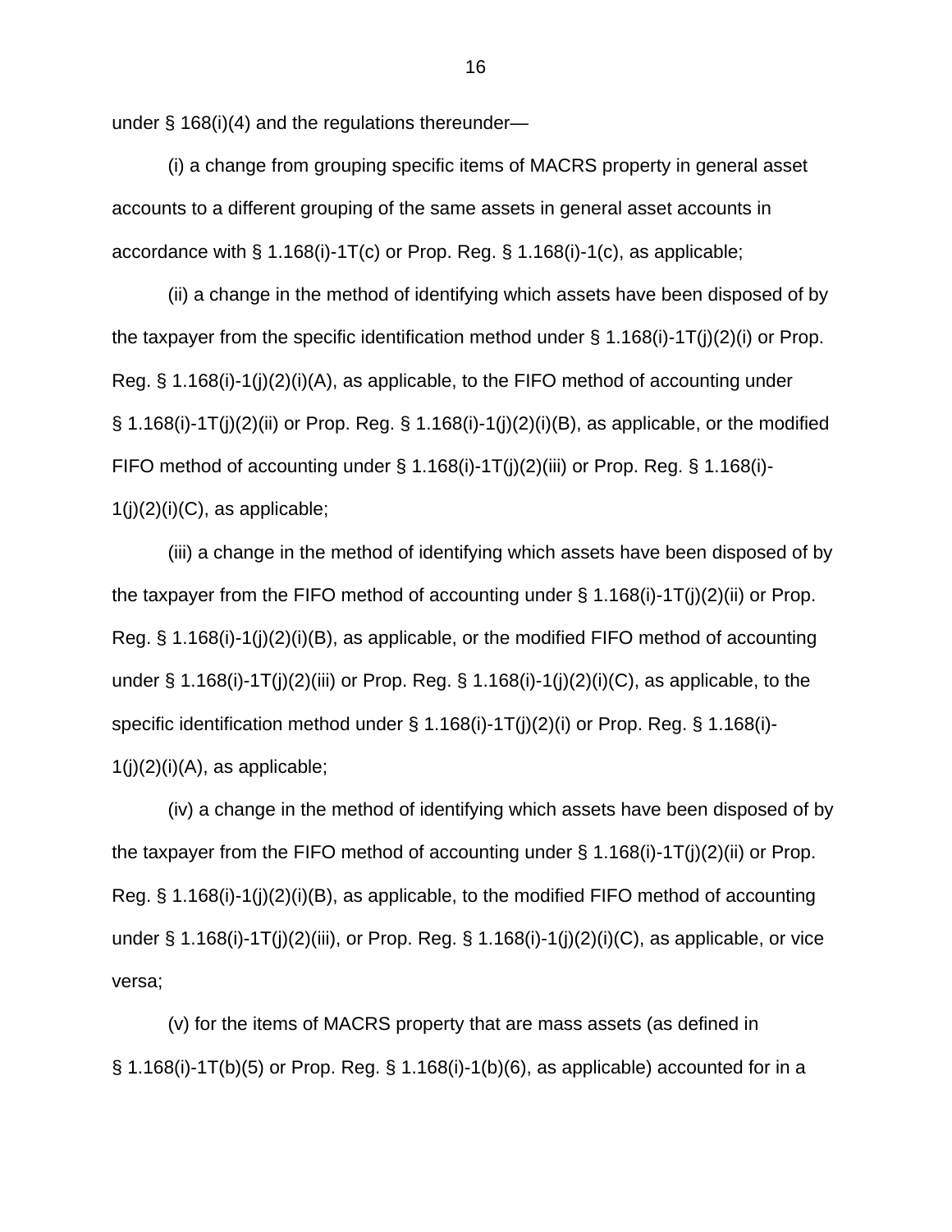under § 168(i)(4) and the regulations thereunder—

(i) a change from grouping specific items of MACRS property in general asset accounts to a different grouping of the same assets in general asset accounts in accordance with § 1.168(i)-1T(c) or Prop. Reg. § 1.168(i)-1(c), as applicable;

(ii) a change in the method of identifying which assets have been disposed of by the taxpayer from the specific identification method under § 1.168(i)-1T(j)(2)(i) or Prop. Reg. § 1.168(i)-1(j)(2)(i)(A), as applicable, to the FIFO method of accounting under § 1.168(i)-1T(j)(2)(ii) or Prop. Reg. § 1.168(i)-1(j)(2)(i)(B), as applicable, or the modified FIFO method of accounting under § 1.168(i)-1T(j)(2)(iii) or Prop. Reg. § 1.168(i)-1(j)(2)(i)(C), as applicable;

(iii) a change in the method of identifying which assets have been disposed of by the taxpayer from the FIFO method of accounting under § 1.168(i)-1T(j)(2)(ii) or Prop. Reg. § 1.168(i)-1(j)(2)(i)(B), as applicable, or the modified FIFO method of accounting under § 1.168(i)-1T(j)(2)(iii) or Prop. Reg. § 1.168(i)-1(j)(2)(i)(C), as applicable, to the specific identification method under § 1.168(i)-1T(j)(2)(i) or Prop. Reg. § 1.168(i)-1(j)(2)(i)(A), as applicable;

(iv) a change in the method of identifying which assets have been disposed of by the taxpayer from the FIFO method of accounting under § 1.168(i)-1T(j)(2)(ii) or Prop. Reg. § 1.168(i)-1(j)(2)(i)(B), as applicable, to the modified FIFO method of accounting under § 1.168(i)-1T(j)(2)(iii), or Prop. Reg. § 1.168(i)-1(j)(2)(i)(C), as applicable, or vice versa;

(v) for the items of MACRS property that are mass assets (as defined in § 1.168(i)-1T(b)(5) or Prop. Reg. § 1.168(i)-1(b)(6), as applicable) accounted for in a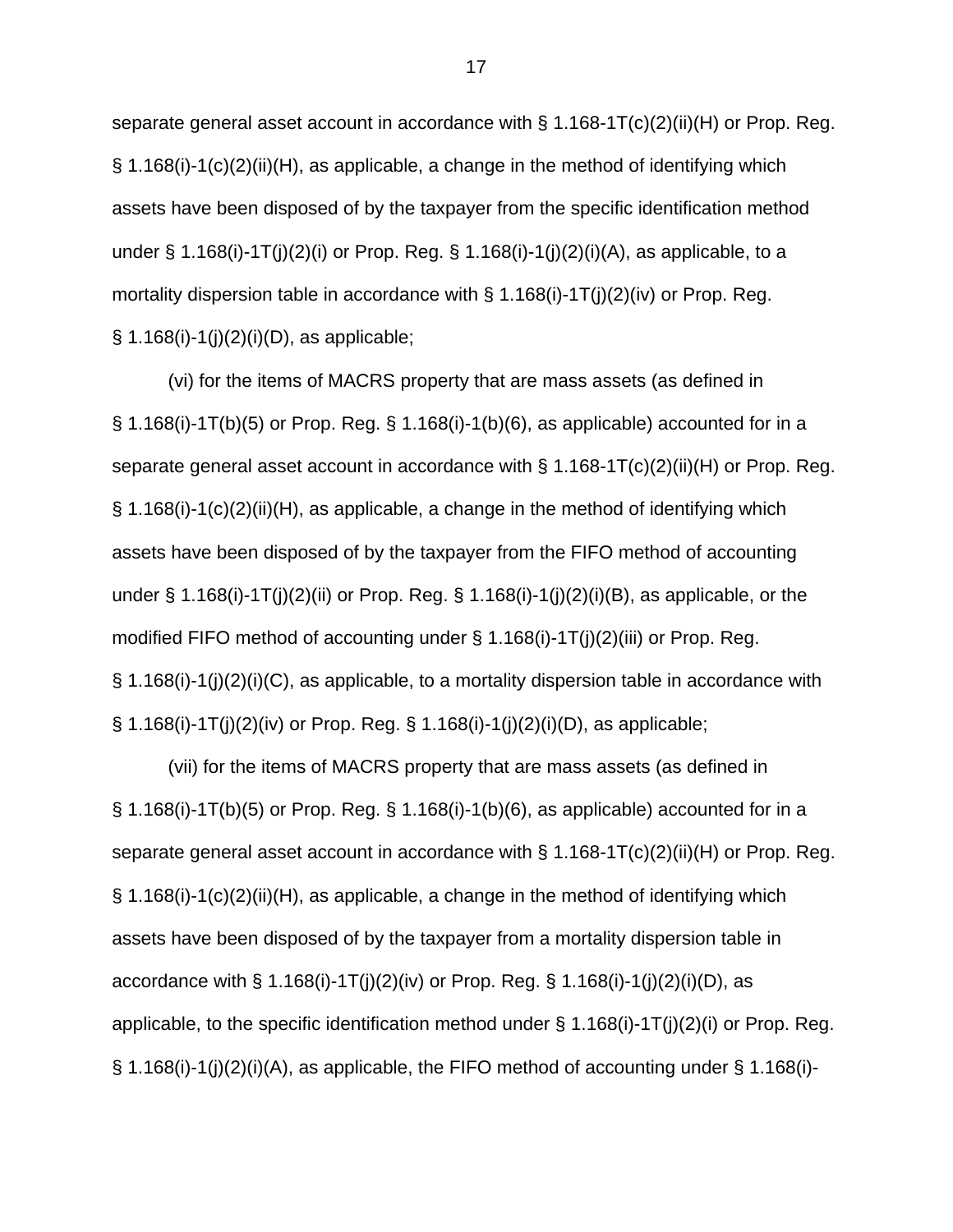separate general asset account in accordance with § 1.168-1T(c)(2)(ii)(H) or Prop. Reg. § 1.168(i)-1(c)(2)(ii)(H), as applicable, a change in the method of identifying which assets have been disposed of by the taxpayer from the specific identification method under § 1.168(i)-1T(j)(2)(i) or Prop. Reg. § 1.168(i)-1(j)(2)(i)(A), as applicable, to a mortality dispersion table in accordance with § 1.168(i)-1T(j)(2)(iv) or Prop. Reg. § 1.168(i)-1(j)(2)(i)(D), as applicable;

(vi) for the items of MACRS property that are mass assets (as defined in § 1.168(i)-1T(b)(5) or Prop. Reg. § 1.168(i)-1(b)(6), as applicable) accounted for in a separate general asset account in accordance with § 1.168-1T(c)(2)(ii)(H) or Prop. Reg. § 1.168(i)-1(c)(2)(ii)(H), as applicable, a change in the method of identifying which assets have been disposed of by the taxpayer from the FIFO method of accounting under § 1.168(i)-1T(j)(2)(ii) or Prop. Reg. § 1.168(i)-1(j)(2)(i)(B), as applicable, or the modified FIFO method of accounting under § 1.168(i)-1T(j)(2)(iii) or Prop. Reg. § 1.168(i)-1(j)(2)(i)(C), as applicable, to a mortality dispersion table in accordance with § 1.168(i)-1T(j)(2)(iv) or Prop. Reg. § 1.168(i)-1(j)(2)(i)(D), as applicable;

(vii) for the items of MACRS property that are mass assets (as defined in § 1.168(i)-1T(b)(5) or Prop. Reg. § 1.168(i)-1(b)(6), as applicable) accounted for in a separate general asset account in accordance with § 1.168-1T(c)(2)(ii)(H) or Prop. Reg. § 1.168(i)-1(c)(2)(ii)(H), as applicable, a change in the method of identifying which assets have been disposed of by the taxpayer from a mortality dispersion table in accordance with § 1.168(i)-1T(j)(2)(iv) or Prop. Reg. § 1.168(i)-1(j)(2)(i)(D), as applicable, to the specific identification method under § 1.168(i)-1T(j)(2)(i) or Prop. Reg. § 1.168(i)-1(j)(2)(i)(A), as applicable, the FIFO method of accounting under § 1.168(i)-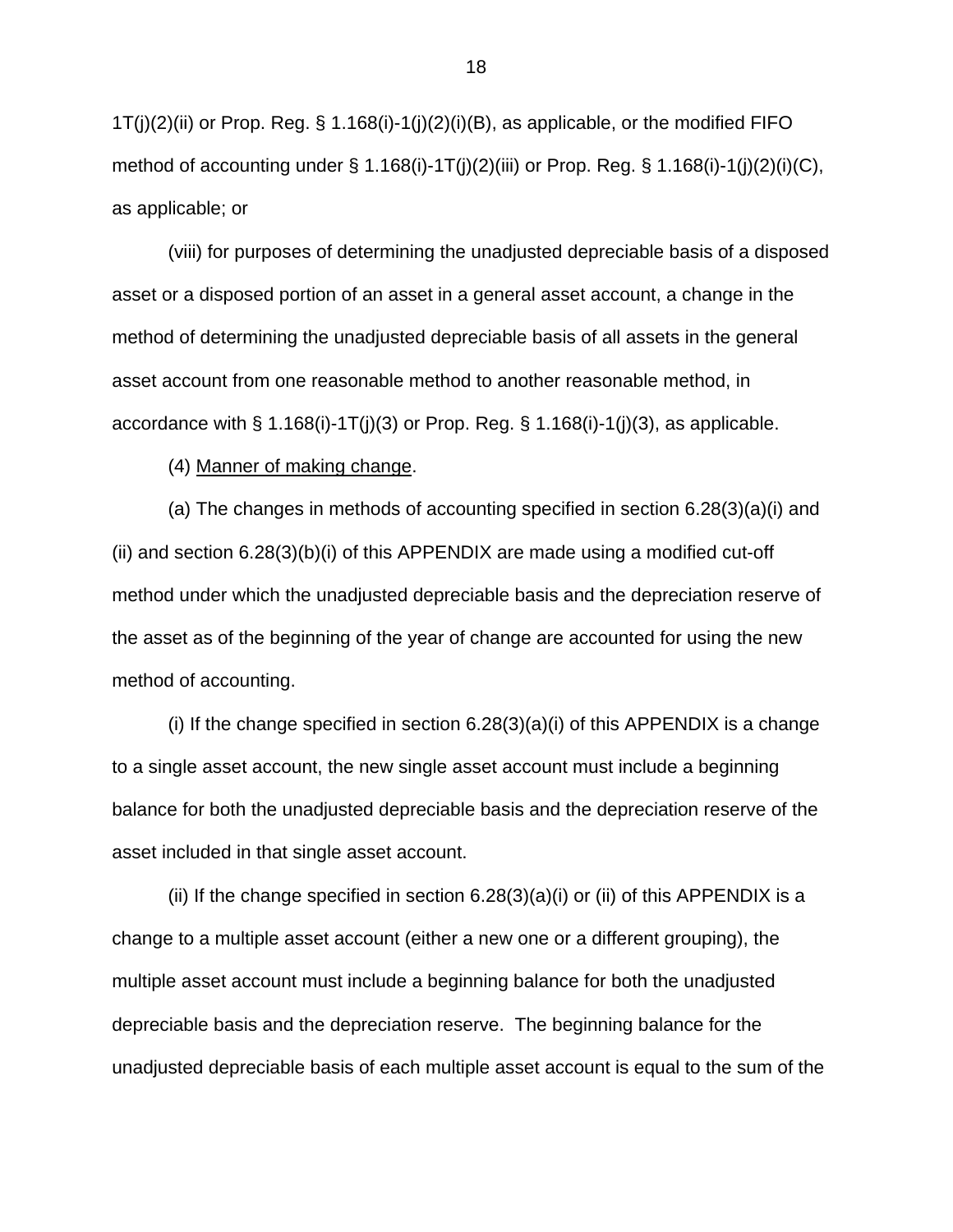1T(j)(2)(ii) or Prop. Reg. § 1.168(i)-1(j)(2)(i)(B), as applicable, or the modified FIFO method of accounting under § 1.168(i)-1T(j)(2)(iii) or Prop. Reg. § 1.168(i)-1(j)(2)(i)(C), as applicable; or

(viii) for purposes of determining the unadjusted depreciable basis of a disposed asset or a disposed portion of an asset in a general asset account, a change in the method of determining the unadjusted depreciable basis of all assets in the general asset account from one reasonable method to another reasonable method, in accordance with § 1.168(i)-1T(j)(3) or Prop. Reg. § 1.168(i)-1(j)(3), as applicable.

(4) Manner of making change.

(a) The changes in methods of accounting specified in section 6.28(3)(a)(i) and (ii) and section 6.28(3)(b)(i) of this APPENDIX are made using a modified cut-off method under which the unadjusted depreciable basis and the depreciation reserve of the asset as of the beginning of the year of change are accounted for using the new method of accounting.

(i) If the change specified in section 6.28(3)(a)(i) of this APPENDIX is a change to a single asset account, the new single asset account must include a beginning balance for both the unadjusted depreciable basis and the depreciation reserve of the asset included in that single asset account.

(ii) If the change specified in section 6.28(3)(a)(i) or (ii) of this APPENDIX is a change to a multiple asset account (either a new one or a different grouping), the multiple asset account must include a beginning balance for both the unadjusted depreciable basis and the depreciation reserve. The beginning balance for the unadjusted depreciable basis of each multiple asset account is equal to the sum of the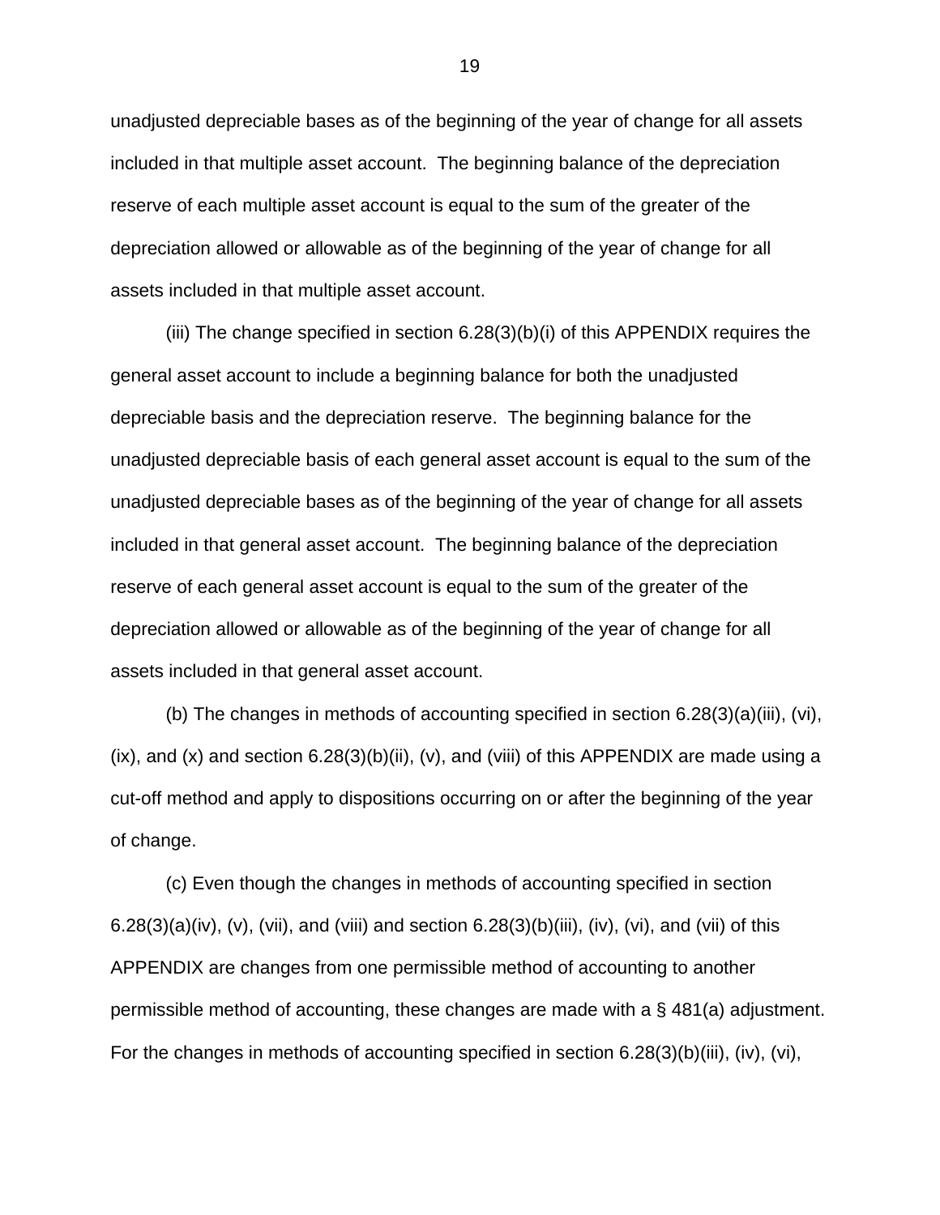unadjusted depreciable bases as of the beginning of the year of change for all assets included in that multiple asset account. The beginning balance of the depreciation reserve of each multiple asset account is equal to the sum of the greater of the depreciation allowed or allowable as of the beginning of the year of change for all assets included in that multiple asset account.

(iii) The change specified in section 6.28(3)(b)(i) of this APPENDIX requires the general asset account to include a beginning balance for both the unadjusted depreciable basis and the depreciation reserve. The beginning balance for the unadjusted depreciable basis of each general asset account is equal to the sum of the unadjusted depreciable bases as of the beginning of the year of change for all assets included in that general asset account. The beginning balance of the depreciation reserve of each general asset account is equal to the sum of the greater of the depreciation allowed or allowable as of the beginning of the year of change for all assets included in that general asset account.

(b) The changes in methods of accounting specified in section 6.28(3)(a)(iii), (vi), (ix), and (x) and section 6.28(3)(b)(ii), (v), and (viii) of this APPENDIX are made using a cut-off method and apply to dispositions occurring on or after the beginning of the year of change.

(c) Even though the changes in methods of accounting specified in section 6.28(3)(a)(iv), (v), (vii), and (viii) and section 6.28(3)(b)(iii), (iv), (vi), and (vii) of this APPENDIX are changes from one permissible method of accounting to another permissible method of accounting, these changes are made with a § 481(a) adjustment. For the changes in methods of accounting specified in section 6.28(3)(b)(iii), (iv), (vi),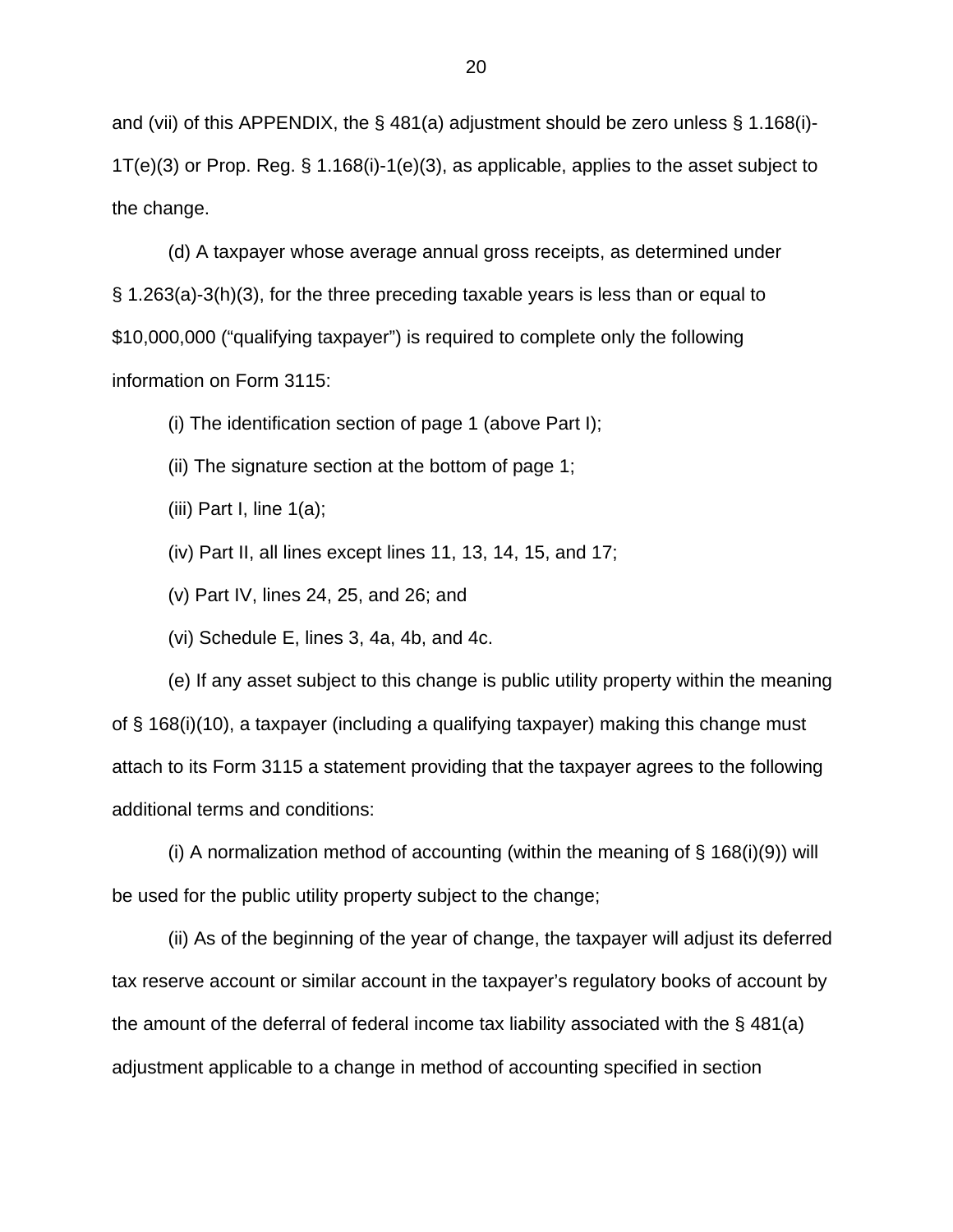and (vii) of this APPENDIX, the § 481(a) adjustment should be zero unless § 1.168(i)-1T(e)(3) or Prop. Reg. § 1.168(i)-1(e)(3), as applicable, applies to the asset subject to the change.

(d) A taxpayer whose average annual gross receipts, as determined under § 1.263(a)-3(h)(3), for the three preceding taxable years is less than or equal to $10,000,000 ("qualifying taxpayer") is required to complete only the following information on Form 3115:

(i) The identification section of page 1 (above Part I);

(ii) The signature section at the bottom of page 1;

(iii) Part I, line 1(a);

(iv) Part II, all lines except lines 11, 13, 14, 15, and 17;

(v) Part IV, lines 24, 25, and 26; and

(vi) Schedule E, lines 3, 4a, 4b, and 4c.

(e) If any asset subject to this change is public utility property within the meaning of § 168(i)(10), a taxpayer (including a qualifying taxpayer) making this change must attach to its Form 3115 a statement providing that the taxpayer agrees to the following additional terms and conditions:

(i) A normalization method of accounting (within the meaning of § 168(i)(9)) will be used for the public utility property subject to the change;

(ii) As of the beginning of the year of change, the taxpayer will adjust its deferred tax reserve account or similar account in the taxpayer's regulatory books of account by the amount of the deferral of federal income tax liability associated with the § 481(a) adjustment applicable to a change in method of accounting specified in section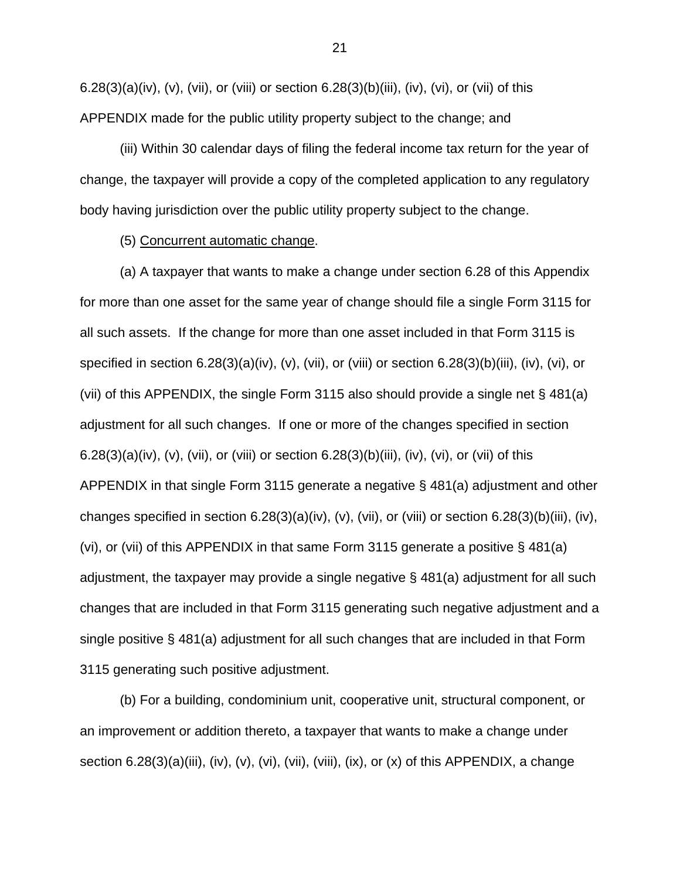6.28(3)(a)(iv), (v), (vii), or (viii) or section 6.28(3)(b)(iii), (iv), (vi), or (vii) of this APPENDIX made for the public utility property subject to the change; and

(iii) Within 30 calendar days of filing the federal income tax return for the year of change, the taxpayer will provide a copy of the completed application to any regulatory body having jurisdiction over the public utility property subject to the change.

(5) Concurrent automatic change.

(a) A taxpayer that wants to make a change under section 6.28 of this Appendix for more than one asset for the same year of change should file a single Form 3115 for all such assets. If the change for more than one asset included in that Form 3115 is specified in section 6.28(3)(a)(iv), (v), (vii), or (viii) or section 6.28(3)(b)(iii), (iv), (vi), or (vii) of this APPENDIX, the single Form 3115 also should provide a single net § 481(a) adjustment for all such changes. If one or more of the changes specified in section 6.28(3)(a)(iv), (v), (vii), or (viii) or section 6.28(3)(b)(iii), (iv), (vi), or (vii) of this APPENDIX in that single Form 3115 generate a negative § 481(a) adjustment and other changes specified in section 6.28(3)(a)(iv), (v), (vii), or (viii) or section 6.28(3)(b)(iii), (iv), (vi), or (vii) of this APPENDIX in that same Form 3115 generate a positive § 481(a) adjustment, the taxpayer may provide a single negative § 481(a) adjustment for all such changes that are included in that Form 3115 generating such negative adjustment and a single positive § 481(a) adjustment for all such changes that are included in that Form 3115 generating such positive adjustment.

(b) For a building, condominium unit, cooperative unit, structural component, or an improvement or addition thereto, a taxpayer that wants to make a change under section 6.28(3)(a)(iii), (iv), (v), (vi), (vii), (viii), (ix), or (x) of this APPENDIX, a change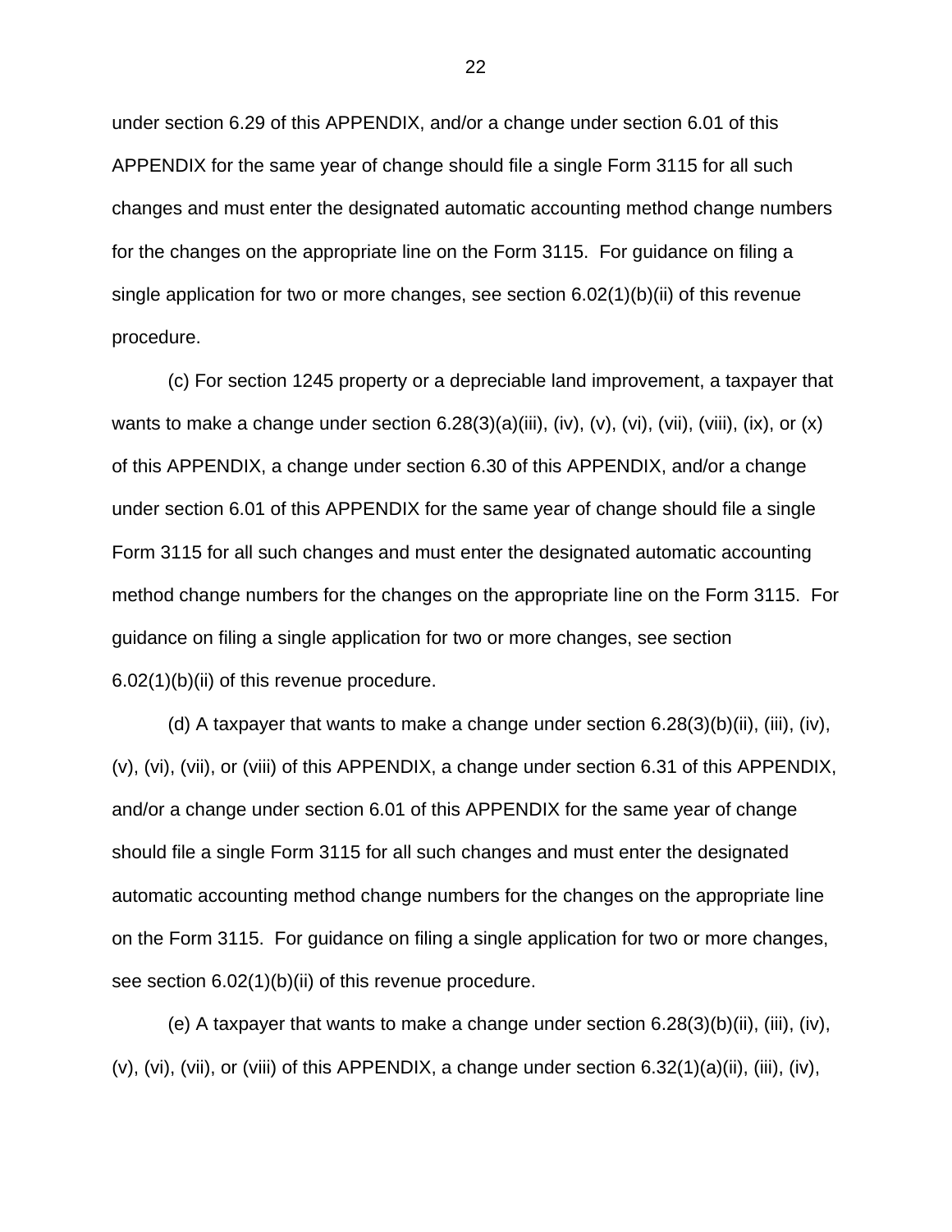under section 6.29 of this APPENDIX, and/or a change under section 6.01 of this APPENDIX for the same year of change should file a single Form 3115 for all such changes and must enter the designated automatic accounting method change numbers for the changes on the appropriate line on the Form 3115. For guidance on filing a single application for two or more changes, see section 6.02(1)(b)(ii) of this revenue procedure.

(c) For section 1245 property or a depreciable land improvement, a taxpayer that wants to make a change under section 6.28(3)(a)(iii), (iv), (v), (vi), (vii), (viii), (ix), or (x) of this APPENDIX, a change under section 6.30 of this APPENDIX, and/or a change under section 6.01 of this APPENDIX for the same year of change should file a single Form 3115 for all such changes and must enter the designated automatic accounting method change numbers for the changes on the appropriate line on the Form 3115. For guidance on filing a single application for two or more changes, see section 6.02(1)(b)(ii) of this revenue procedure.

(d) A taxpayer that wants to make a change under section 6.28(3)(b)(ii), (iii), (iv), (v), (vi), (vii), or (viii) of this APPENDIX, a change under section 6.31 of this APPENDIX, and/or a change under section 6.01 of this APPENDIX for the same year of change should file a single Form 3115 for all such changes and must enter the designated automatic accounting method change numbers for the changes on the appropriate line on the Form 3115. For guidance on filing a single application for two or more changes, see section 6.02(1)(b)(ii) of this revenue procedure.

(e) A taxpayer that wants to make a change under section 6.28(3)(b)(ii), (iii), (iv), (v), (vi), (vii), or (viii) of this APPENDIX, a change under section 6.32(1)(a)(ii), (iii), (iv),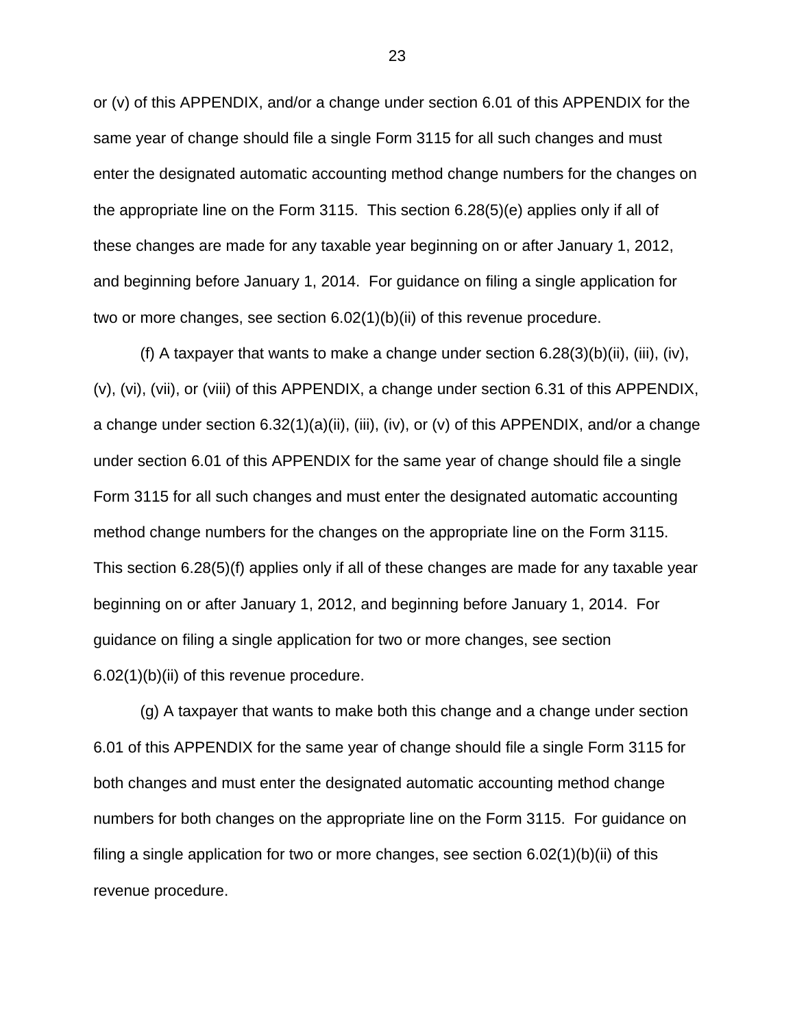or (v) of this APPENDIX, and/or a change under section 6.01 of this APPENDIX for the same year of change should file a single Form 3115 for all such changes and must enter the designated automatic accounting method change numbers for the changes on the appropriate line on the Form 3115. This section 6.28(5)(e) applies only if all of these changes are made for any taxable year beginning on or after January 1, 2012, and beginning before January 1, 2014. For guidance on filing a single application for two or more changes, see section 6.02(1)(b)(ii) of this revenue procedure.

(f) A taxpayer that wants to make a change under section 6.28(3)(b)(ii), (iii), (iv), (v), (vi), (vii), or (viii) of this APPENDIX, a change under section 6.31 of this APPENDIX, a change under section 6.32(1)(a)(ii), (iii), (iv), or (v) of this APPENDIX, and/or a change under section 6.01 of this APPENDIX for the same year of change should file a single Form 3115 for all such changes and must enter the designated automatic accounting method change numbers for the changes on the appropriate line on the Form 3115. This section 6.28(5)(f) applies only if all of these changes are made for any taxable year beginning on or after January 1, 2012, and beginning before January 1, 2014. For guidance on filing a single application for two or more changes, see section 6.02(1)(b)(ii) of this revenue procedure.

(g) A taxpayer that wants to make both this change and a change under section 6.01 of this APPENDIX for the same year of change should file a single Form 3115 for both changes and must enter the designated automatic accounting method change numbers for both changes on the appropriate line on the Form 3115. For guidance on filing a single application for two or more changes, see section 6.02(1)(b)(ii) of this revenue procedure.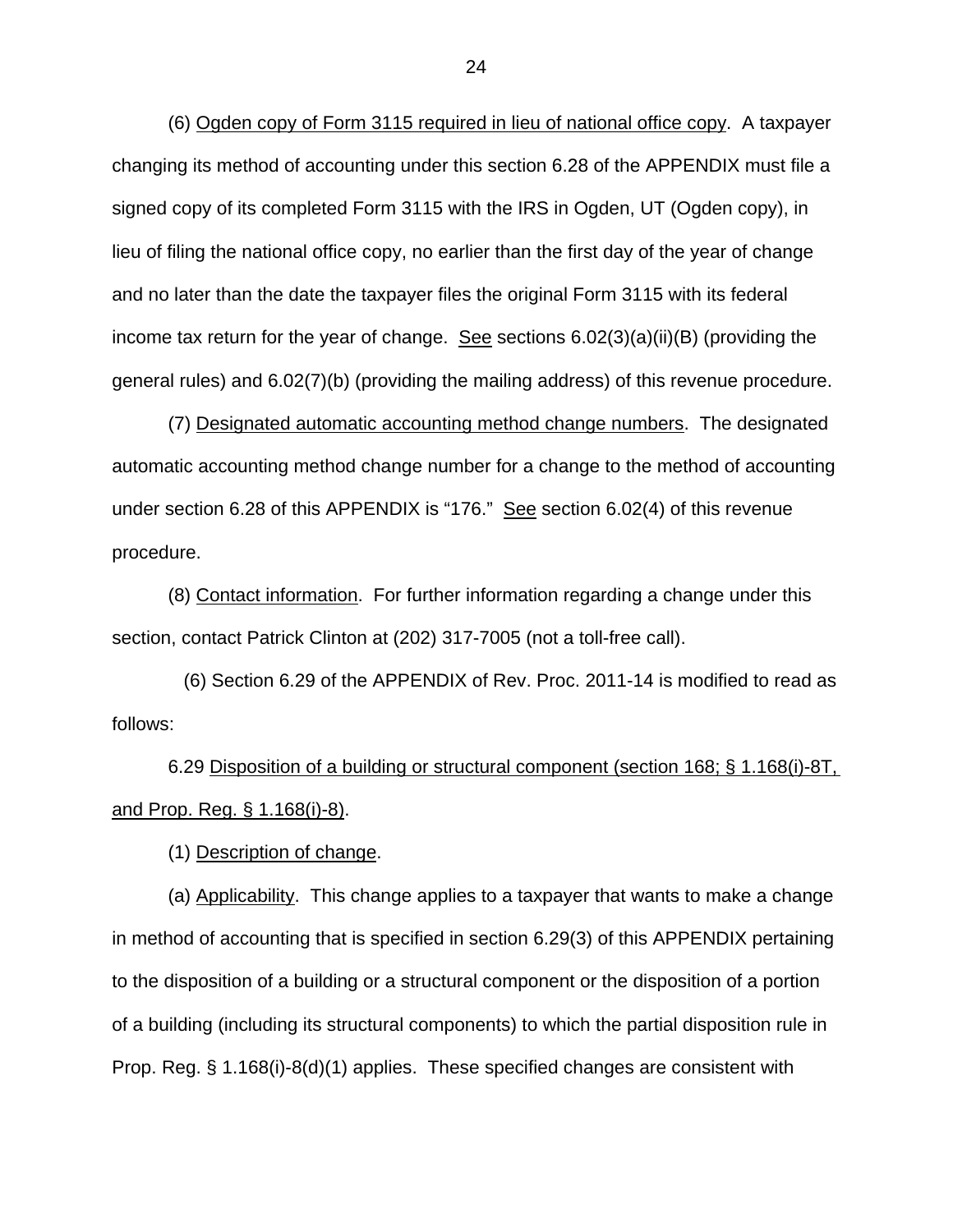(6) Ogden copy of Form 3115 required in lieu of national office copy. A taxpayer changing its method of accounting under this section 6.28 of the APPENDIX must file a signed copy of its completed Form 3115 with the IRS in Ogden, UT (Ogden copy), in lieu of filing the national office copy, no earlier than the first day of the year of change and no later than the date the taxpayer files the original Form 3115 with its federal income tax return for the year of change. See sections 6.02(3)(a)(ii)(B) (providing the general rules) and 6.02(7)(b) (providing the mailing address) of this revenue procedure.

(7) Designated automatic accounting method change numbers. The designated automatic accounting method change number for a change to the method of accounting under section 6.28 of this APPENDIX is "176." See section 6.02(4) of this revenue procedure.

(8) Contact information. For further information regarding a change under this section, contact Patrick Clinton at (202) 317-7005 (not a toll-free call).

(6) Section 6.29 of the APPENDIX of Rev. Proc. 2011-14 is modified to read as follows:

6.29 Disposition of a building or structural component (section 168; § 1.168(i)-8T, and Prop. Reg. § 1.168(i)-8).

(1) Description of change.

(a) Applicability. This change applies to a taxpayer that wants to make a change in method of accounting that is specified in section 6.29(3) of this APPENDIX pertaining to the disposition of a building or a structural component or the disposition of a portion of a building (including its structural components) to which the partial disposition rule in Prop. Reg. § 1.168(i)-8(d)(1) applies. These specified changes are consistent with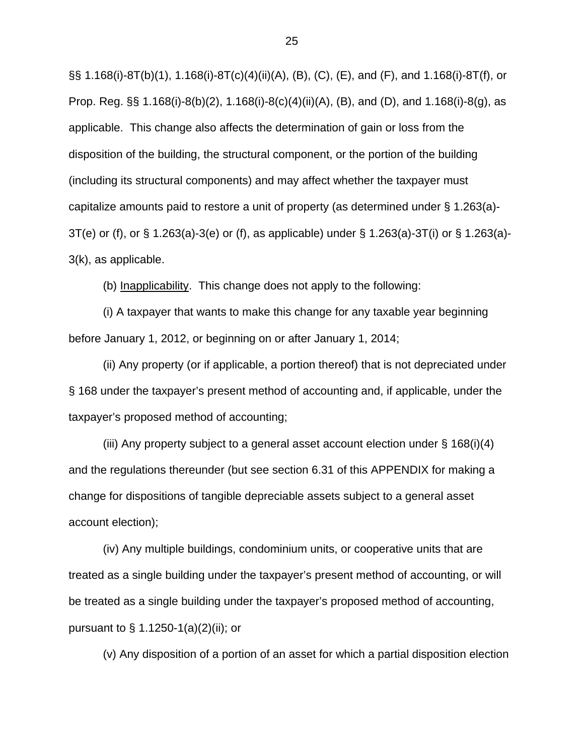§§ 1.168(i)-8T(b)(1), 1.168(i)-8T(c)(4)(ii)(A), (B), (C), (E), and (F), and 1.168(i)-8T(f), or Prop. Reg. §§ 1.168(i)-8(b)(2), 1.168(i)-8(c)(4)(ii)(A), (B), and (D), and 1.168(i)-8(g), as applicable. This change also affects the determination of gain or loss from the disposition of the building, the structural component, or the portion of the building (including its structural components) and may affect whether the taxpayer must capitalize amounts paid to restore a unit of property (as determined under § 1.263(a)-3T(e) or (f), or § 1.263(a)-3(e) or (f), as applicable) under § 1.263(a)-3T(i) or § 1.263(a)-3(k), as applicable.

(b) Inapplicability. This change does not apply to the following:

(i) A taxpayer that wants to make this change for any taxable year beginning before January 1, 2012, or beginning on or after January 1, 2014;

(ii) Any property (or if applicable, a portion thereof) that is not depreciated under § 168 under the taxpayer's present method of accounting and, if applicable, under the taxpayer's proposed method of accounting;

(iii) Any property subject to a general asset account election under § 168(i)(4) and the regulations thereunder (but see section 6.31 of this APPENDIX for making a change for dispositions of tangible depreciable assets subject to a general asset account election);

(iv) Any multiple buildings, condominium units, or cooperative units that are treated as a single building under the taxpayer's present method of accounting, or will be treated as a single building under the taxpayer's proposed method of accounting, pursuant to § 1.1250-1(a)(2)(ii); or

(v) Any disposition of a portion of an asset for which a partial disposition election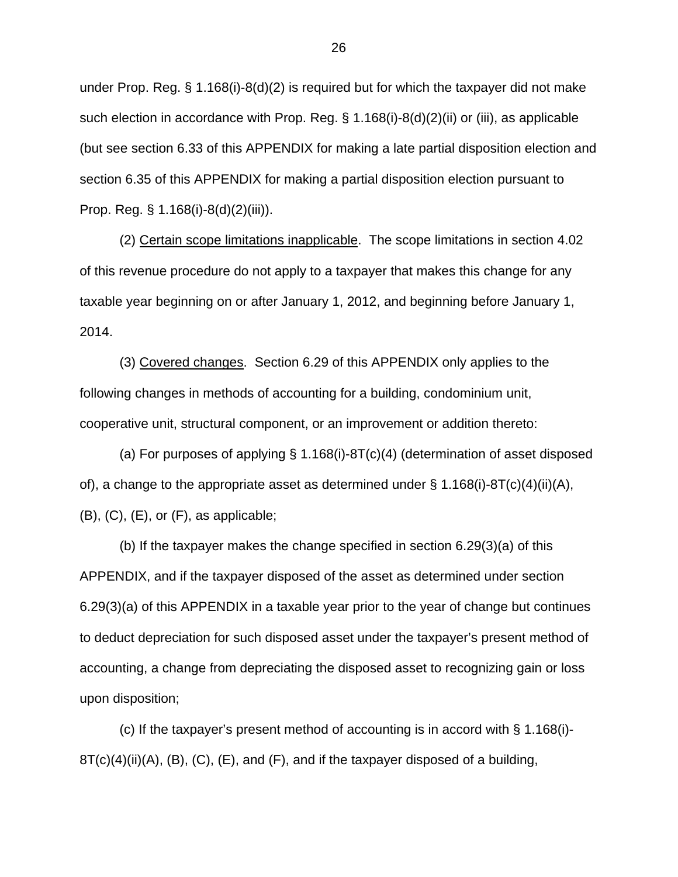under Prop. Reg. § 1.168(i)-8(d)(2) is required but for which the taxpayer did not make such election in accordance with Prop. Reg. § 1.168(i)-8(d)(2)(ii) or (iii), as applicable (but see section 6.33 of this APPENDIX for making a late partial disposition election and section 6.35 of this APPENDIX for making a partial disposition election pursuant to Prop. Reg. § 1.168(i)-8(d)(2)(iii)).

(2) Certain scope limitations inapplicable. The scope limitations in section 4.02 of this revenue procedure do not apply to a taxpayer that makes this change for any taxable year beginning on or after January 1, 2012, and beginning before January 1, 2014.

(3) Covered changes. Section 6.29 of this APPENDIX only applies to the following changes in methods of accounting for a building, condominium unit, cooperative unit, structural component, or an improvement or addition thereto:

(a) For purposes of applying § 1.168(i)-8T(c)(4) (determination of asset disposed of), a change to the appropriate asset as determined under § 1.168(i)-8T(c)(4)(ii)(A), (B), (C), (E), or (F), as applicable;

(b) If the taxpayer makes the change specified in section 6.29(3)(a) of this APPENDIX, and if the taxpayer disposed of the asset as determined under section 6.29(3)(a) of this APPENDIX in a taxable year prior to the year of change but continues to deduct depreciation for such disposed asset under the taxpayer's present method of accounting, a change from depreciating the disposed asset to recognizing gain or loss upon disposition;

(c) If the taxpayer's present method of accounting is in accord with § 1.168(i)-8T(c)(4)(ii)(A), (B), (C), (E), and (F), and if the taxpayer disposed of a building,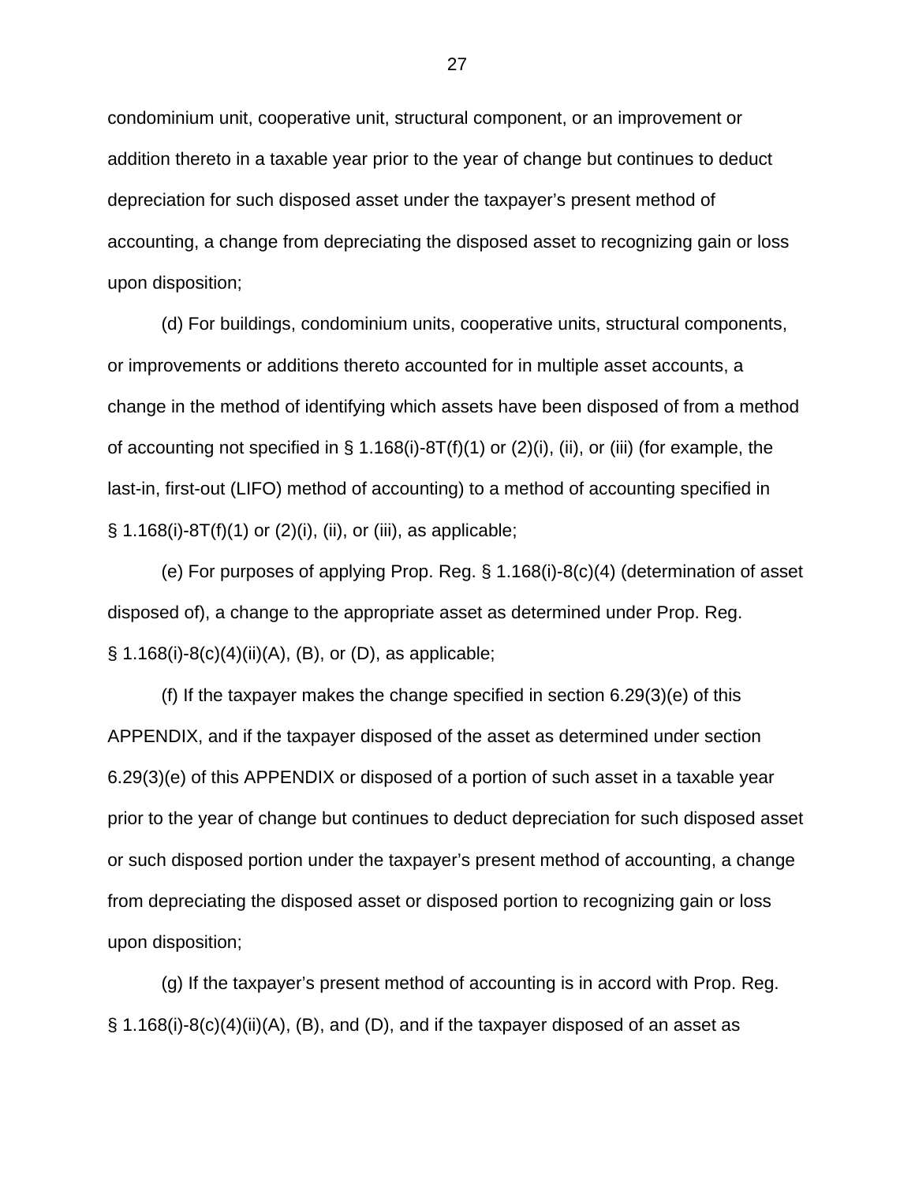condominium unit, cooperative unit, structural component, or an improvement or addition thereto in a taxable year prior to the year of change but continues to deduct depreciation for such disposed asset under the taxpayer's present method of accounting, a change from depreciating the disposed asset to recognizing gain or loss upon disposition;

(d) For buildings, condominium units, cooperative units, structural components, or improvements or additions thereto accounted for in multiple asset accounts, a change in the method of identifying which assets have been disposed of from a method of accounting not specified in § 1.168(i)-8T(f)(1) or (2)(i), (ii), or (iii) (for example, the last-in, first-out (LIFO) method of accounting) to a method of accounting specified in § 1.168(i)-8T(f)(1) or (2)(i), (ii), or (iii), as applicable;

(e) For purposes of applying Prop. Reg. § 1.168(i)-8(c)(4) (determination of asset disposed of), a change to the appropriate asset as determined under Prop. Reg. § 1.168(i)-8(c)(4)(ii)(A), (B), or (D), as applicable;

(f) If the taxpayer makes the change specified in section 6.29(3)(e) of this APPENDIX, and if the taxpayer disposed of the asset as determined under section 6.29(3)(e) of this APPENDIX or disposed of a portion of such asset in a taxable year prior to the year of change but continues to deduct depreciation for such disposed asset or such disposed portion under the taxpayer's present method of accounting, a change from depreciating the disposed asset or disposed portion to recognizing gain or loss upon disposition;

(g) If the taxpayer's present method of accounting is in accord with Prop. Reg. § 1.168(i)-8(c)(4)(ii)(A), (B), and (D), and if the taxpayer disposed of an asset as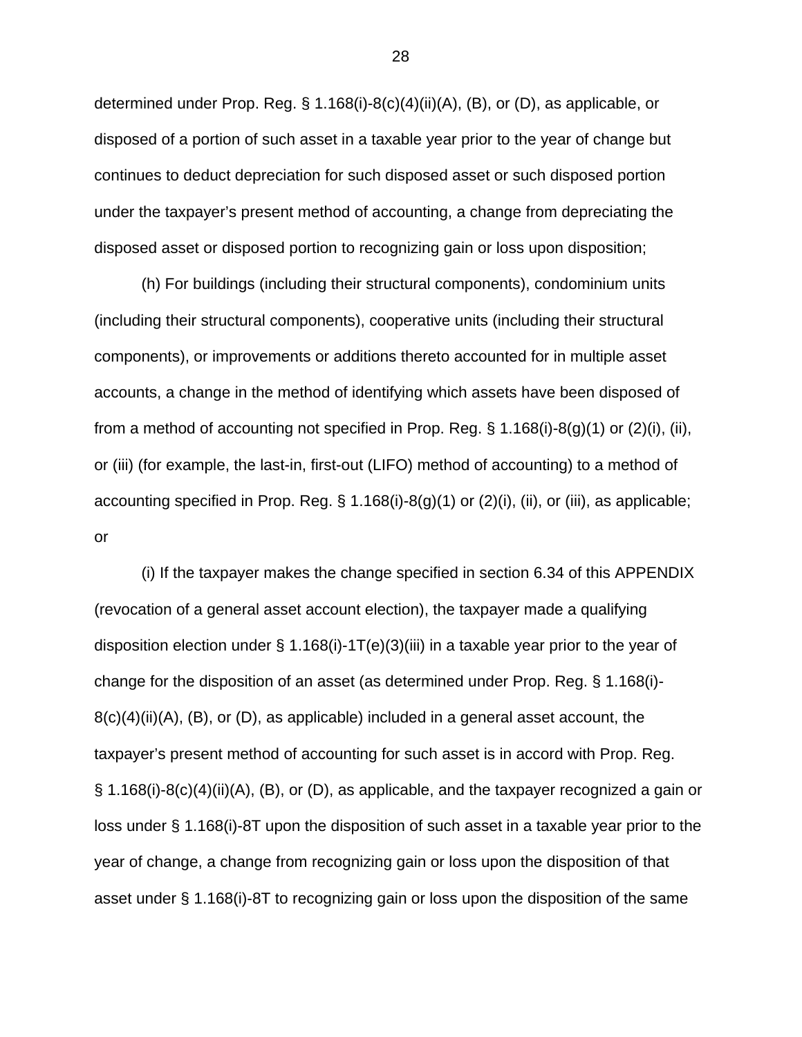determined under Prop. Reg. § 1.168(i)-8(c)(4)(ii)(A), (B), or (D), as applicable, or disposed of a portion of such asset in a taxable year prior to the year of change but continues to deduct depreciation for such disposed asset or such disposed portion under the taxpayer's present method of accounting, a change from depreciating the disposed asset or disposed portion to recognizing gain or loss upon disposition;

(h) For buildings (including their structural components), condominium units (including their structural components), cooperative units (including their structural components), or improvements or additions thereto accounted for in multiple asset accounts, a change in the method of identifying which assets have been disposed of from a method of accounting not specified in Prop. Reg. § 1.168(i)-8(g)(1) or (2)(i), (ii), or (iii) (for example, the last-in, first-out (LIFO) method of accounting) to a method of accounting specified in Prop. Reg. § 1.168(i)-8(g)(1) or (2)(i), (ii), or (iii), as applicable; or

(i) If the taxpayer makes the change specified in section 6.34 of this APPENDIX (revocation of a general asset account election), the taxpayer made a qualifying disposition election under § 1.168(i)-1T(e)(3)(iii) in a taxable year prior to the year of change for the disposition of an asset (as determined under Prop. Reg. § 1.168(i)-8(c)(4)(ii)(A), (B), or (D), as applicable) included in a general asset account, the taxpayer's present method of accounting for such asset is in accord with Prop. Reg. § 1.168(i)-8(c)(4)(ii)(A), (B), or (D), as applicable, and the taxpayer recognized a gain or loss under § 1.168(i)-8T upon the disposition of such asset in a taxable year prior to the year of change, a change from recognizing gain or loss upon the disposition of that asset under § 1.168(i)-8T to recognizing gain or loss upon the disposition of the same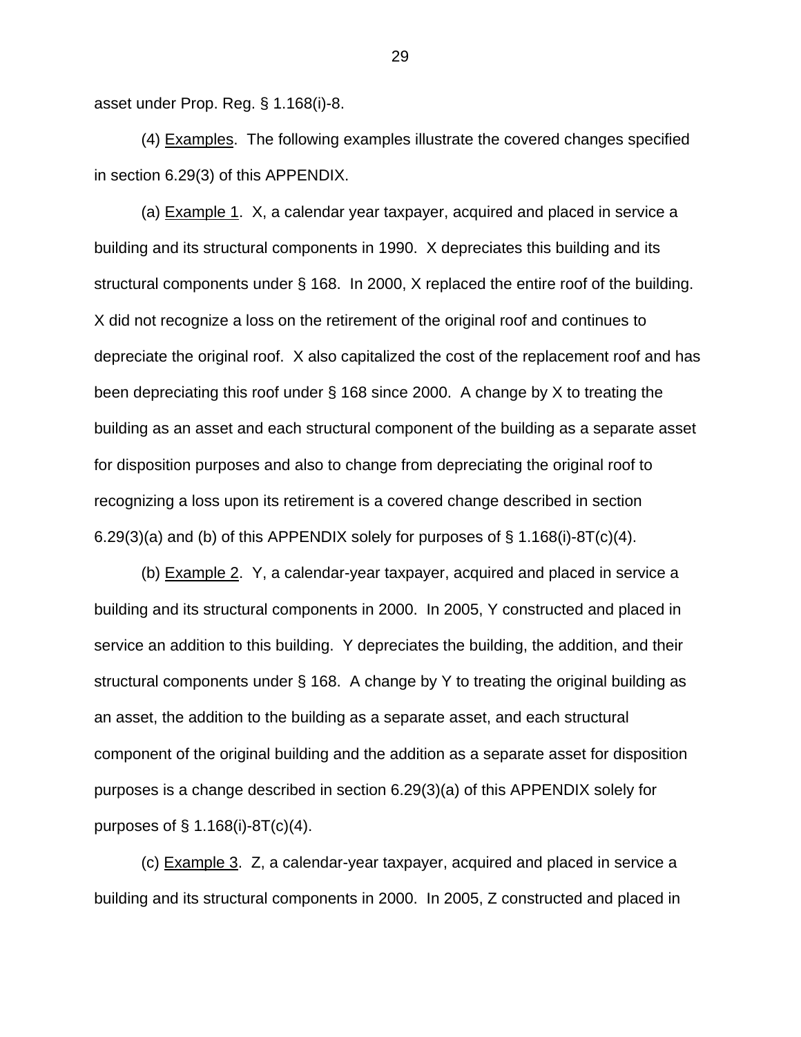asset under Prop. Reg. § 1.168(i)-8.

(4) Examples. The following examples illustrate the covered changes specified in section 6.29(3) of this APPENDIX.

(a) Example 1. X, a calendar year taxpayer, acquired and placed in service a building and its structural components in 1990. X depreciates this building and its structural components under § 168. In 2000, X replaced the entire roof of the building. X did not recognize a loss on the retirement of the original roof and continues to depreciate the original roof. X also capitalized the cost of the replacement roof and has been depreciating this roof under § 168 since 2000. A change by X to treating the building as an asset and each structural component of the building as a separate asset for disposition purposes and also to change from depreciating the original roof to recognizing a loss upon its retirement is a covered change described in section 6.29(3)(a) and (b) of this APPENDIX solely for purposes of § 1.168(i)-8T(c)(4).

(b) Example 2. Y, a calendar-year taxpayer, acquired and placed in service a building and its structural components in 2000. In 2005, Y constructed and placed in service an addition to this building. Y depreciates the building, the addition, and their structural components under § 168. A change by Y to treating the original building as an asset, the addition to the building as a separate asset, and each structural component of the original building and the addition as a separate asset for disposition purposes is a change described in section 6.29(3)(a) of this APPENDIX solely for purposes of § 1.168(i)-8T(c)(4).

(c) Example 3. Z, a calendar-year taxpayer, acquired and placed in service a building and its structural components in 2000. In 2005, Z constructed and placed in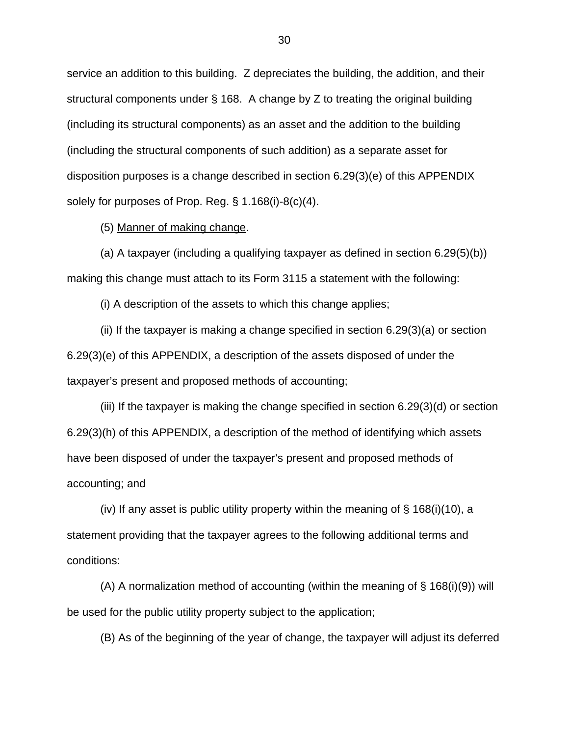service an addition to this building. Z depreciates the building, the addition, and their structural components under § 168. A change by Z to treating the original building (including its structural components) as an asset and the addition to the building (including the structural components of such addition) as a separate asset for disposition purposes is a change described in section 6.29(3)(e) of this APPENDIX solely for purposes of Prop. Reg. § 1.168(i)-8(c)(4).

(5) Manner of making change.

(a) A taxpayer (including a qualifying taxpayer as defined in section 6.29(5)(b)) making this change must attach to its Form 3115 a statement with the following:

(i) A description of the assets to which this change applies;

(ii) If the taxpayer is making a change specified in section 6.29(3)(a) or section 6.29(3)(e) of this APPENDIX, a description of the assets disposed of under the taxpayer's present and proposed methods of accounting;

(iii) If the taxpayer is making the change specified in section 6.29(3)(d) or section 6.29(3)(h) of this APPENDIX, a description of the method of identifying which assets have been disposed of under the taxpayer's present and proposed methods of accounting; and

(iv) If any asset is public utility property within the meaning of § 168(i)(10), a statement providing that the taxpayer agrees to the following additional terms and conditions:

(A) A normalization method of accounting (within the meaning of § 168(i)(9)) will be used for the public utility property subject to the application;

(B) As of the beginning of the year of change, the taxpayer will adjust its deferred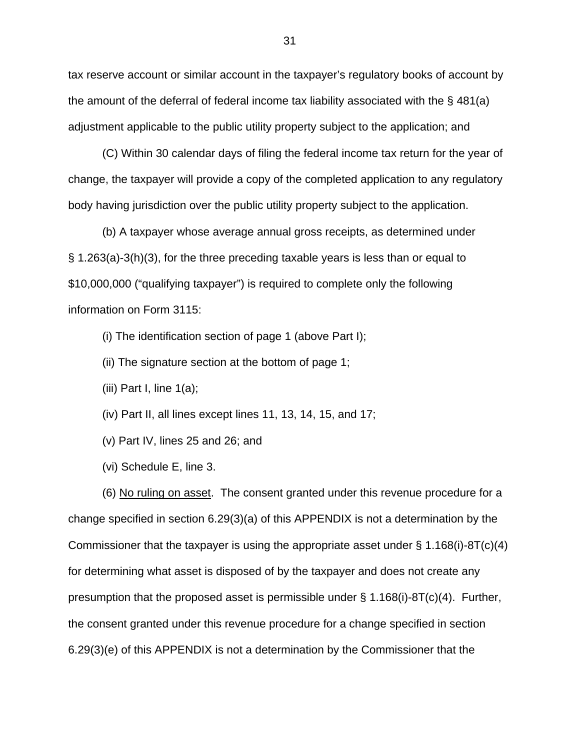tax reserve account or similar account in the taxpayer's regulatory books of account by the amount of the deferral of federal income tax liability associated with the § 481(a) adjustment applicable to the public utility property subject to the application; and

(C) Within 30 calendar days of filing the federal income tax return for the year of change, the taxpayer will provide a copy of the completed application to any regulatory body having jurisdiction over the public utility property subject to the application.

(b) A taxpayer whose average annual gross receipts, as determined under § 1.263(a)-3(h)(3), for the three preceding taxable years is less than or equal to $10,000,000 ("qualifying taxpayer") is required to complete only the following information on Form 3115:

(i) The identification section of page 1 (above Part I);

(ii) The signature section at the bottom of page 1;

(iii) Part I, line 1(a);

(iv) Part II, all lines except lines 11, 13, 14, 15, and 17;

(v) Part IV, lines 25 and 26; and

(vi) Schedule E, line 3.

(6) No ruling on asset. The consent granted under this revenue procedure for a change specified in section 6.29(3)(a) of this APPENDIX is not a determination by the Commissioner that the taxpayer is using the appropriate asset under § 1.168(i)-8T(c)(4) for determining what asset is disposed of by the taxpayer and does not create any presumption that the proposed asset is permissible under § 1.168(i)-8T(c)(4). Further, the consent granted under this revenue procedure for a change specified in section 6.29(3)(e) of this APPENDIX is not a determination by the Commissioner that the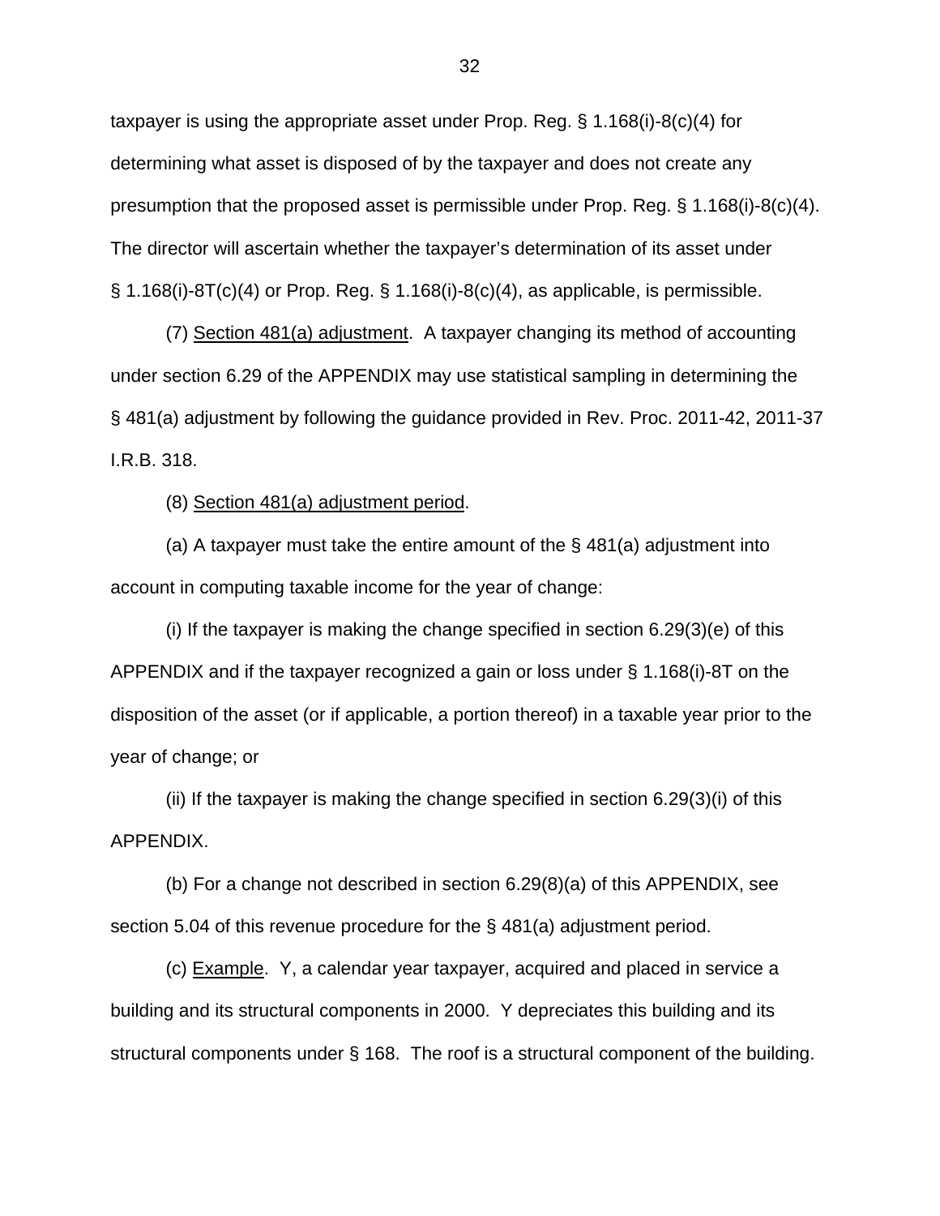taxpayer is using the appropriate asset under Prop. Reg. § 1.168(i)-8(c)(4) for determining what asset is disposed of by the taxpayer and does not create any presumption that the proposed asset is permissible under Prop. Reg. § 1.168(i)-8(c)(4). The director will ascertain whether the taxpayer's determination of its asset under § 1.168(i)-8T(c)(4) or Prop. Reg. § 1.168(i)-8(c)(4), as applicable, is permissible.

(7) Section 481(a) adjustment. A taxpayer changing its method of accounting under section 6.29 of the APPENDIX may use statistical sampling in determining the § 481(a) adjustment by following the guidance provided in Rev. Proc. 2011-42, 2011-37 I.R.B. 318.

(8) Section 481(a) adjustment period.

(a) A taxpayer must take the entire amount of the § 481(a) adjustment into account in computing taxable income for the year of change:

(i) If the taxpayer is making the change specified in section 6.29(3)(e) of this APPENDIX and if the taxpayer recognized a gain or loss under § 1.168(i)-8T on the disposition of the asset (or if applicable, a portion thereof) in a taxable year prior to the year of change; or

(ii) If the taxpayer is making the change specified in section 6.29(3)(i) of this APPENDIX.

(b) For a change not described in section 6.29(8)(a) of this APPENDIX, see section 5.04 of this revenue procedure for the § 481(a) adjustment period.

(c) Example. Y, a calendar year taxpayer, acquired and placed in service a building and its structural components in 2000. Y depreciates this building and its structural components under § 168. The roof is a structural component of the building.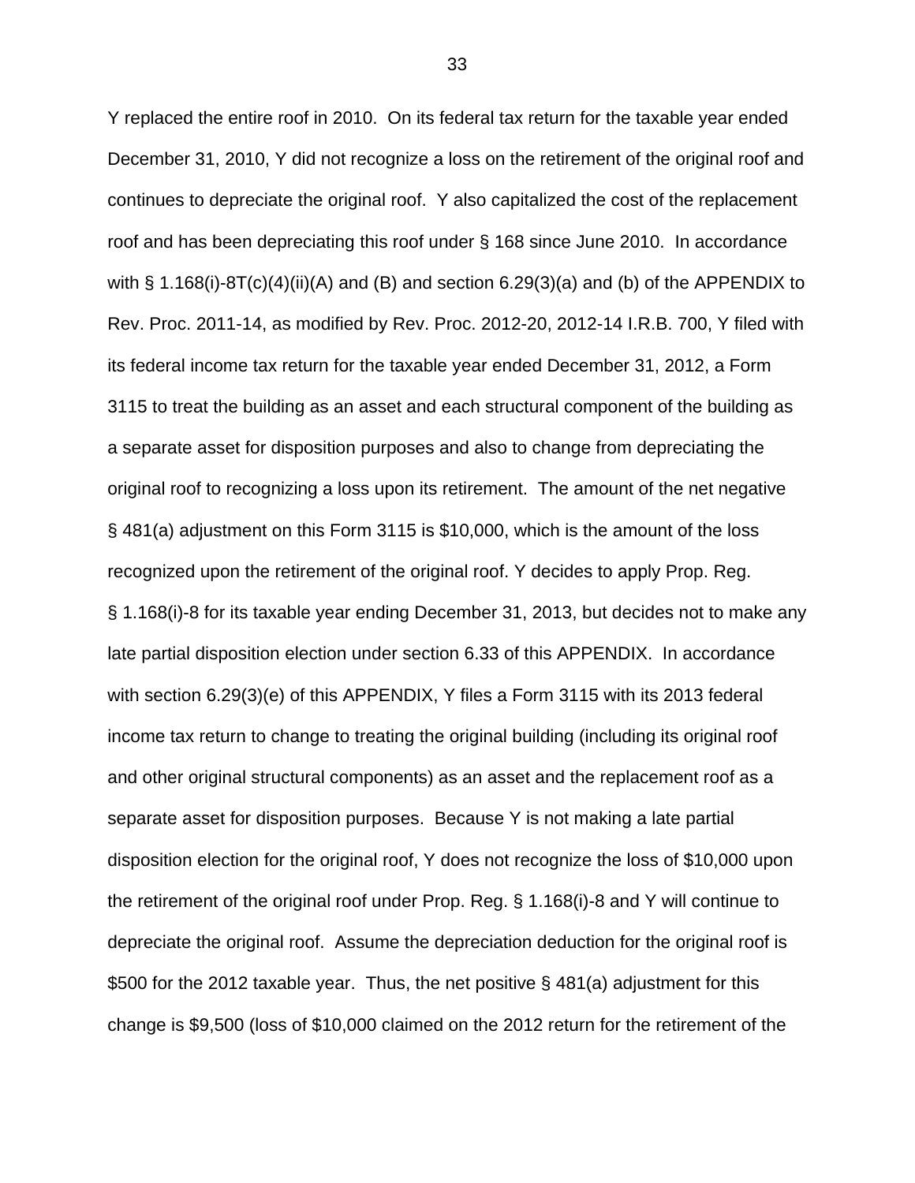Y replaced the entire roof in 2010. On its federal tax return for the taxable year ended December 31, 2010, Y did not recognize a loss on the retirement of the original roof and continues to depreciate the original roof. Y also capitalized the cost of the replacement roof and has been depreciating this roof under § 168 since June 2010. In accordance with § 1.168(i)-8T(c)(4)(ii)(A) and (B) and section 6.29(3)(a) and (b) of the APPENDIX to Rev. Proc. 2011-14, as modified by Rev. Proc. 2012-20, 2012-14 I.R.B. 700, Y filed with its federal income tax return for the taxable year ended December 31, 2012, a Form 3115 to treat the building as an asset and each structural component of the building as a separate asset for disposition purposes and also to change from depreciating the original roof to recognizing a loss upon its retirement. The amount of the net negative § 481(a) adjustment on this Form 3115 is $10,000, which is the amount of the loss recognized upon the retirement of the original roof. Y decides to apply Prop. Reg. § 1.168(i)-8 for its taxable year ending December 31, 2013, but decides not to make any late partial disposition election under section 6.33 of this APPENDIX. In accordance with section 6.29(3)(e) of this APPENDIX, Y files a Form 3115 with its 2013 federal income tax return to change to treating the original building (including its original roof and other original structural components) as an asset and the replacement roof as a separate asset for disposition purposes. Because Y is not making a late partial disposition election for the original roof, Y does not recognize the loss of $10,000 upon the retirement of the original roof under Prop. Reg. § 1.168(i)-8 and Y will continue to depreciate the original roof. Assume the depreciation deduction for the original roof is $500 for the 2012 taxable year. Thus, the net positive § 481(a) adjustment for this change is $9,500 (loss of $10,000 claimed on the 2012 return for the retirement of the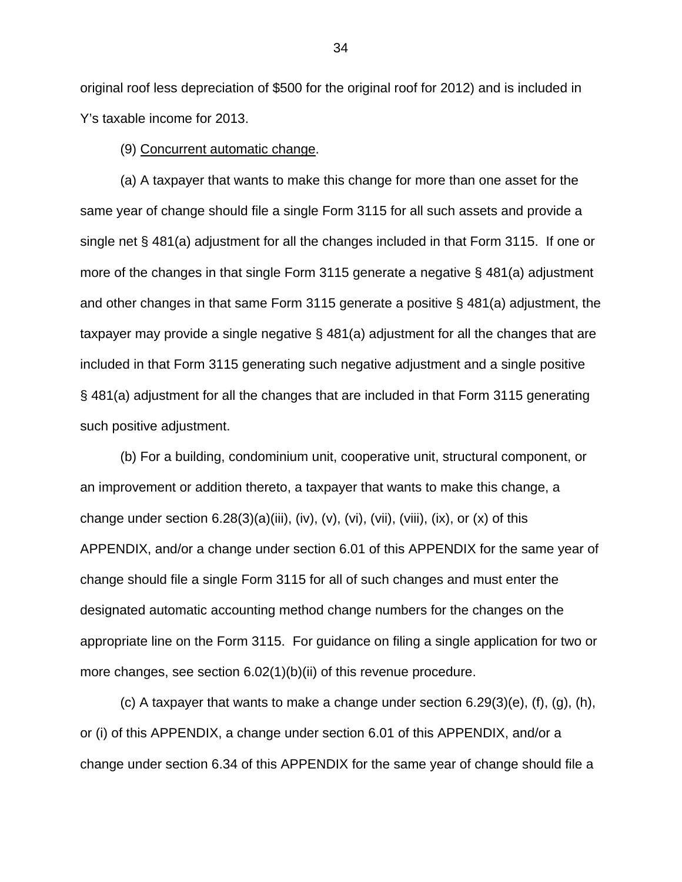original roof less depreciation of $500 for the original roof for 2012) and is included in Y's taxable income for 2013.

(9) Concurrent automatic change.

(a) A taxpayer that wants to make this change for more than one asset for the same year of change should file a single Form 3115 for all such assets and provide a single net § 481(a) adjustment for all the changes included in that Form 3115. If one or more of the changes in that single Form 3115 generate a negative § 481(a) adjustment and other changes in that same Form 3115 generate a positive § 481(a) adjustment, the taxpayer may provide a single negative § 481(a) adjustment for all the changes that are included in that Form 3115 generating such negative adjustment and a single positive § 481(a) adjustment for all the changes that are included in that Form 3115 generating such positive adjustment.

(b) For a building, condominium unit, cooperative unit, structural component, or an improvement or addition thereto, a taxpayer that wants to make this change, a change under section 6.28(3)(a)(iii), (iv), (v), (vi), (vii), (viii), (ix), or (x) of this APPENDIX, and/or a change under section 6.01 of this APPENDIX for the same year of change should file a single Form 3115 for all of such changes and must enter the designated automatic accounting method change numbers for the changes on the appropriate line on the Form 3115. For guidance on filing a single application for two or more changes, see section 6.02(1)(b)(ii) of this revenue procedure.

(c) A taxpayer that wants to make a change under section 6.29(3)(e), (f), (g), (h), or (i) of this APPENDIX, a change under section 6.01 of this APPENDIX, and/or a change under section 6.34 of this APPENDIX for the same year of change should file a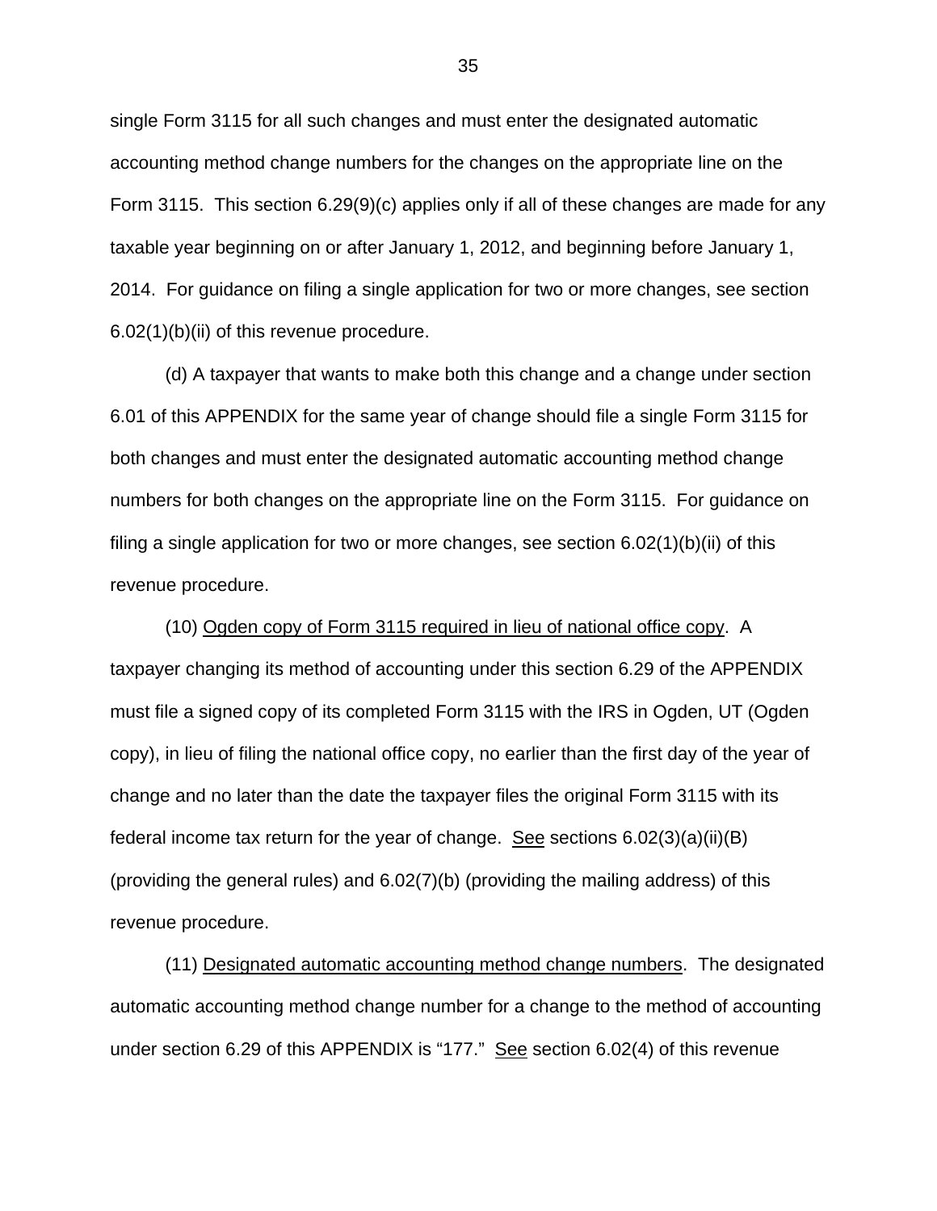single Form 3115 for all such changes and must enter the designated automatic accounting method change numbers for the changes on the appropriate line on the Form 3115. This section 6.29(9)(c) applies only if all of these changes are made for any taxable year beginning on or after January 1, 2012, and beginning before January 1, 2014. For guidance on filing a single application for two or more changes, see section 6.02(1)(b)(ii) of this revenue procedure.

(d) A taxpayer that wants to make both this change and a change under section 6.01 of this APPENDIX for the same year of change should file a single Form 3115 for both changes and must enter the designated automatic accounting method change numbers for both changes on the appropriate line on the Form 3115. For guidance on filing a single application for two or more changes, see section 6.02(1)(b)(ii) of this revenue procedure.

(10) Ogden copy of Form 3115 required in lieu of national office copy. A taxpayer changing its method of accounting under this section 6.29 of the APPENDIX must file a signed copy of its completed Form 3115 with the IRS in Ogden, UT (Ogden copy), in lieu of filing the national office copy, no earlier than the first day of the year of change and no later than the date the taxpayer files the original Form 3115 with its federal income tax return for the year of change. See sections 6.02(3)(a)(ii)(B) (providing the general rules) and 6.02(7)(b) (providing the mailing address) of this revenue procedure.

(11) Designated automatic accounting method change numbers. The designated automatic accounting method change number for a change to the method of accounting under section 6.29 of this APPENDIX is "177." See section 6.02(4) of this revenue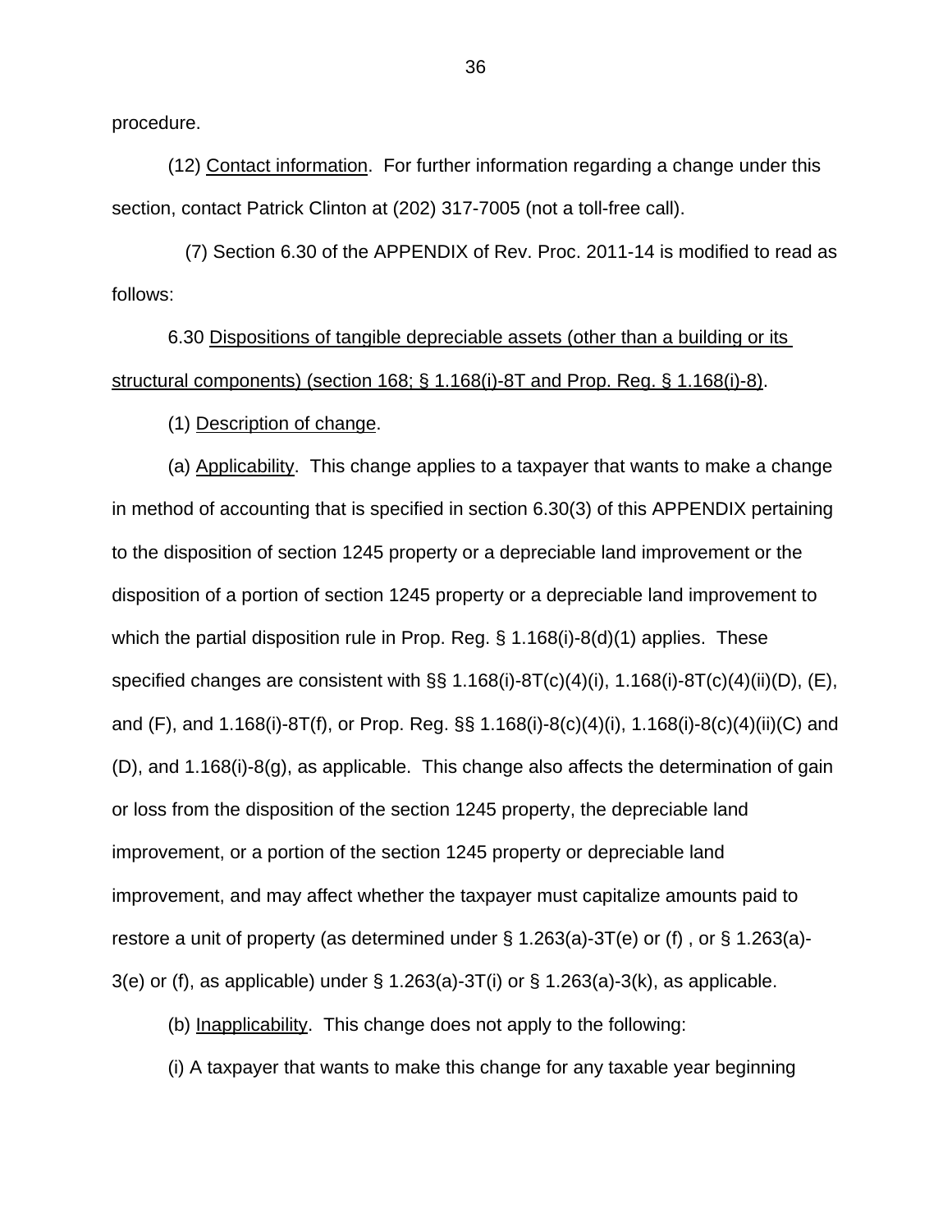procedure.

(12) Contact information. For further information regarding a change under this section, contact Patrick Clinton at (202) 317-7005 (not a toll-free call).

(7) Section 6.30 of the APPENDIX of Rev. Proc. 2011-14 is modified to read as follows:

6.30 Dispositions of tangible depreciable assets (other than a building or its structural components) (section 168; § 1.168(i)-8T and Prop. Reg. § 1.168(i)-8).

(1) Description of change.

(a) Applicability. This change applies to a taxpayer that wants to make a change in method of accounting that is specified in section 6.30(3) of this APPENDIX pertaining to the disposition of section 1245 property or a depreciable land improvement or the disposition of a portion of section 1245 property or a depreciable land improvement to which the partial disposition rule in Prop. Reg. § 1.168(i)-8(d)(1) applies. These specified changes are consistent with §§ 1.168(i)-8T(c)(4)(i), 1.168(i)-8T(c)(4)(ii)(D), (E), and (F), and 1.168(i)-8T(f), or Prop. Reg. §§ 1.168(i)-8(c)(4)(i), 1.168(i)-8(c)(4)(ii)(C) and (D), and 1.168(i)-8(g), as applicable. This change also affects the determination of gain or loss from the disposition of the section 1245 property, the depreciable land improvement, or a portion of the section 1245 property or depreciable land improvement, and may affect whether the taxpayer must capitalize amounts paid to restore a unit of property (as determined under § 1.263(a)-3T(e) or (f) , or § 1.263(a)-3(e) or (f), as applicable) under § 1.263(a)-3T(i) or § 1.263(a)-3(k), as applicable.

(b) Inapplicability. This change does not apply to the following:

(i) A taxpayer that wants to make this change for any taxable year beginning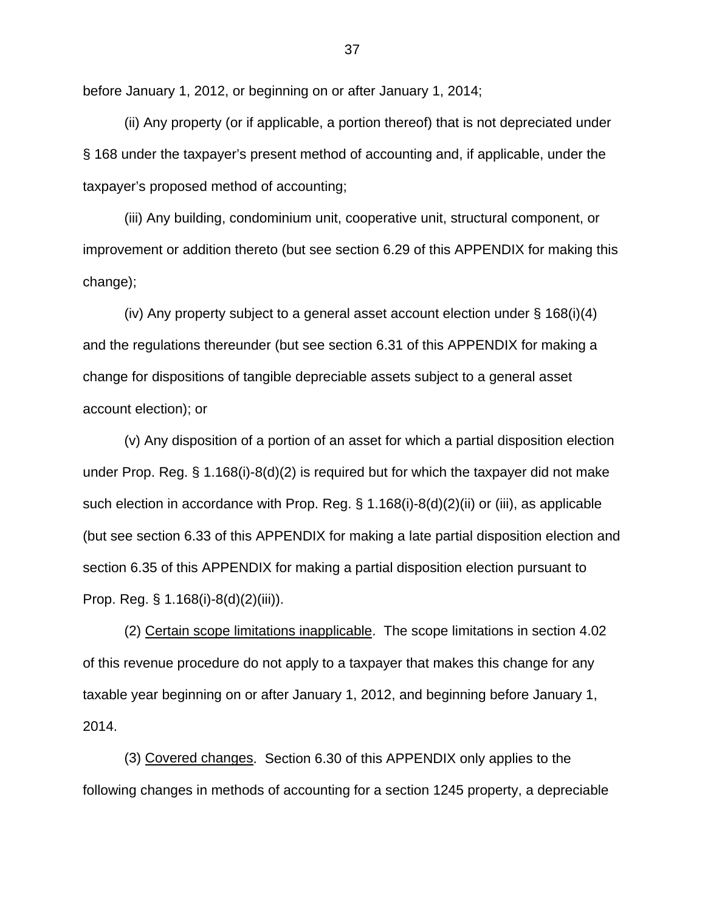before January 1, 2012, or beginning on or after January 1, 2014;

(ii) Any property (or if applicable, a portion thereof) that is not depreciated under § 168 under the taxpayer's present method of accounting and, if applicable, under the taxpayer's proposed method of accounting;

(iii) Any building, condominium unit, cooperative unit, structural component, or improvement or addition thereto (but see section 6.29 of this APPENDIX for making this change);

(iv) Any property subject to a general asset account election under § 168(i)(4) and the regulations thereunder (but see section 6.31 of this APPENDIX for making a change for dispositions of tangible depreciable assets subject to a general asset account election); or

(v) Any disposition of a portion of an asset for which a partial disposition election under Prop. Reg. § 1.168(i)-8(d)(2) is required but for which the taxpayer did not make such election in accordance with Prop. Reg. § 1.168(i)-8(d)(2)(ii) or (iii), as applicable (but see section 6.33 of this APPENDIX for making a late partial disposition election and section 6.35 of this APPENDIX for making a partial disposition election pursuant to Prop. Reg. § 1.168(i)-8(d)(2)(iii)).

(2) Certain scope limitations inapplicable. The scope limitations in section 4.02 of this revenue procedure do not apply to a taxpayer that makes this change for any taxable year beginning on or after January 1, 2012, and beginning before January 1, 2014.

(3) Covered changes. Section 6.30 of this APPENDIX only applies to the following changes in methods of accounting for a section 1245 property, a depreciable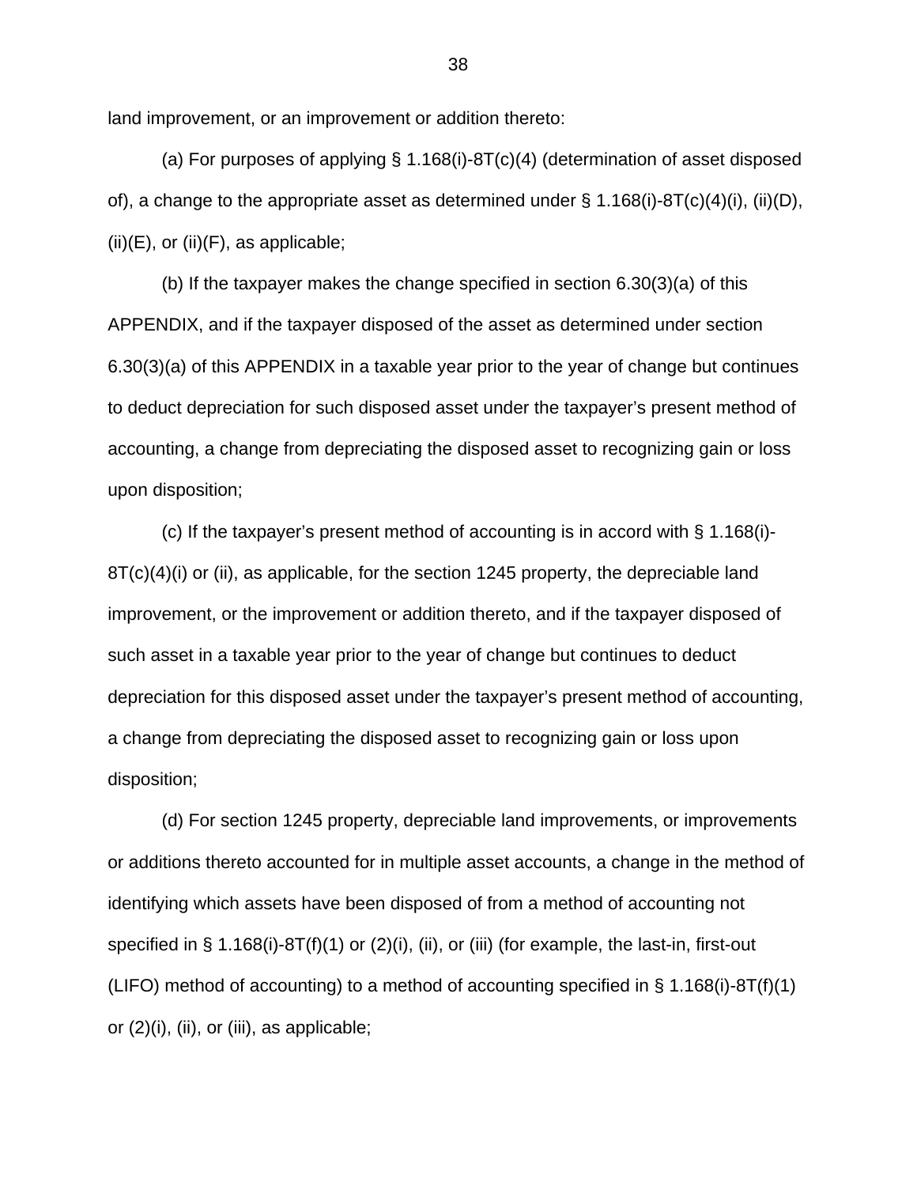land improvement, or an improvement or addition thereto:

(a) For purposes of applying § 1.168(i)-8T(c)(4) (determination of asset disposed of), a change to the appropriate asset as determined under § 1.168(i)-8T(c)(4)(i), (ii)(D), (ii)(E), or (ii)(F), as applicable;

(b) If the taxpayer makes the change specified in section 6.30(3)(a) of this APPENDIX, and if the taxpayer disposed of the asset as determined under section 6.30(3)(a) of this APPENDIX in a taxable year prior to the year of change but continues to deduct depreciation for such disposed asset under the taxpayer's present method of accounting, a change from depreciating the disposed asset to recognizing gain or loss upon disposition;

(c) If the taxpayer's present method of accounting is in accord with § 1.168(i)-8T(c)(4)(i) or (ii), as applicable, for the section 1245 property, the depreciable land improvement, or the improvement or addition thereto, and if the taxpayer disposed of such asset in a taxable year prior to the year of change but continues to deduct depreciation for this disposed asset under the taxpayer's present method of accounting, a change from depreciating the disposed asset to recognizing gain or loss upon disposition;

(d) For section 1245 property, depreciable land improvements, or improvements or additions thereto accounted for in multiple asset accounts, a change in the method of identifying which assets have been disposed of from a method of accounting not specified in § 1.168(i)-8T(f)(1) or (2)(i), (ii), or (iii) (for example, the last-in, first-out (LIFO) method of accounting) to a method of accounting specified in § 1.168(i)-8T(f)(1) or (2)(i), (ii), or (iii), as applicable;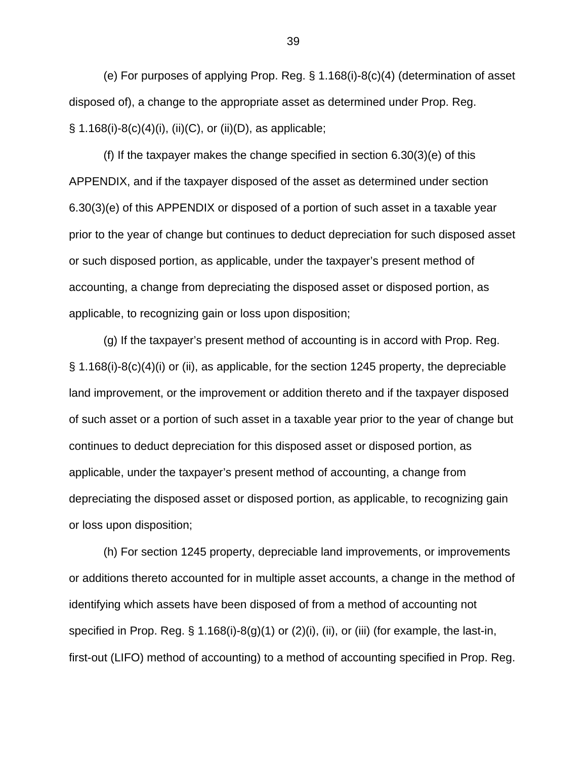(e) For purposes of applying Prop. Reg. § 1.168(i)-8(c)(4) (determination of asset disposed of), a change to the appropriate asset as determined under Prop. Reg. § 1.168(i)-8(c)(4)(i), (ii)(C), or (ii)(D), as applicable;

(f) If the taxpayer makes the change specified in section 6.30(3)(e) of this APPENDIX, and if the taxpayer disposed of the asset as determined under section 6.30(3)(e) of this APPENDIX or disposed of a portion of such asset in a taxable year prior to the year of change but continues to deduct depreciation for such disposed asset or such disposed portion, as applicable, under the taxpayer's present method of accounting, a change from depreciating the disposed asset or disposed portion, as applicable, to recognizing gain or loss upon disposition;

(g) If the taxpayer's present method of accounting is in accord with Prop. Reg. § 1.168(i)-8(c)(4)(i) or (ii), as applicable, for the section 1245 property, the depreciable land improvement, or the improvement or addition thereto and if the taxpayer disposed of such asset or a portion of such asset in a taxable year prior to the year of change but continues to deduct depreciation for this disposed asset or disposed portion, as applicable, under the taxpayer's present method of accounting, a change from depreciating the disposed asset or disposed portion, as applicable, to recognizing gain or loss upon disposition;

(h) For section 1245 property, depreciable land improvements, or improvements or additions thereto accounted for in multiple asset accounts, a change in the method of identifying which assets have been disposed of from a method of accounting not specified in Prop. Reg. § 1.168(i)-8(g)(1) or (2)(i), (ii), or (iii) (for example, the last-in, first-out (LIFO) method of accounting) to a method of accounting specified in Prop. Reg.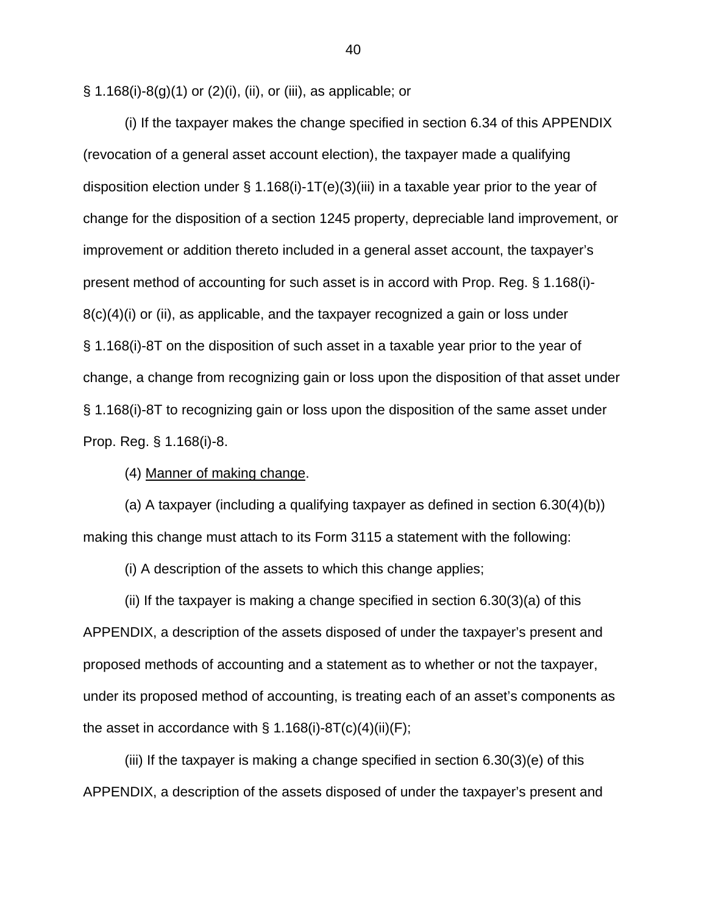§ 1.168(i)-8(g)(1) or (2)(i), (ii), or (iii), as applicable; or

(i) If the taxpayer makes the change specified in section 6.34 of this APPENDIX (revocation of a general asset account election), the taxpayer made a qualifying disposition election under § 1.168(i)-1T(e)(3)(iii) in a taxable year prior to the year of change for the disposition of a section 1245 property, depreciable land improvement, or improvement or addition thereto included in a general asset account, the taxpayer's present method of accounting for such asset is in accord with Prop. Reg. § 1.168(i)-8(c)(4)(i) or (ii), as applicable, and the taxpayer recognized a gain or loss under § 1.168(i)-8T on the disposition of such asset in a taxable year prior to the year of change, a change from recognizing gain or loss upon the disposition of that asset under § 1.168(i)-8T to recognizing gain or loss upon the disposition of the same asset under Prop. Reg. § 1.168(i)-8.

(4) Manner of making change.

(a) A taxpayer (including a qualifying taxpayer as defined in section 6.30(4)(b)) making this change must attach to its Form 3115 a statement with the following:

(i) A description of the assets to which this change applies;

(ii) If the taxpayer is making a change specified in section 6.30(3)(a) of this APPENDIX, a description of the assets disposed of under the taxpayer's present and proposed methods of accounting and a statement as to whether or not the taxpayer, under its proposed method of accounting, is treating each of an asset's components as the asset in accordance with § 1.168(i)-8T(c)(4)(ii)(F);

(iii) If the taxpayer is making a change specified in section 6.30(3)(e) of this APPENDIX, a description of the assets disposed of under the taxpayer's present and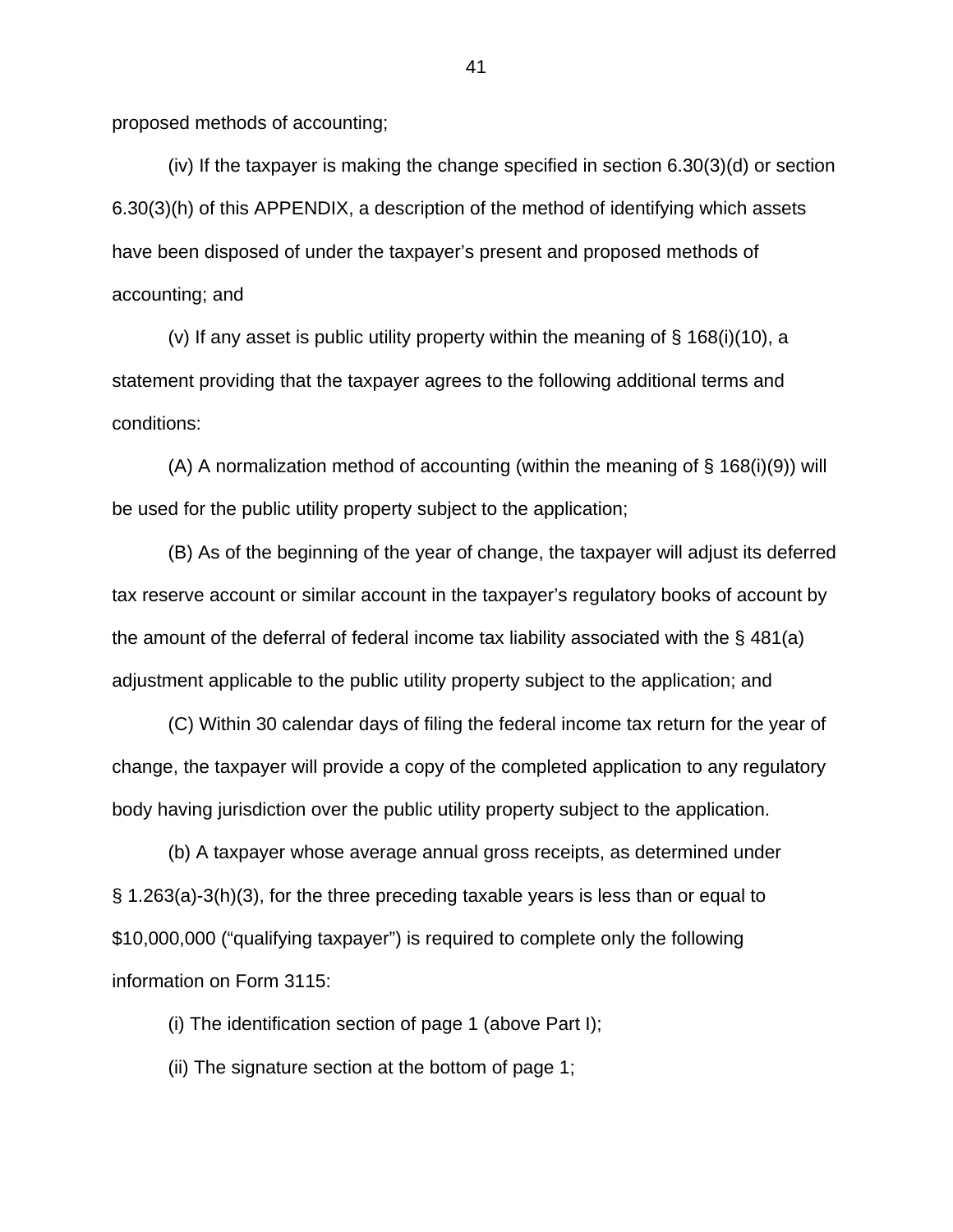proposed methods of accounting;

(iv) If the taxpayer is making the change specified in section 6.30(3)(d) or section 6.30(3)(h) of this APPENDIX, a description of the method of identifying which assets have been disposed of under the taxpayer's present and proposed methods of accounting; and

(v) If any asset is public utility property within the meaning of § 168(i)(10), a statement providing that the taxpayer agrees to the following additional terms and conditions:

(A) A normalization method of accounting (within the meaning of § 168(i)(9)) will be used for the public utility property subject to the application;

(B) As of the beginning of the year of change, the taxpayer will adjust its deferred tax reserve account or similar account in the taxpayer's regulatory books of account by the amount of the deferral of federal income tax liability associated with the § 481(a) adjustment applicable to the public utility property subject to the application; and

(C) Within 30 calendar days of filing the federal income tax return for the year of change, the taxpayer will provide a copy of the completed application to any regulatory body having jurisdiction over the public utility property subject to the application.

(b) A taxpayer whose average annual gross receipts, as determined under § 1.263(a)-3(h)(3), for the three preceding taxable years is less than or equal to $10,000,000 ("qualifying taxpayer") is required to complete only the following information on Form 3115:

(i) The identification section of page 1 (above Part I);

(ii) The signature section at the bottom of page 1;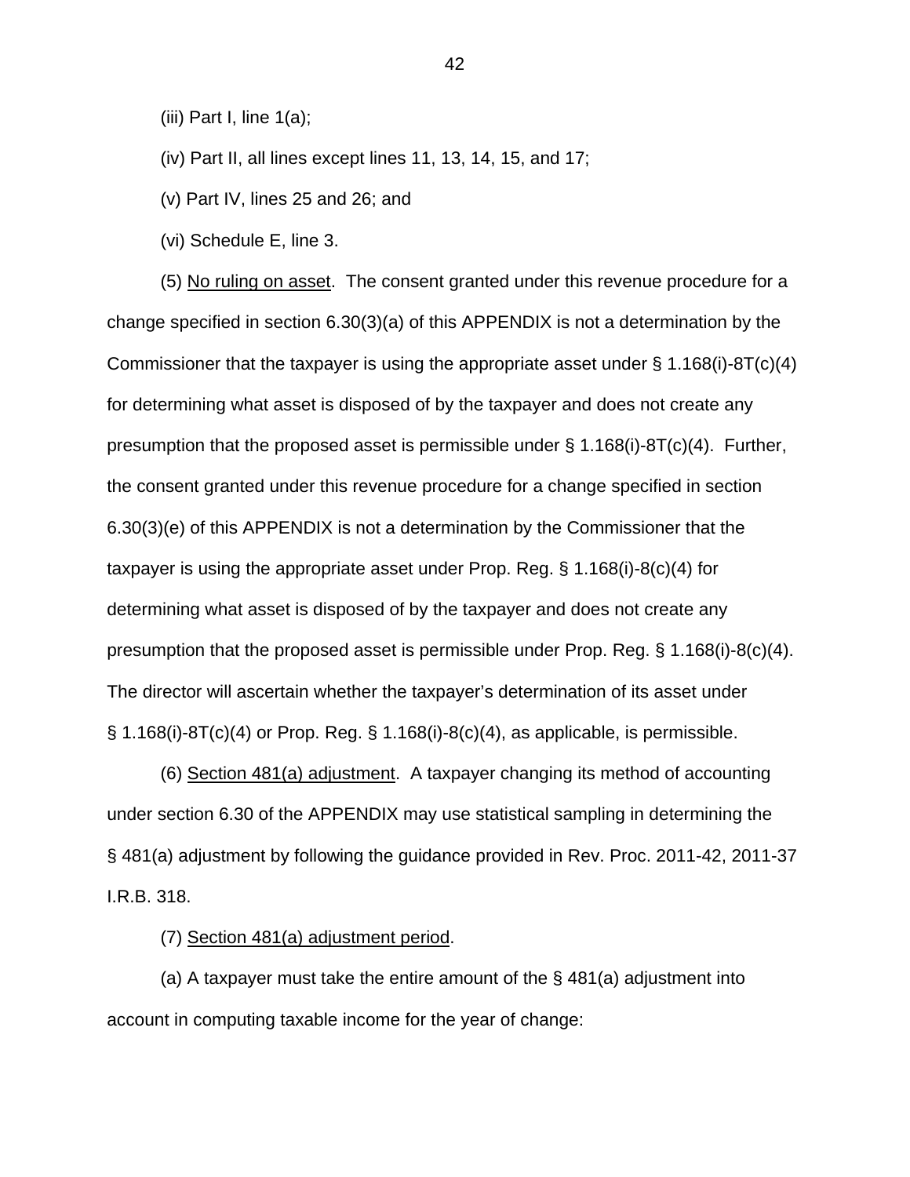(iii) Part I, line 1(a);

(iv) Part II, all lines except lines 11, 13, 14, 15, and 17;

(v) Part IV, lines 25 and 26; and

(vi) Schedule E, line 3.

(5) No ruling on asset. The consent granted under this revenue procedure for a change specified in section 6.30(3)(a) of this APPENDIX is not a determination by the Commissioner that the taxpayer is using the appropriate asset under § 1.168(i)-8T(c)(4) for determining what asset is disposed of by the taxpayer and does not create any presumption that the proposed asset is permissible under § 1.168(i)-8T(c)(4). Further, the consent granted under this revenue procedure for a change specified in section 6.30(3)(e) of this APPENDIX is not a determination by the Commissioner that the taxpayer is using the appropriate asset under Prop. Reg. § 1.168(i)-8(c)(4) for determining what asset is disposed of by the taxpayer and does not create any presumption that the proposed asset is permissible under Prop. Reg. § 1.168(i)-8(c)(4). The director will ascertain whether the taxpayer's determination of its asset under § 1.168(i)-8T(c)(4) or Prop. Reg. § 1.168(i)-8(c)(4), as applicable, is permissible.

(6) Section 481(a) adjustment. A taxpayer changing its method of accounting under section 6.30 of the APPENDIX may use statistical sampling in determining the § 481(a) adjustment by following the guidance provided in Rev. Proc. 2011-42, 2011-37 I.R.B. 318.

(7) Section 481(a) adjustment period.

(a) A taxpayer must take the entire amount of the § 481(a) adjustment into account in computing taxable income for the year of change: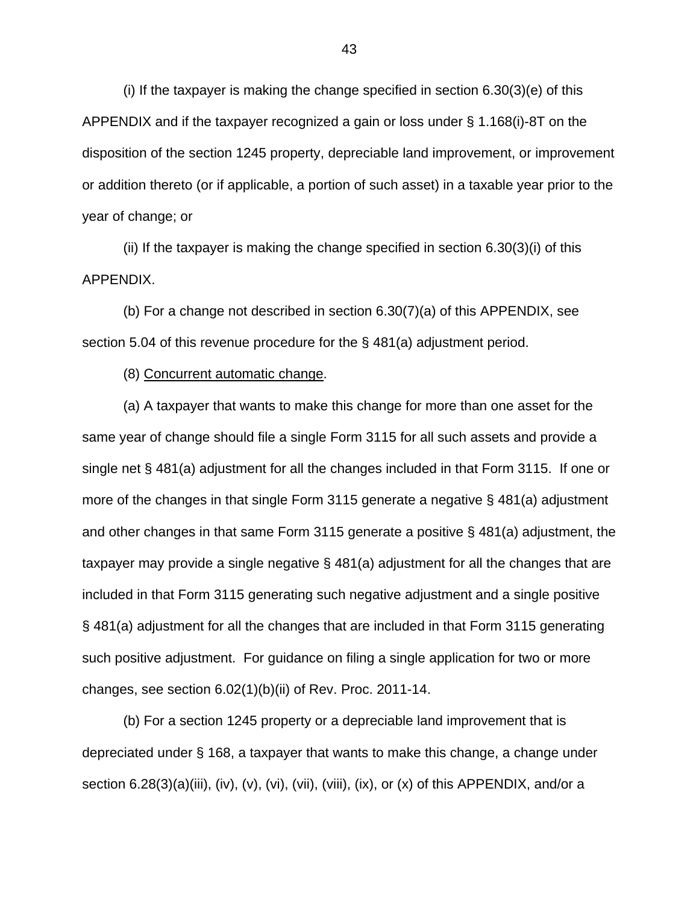(i) If the taxpayer is making the change specified in section 6.30(3)(e) of this APPENDIX and if the taxpayer recognized a gain or loss under § 1.168(i)-8T on the disposition of the section 1245 property, depreciable land improvement, or improvement or addition thereto (or if applicable, a portion of such asset) in a taxable year prior to the year of change; or

(ii) If the taxpayer is making the change specified in section 6.30(3)(i) of this APPENDIX.

(b) For a change not described in section 6.30(7)(a) of this APPENDIX, see section 5.04 of this revenue procedure for the § 481(a) adjustment period.

(8) Concurrent automatic change.

(a) A taxpayer that wants to make this change for more than one asset for the same year of change should file a single Form 3115 for all such assets and provide a single net § 481(a) adjustment for all the changes included in that Form 3115. If one or more of the changes in that single Form 3115 generate a negative § 481(a) adjustment and other changes in that same Form 3115 generate a positive § 481(a) adjustment, the taxpayer may provide a single negative § 481(a) adjustment for all the changes that are included in that Form 3115 generating such negative adjustment and a single positive § 481(a) adjustment for all the changes that are included in that Form 3115 generating such positive adjustment. For guidance on filing a single application for two or more changes, see section 6.02(1)(b)(ii) of Rev. Proc. 2011-14.

(b) For a section 1245 property or a depreciable land improvement that is depreciated under § 168, a taxpayer that wants to make this change, a change under section 6.28(3)(a)(iii), (iv), (v), (vi), (vii), (viii), (ix), or (x) of this APPENDIX, and/or a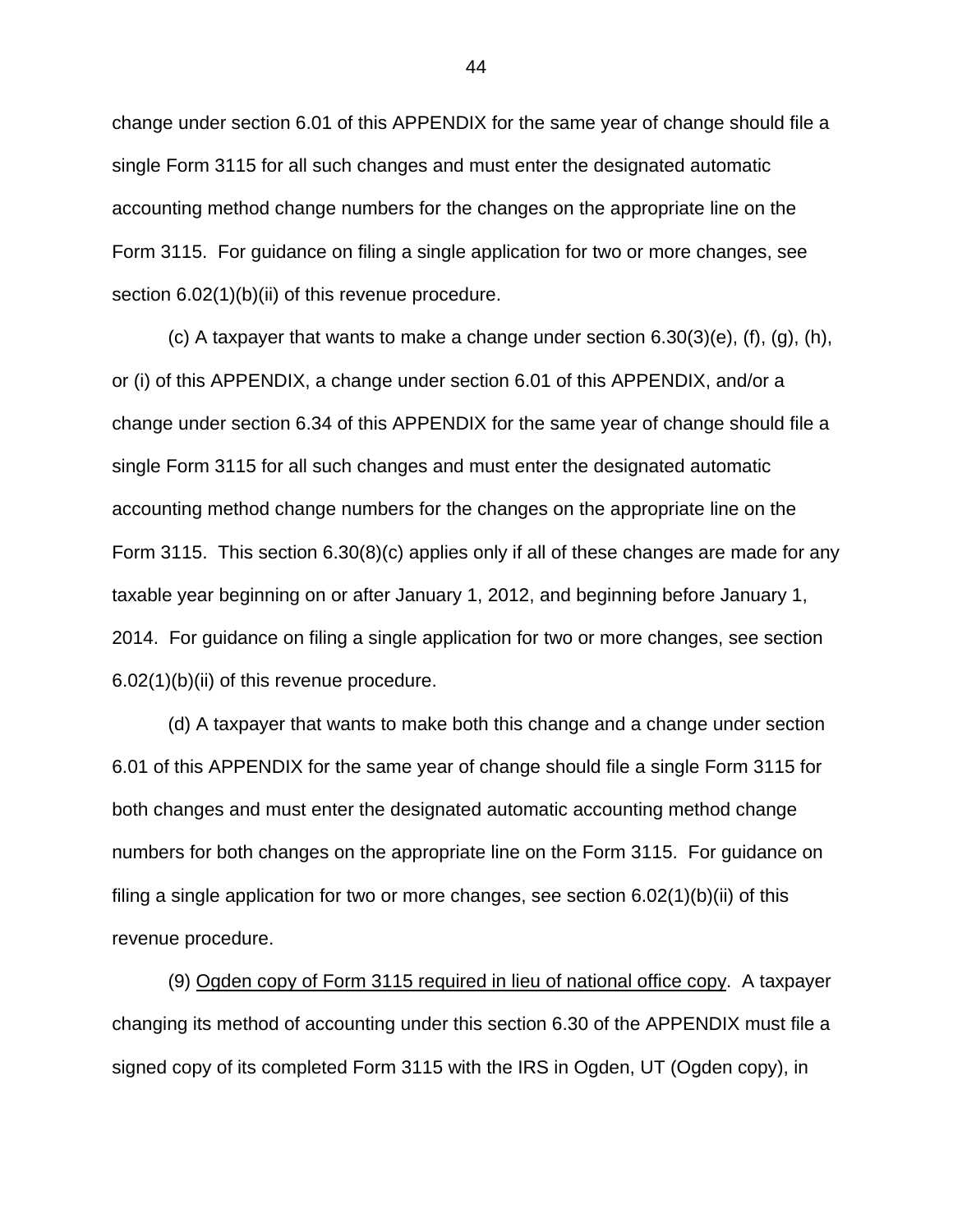change under section 6.01 of this APPENDIX for the same year of change should file a single Form 3115 for all such changes and must enter the designated automatic accounting method change numbers for the changes on the appropriate line on the Form 3115. For guidance on filing a single application for two or more changes, see section 6.02(1)(b)(ii) of this revenue procedure.

(c) A taxpayer that wants to make a change under section 6.30(3)(e), (f), (g), (h), or (i) of this APPENDIX, a change under section 6.01 of this APPENDIX, and/or a change under section 6.34 of this APPENDIX for the same year of change should file a single Form 3115 for all such changes and must enter the designated automatic accounting method change numbers for the changes on the appropriate line on the Form 3115. This section 6.30(8)(c) applies only if all of these changes are made for any taxable year beginning on or after January 1, 2012, and beginning before January 1, 2014. For guidance on filing a single application for two or more changes, see section 6.02(1)(b)(ii) of this revenue procedure.

(d) A taxpayer that wants to make both this change and a change under section 6.01 of this APPENDIX for the same year of change should file a single Form 3115 for both changes and must enter the designated automatic accounting method change numbers for both changes on the appropriate line on the Form 3115. For guidance on filing a single application for two or more changes, see section 6.02(1)(b)(ii) of this revenue procedure.

(9) Ogden copy of Form 3115 required in lieu of national office copy. A taxpayer changing its method of accounting under this section 6.30 of the APPENDIX must file a signed copy of its completed Form 3115 with the IRS in Ogden, UT (Ogden copy), in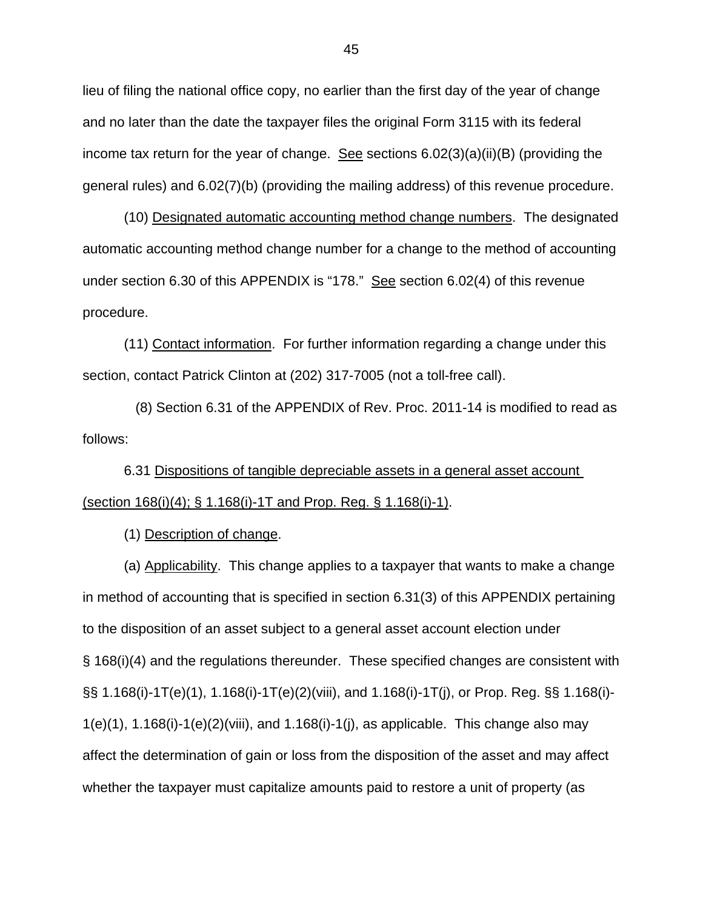lieu of filing the national office copy, no earlier than the first day of the year of change and no later than the date the taxpayer files the original Form 3115 with its federal income tax return for the year of change. See sections 6.02(3)(a)(ii)(B) (providing the general rules) and 6.02(7)(b) (providing the mailing address) of this revenue procedure.

(10) Designated automatic accounting method change numbers. The designated automatic accounting method change number for a change to the method of accounting under section 6.30 of this APPENDIX is "178." See section 6.02(4) of this revenue procedure.

(11) Contact information. For further information regarding a change under this section, contact Patrick Clinton at (202) 317-7005 (not a toll-free call).

(8) Section 6.31 of the APPENDIX of Rev. Proc. 2011-14 is modified to read as follows:

6.31 Dispositions of tangible depreciable assets in a general asset account (section 168(i)(4); § 1.168(i)-1T and Prop. Reg. § 1.168(i)-1).

(1) Description of change.

(a) Applicability. This change applies to a taxpayer that wants to make a change in method of accounting that is specified in section 6.31(3) of this APPENDIX pertaining to the disposition of an asset subject to a general asset account election under § 168(i)(4) and the regulations thereunder. These specified changes are consistent with §§ 1.168(i)-1T(e)(1), 1.168(i)-1T(e)(2)(viii), and 1.168(i)-1T(j), or Prop. Reg. §§ 1.168(i)-1(e)(1), 1.168(i)-1(e)(2)(viii), and 1.168(i)-1(j), as applicable. This change also may affect the determination of gain or loss from the disposition of the asset and may affect whether the taxpayer must capitalize amounts paid to restore a unit of property (as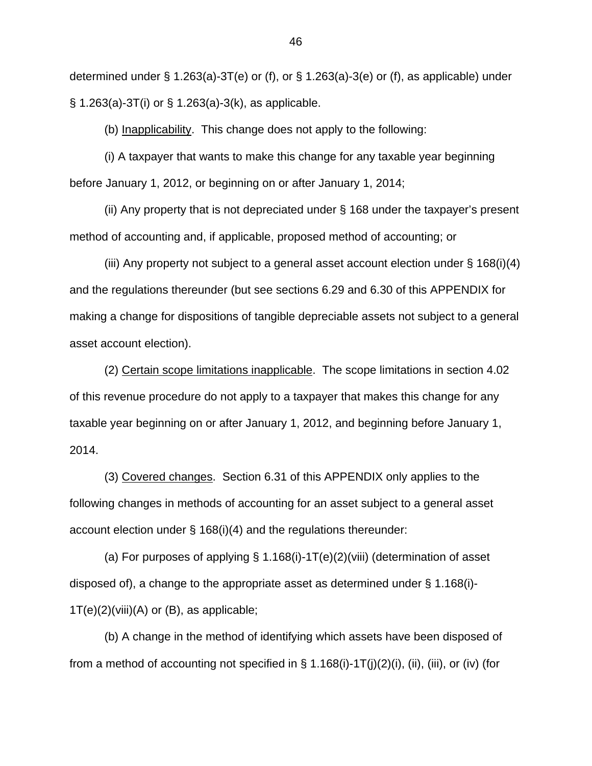determined under § 1.263(a)-3T(e) or (f), or § 1.263(a)-3(e) or (f), as applicable) under § 1.263(a)-3T(i) or § 1.263(a)-3(k), as applicable.

(b) Inapplicability. This change does not apply to the following:

(i) A taxpayer that wants to make this change for any taxable year beginning before January 1, 2012, or beginning on or after January 1, 2014;

(ii) Any property that is not depreciated under § 168 under the taxpayer's present method of accounting and, if applicable, proposed method of accounting; or

(iii) Any property not subject to a general asset account election under § 168(i)(4) and the regulations thereunder (but see sections 6.29 and 6.30 of this APPENDIX for making a change for dispositions of tangible depreciable assets not subject to a general asset account election).

(2) Certain scope limitations inapplicable. The scope limitations in section 4.02 of this revenue procedure do not apply to a taxpayer that makes this change for any taxable year beginning on or after January 1, 2012, and beginning before January 1, 2014.

(3) Covered changes. Section 6.31 of this APPENDIX only applies to the following changes in methods of accounting for an asset subject to a general asset account election under § 168(i)(4) and the regulations thereunder:

(a) For purposes of applying § 1.168(i)-1T(e)(2)(viii) (determination of asset disposed of), a change to the appropriate asset as determined under § 1.168(i)-1T(e)(2)(viii)(A) or (B), as applicable;

(b) A change in the method of identifying which assets have been disposed of from a method of accounting not specified in § 1.168(i)-1T(j)(2)(i), (ii), (iii), or (iv) (for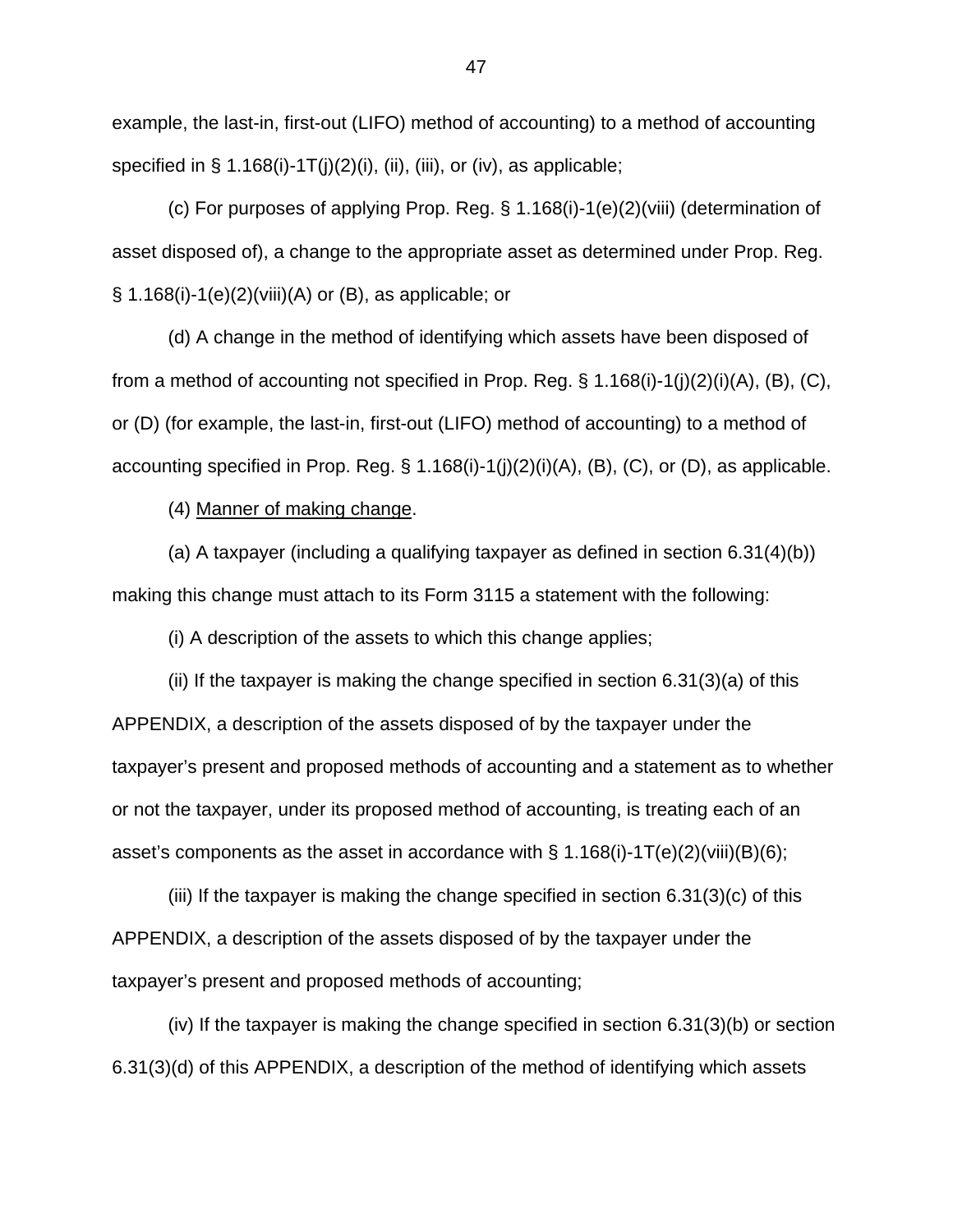example, the last-in, first-out (LIFO) method of accounting) to a method of accounting specified in § 1.168(i)-1T(j)(2)(i), (ii), (iii), or (iv), as applicable;

(c) For purposes of applying Prop. Reg. § 1.168(i)-1(e)(2)(viii) (determination of asset disposed of), a change to the appropriate asset as determined under Prop. Reg. § 1.168(i)-1(e)(2)(viii)(A) or (B), as applicable; or

(d) A change in the method of identifying which assets have been disposed of from a method of accounting not specified in Prop. Reg. § 1.168(i)-1(j)(2)(i)(A), (B), (C), or (D) (for example, the last-in, first-out (LIFO) method of accounting) to a method of accounting specified in Prop. Reg. § 1.168(i)-1(j)(2)(i)(A), (B), (C), or (D), as applicable.

(4) <u>Manner of making change</u>.

(a) A taxpayer (including a qualifying taxpayer as defined in section 6.31(4)(b)) making this change must attach to its Form 3115 a statement with the following:

(i) A description of the assets to which this change applies;

(ii) If the taxpayer is making the change specified in section 6.31(3)(a) of this APPENDIX, a description of the assets disposed of by the taxpayer under the taxpayer's present and proposed methods of accounting and a statement as to whether or not the taxpayer, under its proposed method of accounting, is treating each of an asset's components as the asset in accordance with § 1.168(i)-1T(e)(2)(viii)(B)(6);

(iii) If the taxpayer is making the change specified in section 6.31(3)(c) of this APPENDIX, a description of the assets disposed of by the taxpayer under the taxpayer's present and proposed methods of accounting;

(iv) If the taxpayer is making the change specified in section 6.31(3)(b) or section 6.31(3)(d) of this APPENDIX, a description of the method of identifying which assets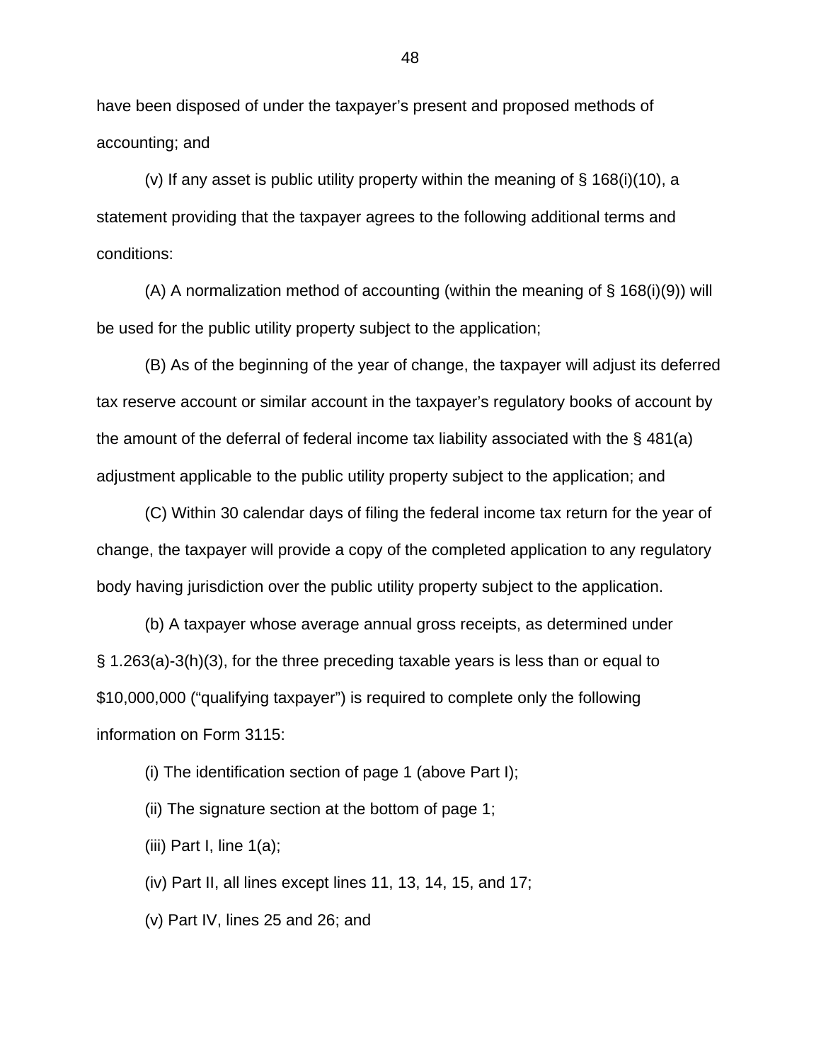have been disposed of under the taxpayer's present and proposed methods of accounting; and

(v) If any asset is public utility property within the meaning of § 168(i)(10), a statement providing that the taxpayer agrees to the following additional terms and conditions:

(A) A normalization method of accounting (within the meaning of § 168(i)(9)) will be used for the public utility property subject to the application;

(B) As of the beginning of the year of change, the taxpayer will adjust its deferred tax reserve account or similar account in the taxpayer's regulatory books of account by the amount of the deferral of federal income tax liability associated with the § 481(a) adjustment applicable to the public utility property subject to the application; and

(C) Within 30 calendar days of filing the federal income tax return for the year of change, the taxpayer will provide a copy of the completed application to any regulatory body having jurisdiction over the public utility property subject to the application.

(b) A taxpayer whose average annual gross receipts, as determined under § 1.263(a)-3(h)(3), for the three preceding taxable years is less than or equal to $10,000,000 ("qualifying taxpayer") is required to complete only the following information on Form 3115:

(i) The identification section of page 1 (above Part I);

(ii) The signature section at the bottom of page 1;

(iii) Part I, line 1(a);

(iv) Part II, all lines except lines 11, 13, 14, 15, and 17;

(v) Part IV, lines 25 and 26; and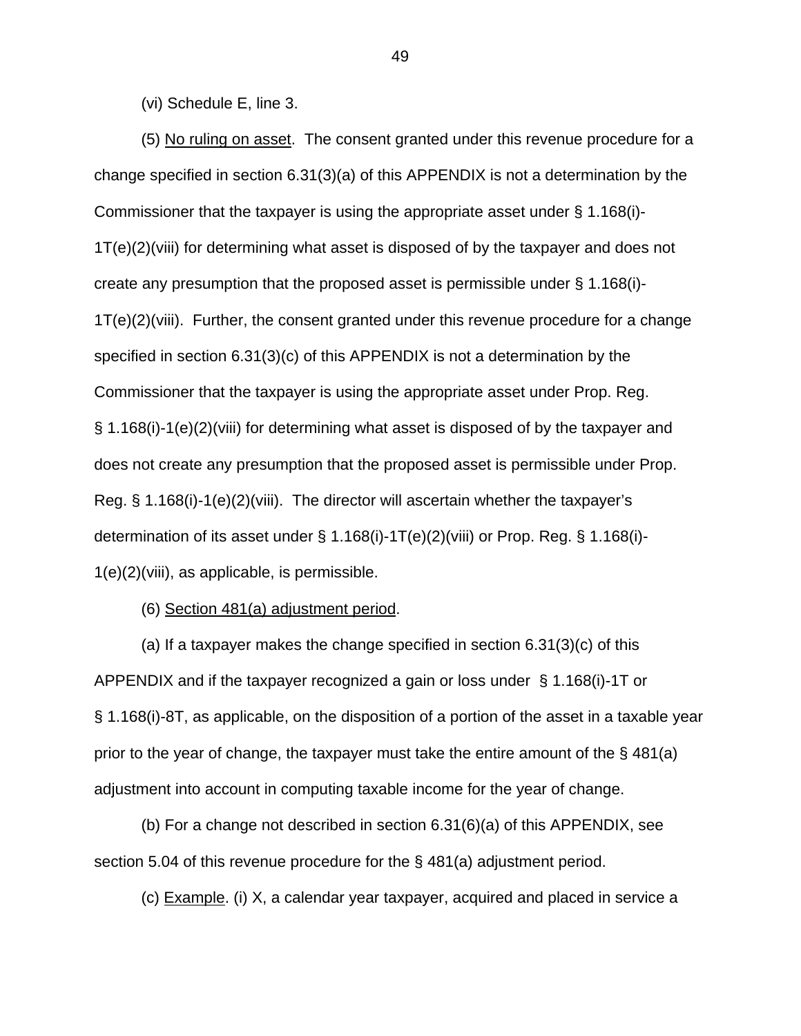(vi) Schedule E, line 3.

(5) No ruling on asset. The consent granted under this revenue procedure for a change specified in section 6.31(3)(a) of this APPENDIX is not a determination by the Commissioner that the taxpayer is using the appropriate asset under § 1.168(i)-1T(e)(2)(viii) for determining what asset is disposed of by the taxpayer and does not create any presumption that the proposed asset is permissible under § 1.168(i)-1T(e)(2)(viii). Further, the consent granted under this revenue procedure for a change specified in section 6.31(3)(c) of this APPENDIX is not a determination by the Commissioner that the taxpayer is using the appropriate asset under Prop. Reg. § 1.168(i)-1(e)(2)(viii) for determining what asset is disposed of by the taxpayer and does not create any presumption that the proposed asset is permissible under Prop. Reg. § 1.168(i)-1(e)(2)(viii). The director will ascertain whether the taxpayer's determination of its asset under § 1.168(i)-1T(e)(2)(viii) or Prop. Reg. § 1.168(i)-1(e)(2)(viii), as applicable, is permissible.

(6) Section 481(a) adjustment period.

(a) If a taxpayer makes the change specified in section 6.31(3)(c) of this APPENDIX and if the taxpayer recognized a gain or loss under § 1.168(i)-1T or § 1.168(i)-8T, as applicable, on the disposition of a portion of the asset in a taxable year prior to the year of change, the taxpayer must take the entire amount of the § 481(a) adjustment into account in computing taxable income for the year of change.

(b) For a change not described in section 6.31(6)(a) of this APPENDIX, see section 5.04 of this revenue procedure for the § 481(a) adjustment period.

(c) Example. (i) X, a calendar year taxpayer, acquired and placed in service a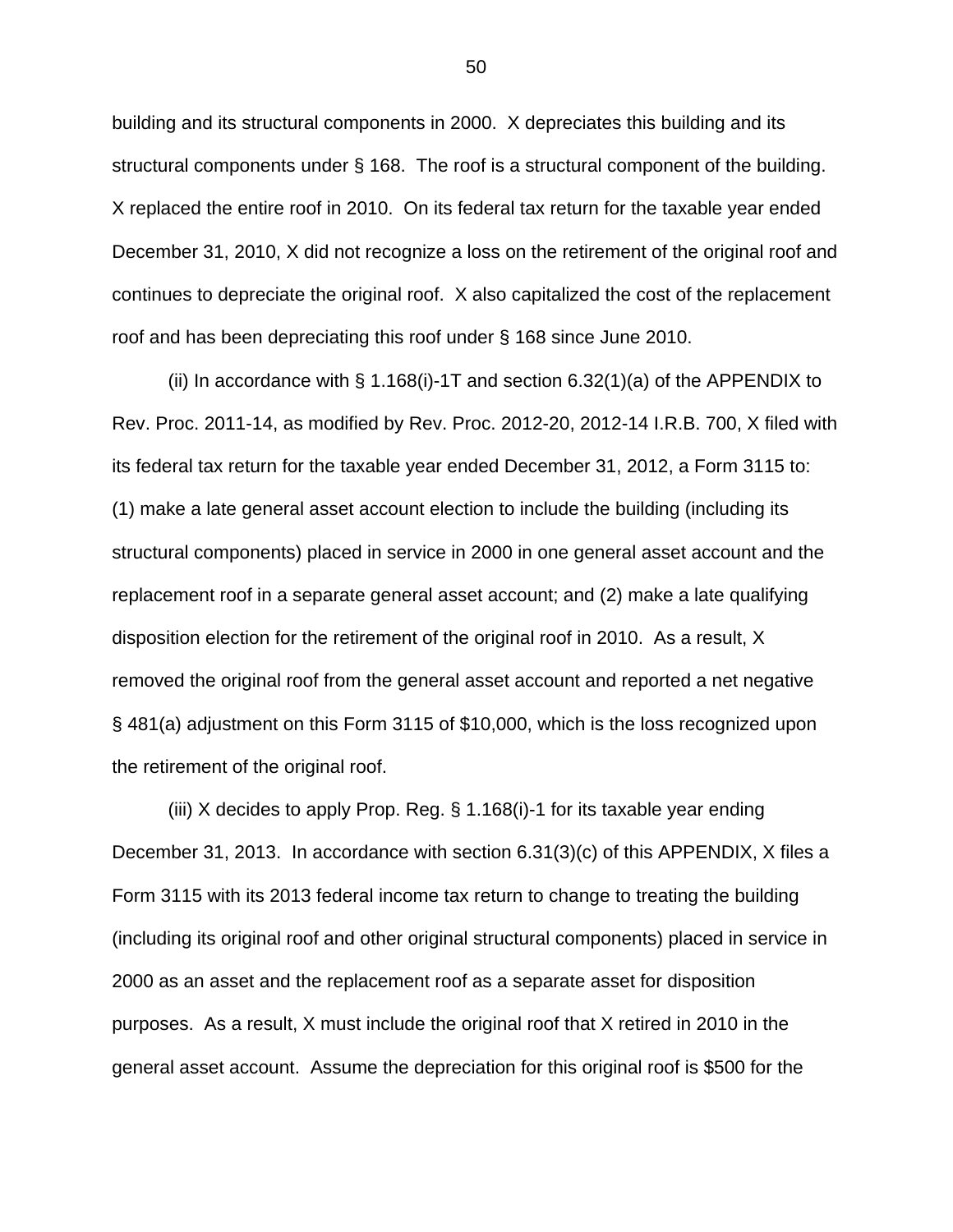building and its structural components in 2000. X depreciates this building and its structural components under § 168. The roof is a structural component of the building. X replaced the entire roof in 2010. On its federal tax return for the taxable year ended December 31, 2010, X did not recognize a loss on the retirement of the original roof and continues to depreciate the original roof. X also capitalized the cost of the replacement roof and has been depreciating this roof under § 168 since June 2010.

(ii) In accordance with § 1.168(i)-1T and section 6.32(1)(a) of the APPENDIX to Rev. Proc. 2011-14, as modified by Rev. Proc. 2012-20, 2012-14 I.R.B. 700, X filed with its federal tax return for the taxable year ended December 31, 2012, a Form 3115 to: (1) make a late general asset account election to include the building (including its structural components) placed in service in 2000 in one general asset account and the replacement roof in a separate general asset account; and (2) make a late qualifying disposition election for the retirement of the original roof in 2010. As a result, X removed the original roof from the general asset account and reported a net negative § 481(a) adjustment on this Form 3115 of $10,000, which is the loss recognized upon the retirement of the original roof.

(iii) X decides to apply Prop. Reg. § 1.168(i)-1 for its taxable year ending December 31, 2013. In accordance with section 6.31(3)(c) of this APPENDIX, X files a Form 3115 with its 2013 federal income tax return to change to treating the building (including its original roof and other original structural components) placed in service in 2000 as an asset and the replacement roof as a separate asset for disposition purposes. As a result, X must include the original roof that X retired in 2010 in the general asset account. Assume the depreciation for this original roof is $500 for the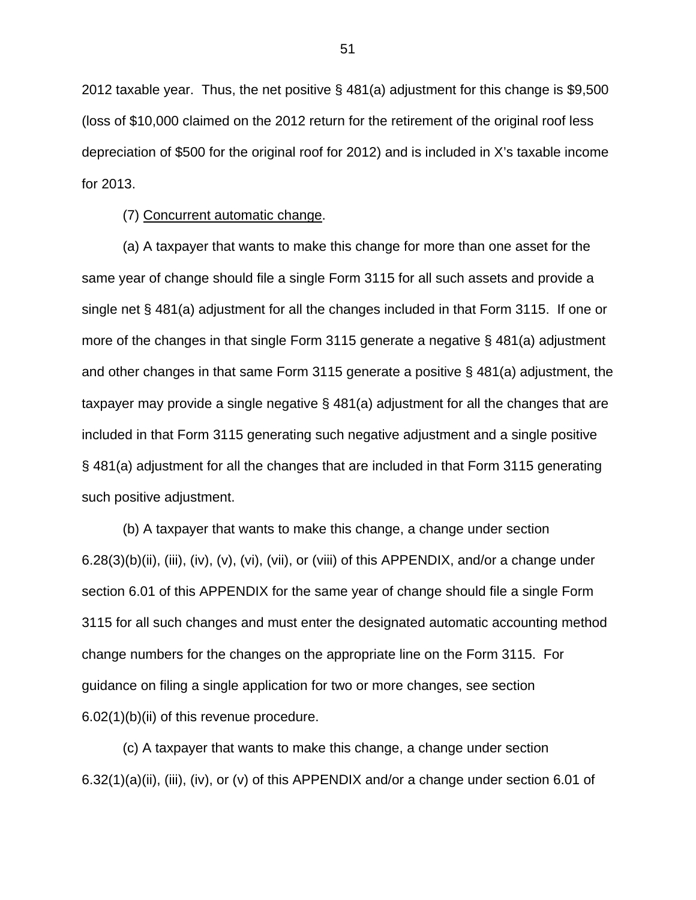2012 taxable year. Thus, the net positive § 481(a) adjustment for this change is $9,500 (loss of $10,000 claimed on the 2012 return for the retirement of the original roof less depreciation of $500 for the original roof for 2012) and is included in X's taxable income for 2013.

(7) Concurrent automatic change.

(a) A taxpayer that wants to make this change for more than one asset for the same year of change should file a single Form 3115 for all such assets and provide a single net § 481(a) adjustment for all the changes included in that Form 3115. If one or more of the changes in that single Form 3115 generate a negative § 481(a) adjustment and other changes in that same Form 3115 generate a positive § 481(a) adjustment, the taxpayer may provide a single negative § 481(a) adjustment for all the changes that are included in that Form 3115 generating such negative adjustment and a single positive § 481(a) adjustment for all the changes that are included in that Form 3115 generating such positive adjustment.

(b) A taxpayer that wants to make this change, a change under section 6.28(3)(b)(ii), (iii), (iv), (v), (vi), (vii), or (viii) of this APPENDIX, and/or a change under section 6.01 of this APPENDIX for the same year of change should file a single Form 3115 for all such changes and must enter the designated automatic accounting method change numbers for the changes on the appropriate line on the Form 3115. For guidance on filing a single application for two or more changes, see section 6.02(1)(b)(ii) of this revenue procedure.

(c) A taxpayer that wants to make this change, a change under section 6.32(1)(a)(ii), (iii), (iv), or (v) of this APPENDIX and/or a change under section 6.01 of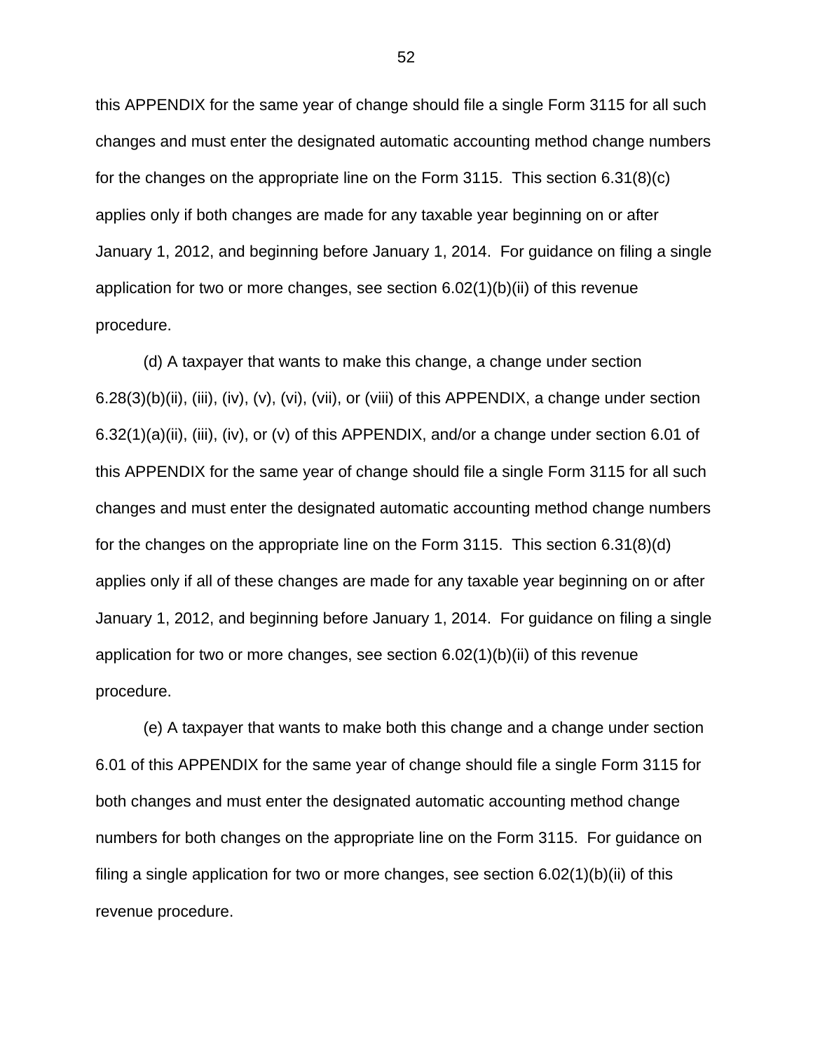this APPENDIX for the same year of change should file a single Form 3115 for all such changes and must enter the designated automatic accounting method change numbers for the changes on the appropriate line on the Form 3115. This section 6.31(8)(c) applies only if both changes are made for any taxable year beginning on or after January 1, 2012, and beginning before January 1, 2014. For guidance on filing a single application for two or more changes, see section 6.02(1)(b)(ii) of this revenue procedure.

(d) A taxpayer that wants to make this change, a change under section 6.28(3)(b)(ii), (iii), (iv), (v), (vi), (vii), or (viii) of this APPENDIX, a change under section 6.32(1)(a)(ii), (iii), (iv), or (v) of this APPENDIX, and/or a change under section 6.01 of this APPENDIX for the same year of change should file a single Form 3115 for all such changes and must enter the designated automatic accounting method change numbers for the changes on the appropriate line on the Form 3115. This section 6.31(8)(d) applies only if all of these changes are made for any taxable year beginning on or after January 1, 2012, and beginning before January 1, 2014. For guidance on filing a single application for two or more changes, see section 6.02(1)(b)(ii) of this revenue procedure.

(e) A taxpayer that wants to make both this change and a change under section 6.01 of this APPENDIX for the same year of change should file a single Form 3115 for both changes and must enter the designated automatic accounting method change numbers for both changes on the appropriate line on the Form 3115. For guidance on filing a single application for two or more changes, see section 6.02(1)(b)(ii) of this revenue procedure.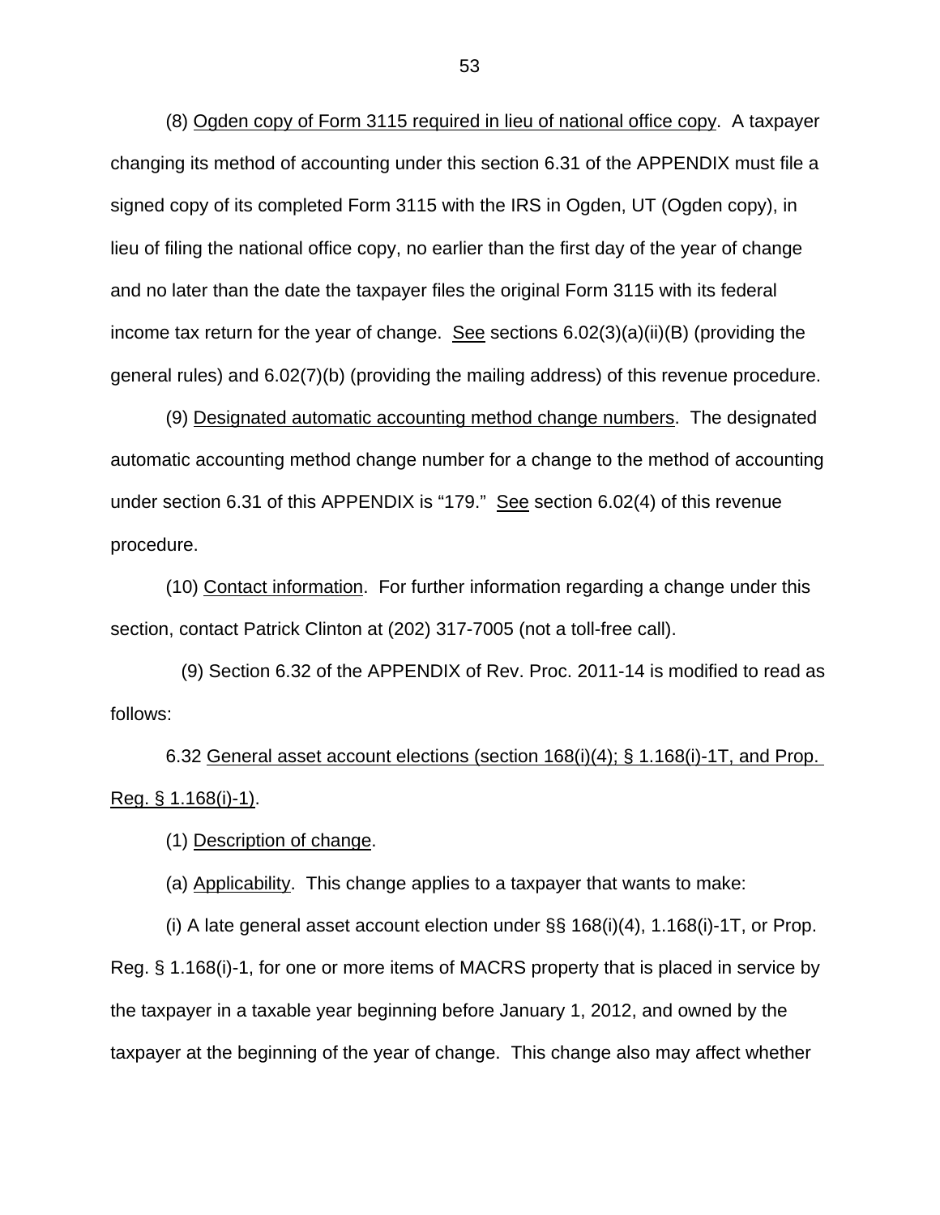(8) Ogden copy of Form 3115 required in lieu of national office copy. A taxpayer changing its method of accounting under this section 6.31 of the APPENDIX must file a signed copy of its completed Form 3115 with the IRS in Ogden, UT (Ogden copy), in lieu of filing the national office copy, no earlier than the first day of the year of change and no later than the date the taxpayer files the original Form 3115 with its federal income tax return for the year of change. See sections 6.02(3)(a)(ii)(B) (providing the general rules) and 6.02(7)(b) (providing the mailing address) of this revenue procedure.

(9) Designated automatic accounting method change numbers. The designated automatic accounting method change number for a change to the method of accounting under section 6.31 of this APPENDIX is "179." See section 6.02(4) of this revenue procedure.

(10) Contact information. For further information regarding a change under this section, contact Patrick Clinton at (202) 317-7005 (not a toll-free call).

(9) Section 6.32 of the APPENDIX of Rev. Proc. 2011-14 is modified to read as follows:

6.32 General asset account elections (section 168(i)(4); § 1.168(i)-1T, and Prop. Reg. § 1.168(i)-1).

(1) Description of change.

(a) Applicability. This change applies to a taxpayer that wants to make:

(i) A late general asset account election under §§ 168(i)(4), 1.168(i)-1T, or Prop. Reg. § 1.168(i)-1, for one or more items of MACRS property that is placed in service by the taxpayer in a taxable year beginning before January 1, 2012, and owned by the taxpayer at the beginning of the year of change. This change also may affect whether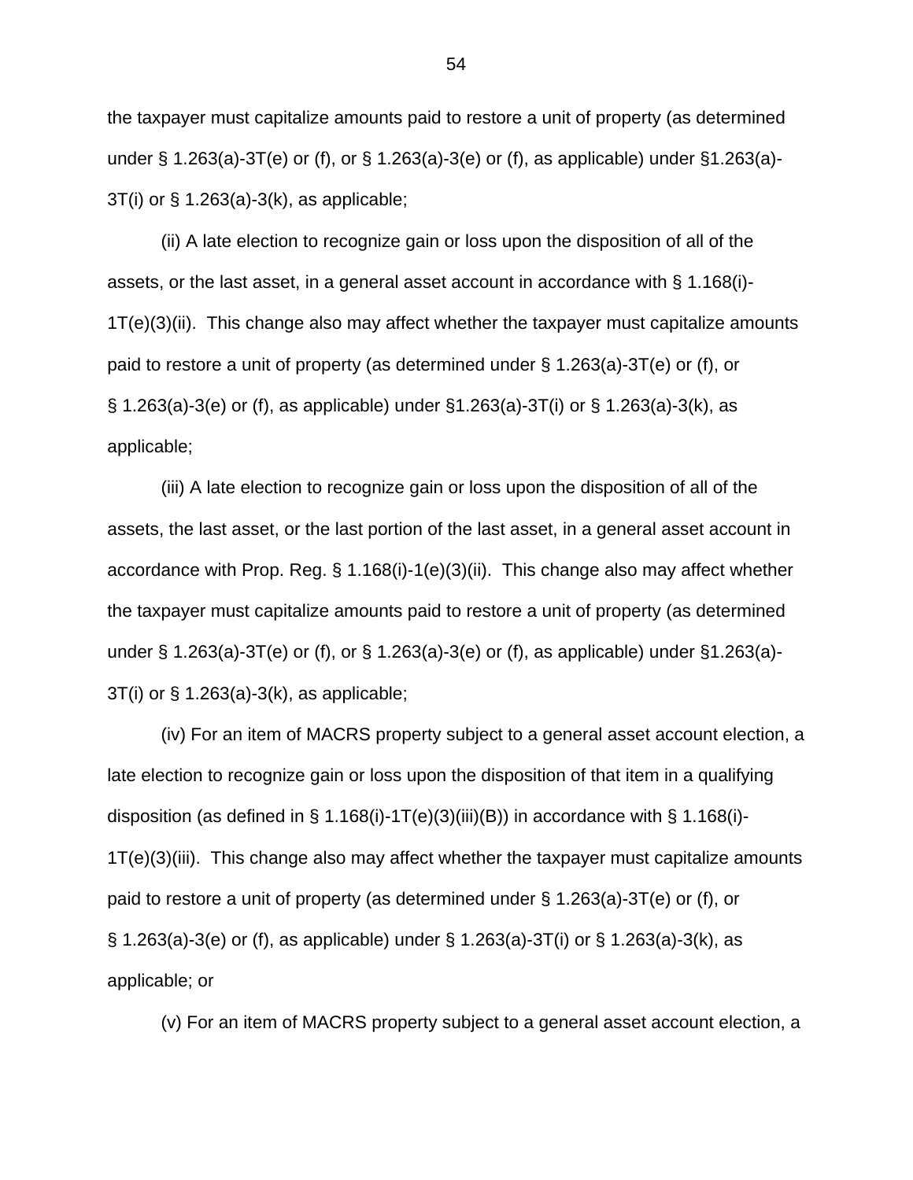the taxpayer must capitalize amounts paid to restore a unit of property (as determined under § 1.263(a)-3T(e) or (f), or § 1.263(a)-3(e) or (f), as applicable) under §1.263(a)-3T(i) or § 1.263(a)-3(k), as applicable;

(ii) A late election to recognize gain or loss upon the disposition of all of the assets, or the last asset, in a general asset account in accordance with § 1.168(i)-1T(e)(3)(ii). This change also may affect whether the taxpayer must capitalize amounts paid to restore a unit of property (as determined under § 1.263(a)-3T(e) or (f), or § 1.263(a)-3(e) or (f), as applicable) under §1.263(a)-3T(i) or § 1.263(a)-3(k), as applicable;

(iii) A late election to recognize gain or loss upon the disposition of all of the assets, the last asset, or the last portion of the last asset, in a general asset account in accordance with Prop. Reg. § 1.168(i)-1(e)(3)(ii). This change also may affect whether the taxpayer must capitalize amounts paid to restore a unit of property (as determined under § 1.263(a)-3T(e) or (f), or § 1.263(a)-3(e) or (f), as applicable) under §1.263(a)-3T(i) or § 1.263(a)-3(k), as applicable;

(iv) For an item of MACRS property subject to a general asset account election, a late election to recognize gain or loss upon the disposition of that item in a qualifying disposition (as defined in § 1.168(i)-1T(e)(3)(iii)(B)) in accordance with § 1.168(i)-1T(e)(3)(iii). This change also may affect whether the taxpayer must capitalize amounts paid to restore a unit of property (as determined under § 1.263(a)-3T(e) or (f), or § 1.263(a)-3(e) or (f), as applicable) under § 1.263(a)-3T(i) or § 1.263(a)-3(k), as applicable; or

(v) For an item of MACRS property subject to a general asset account election, a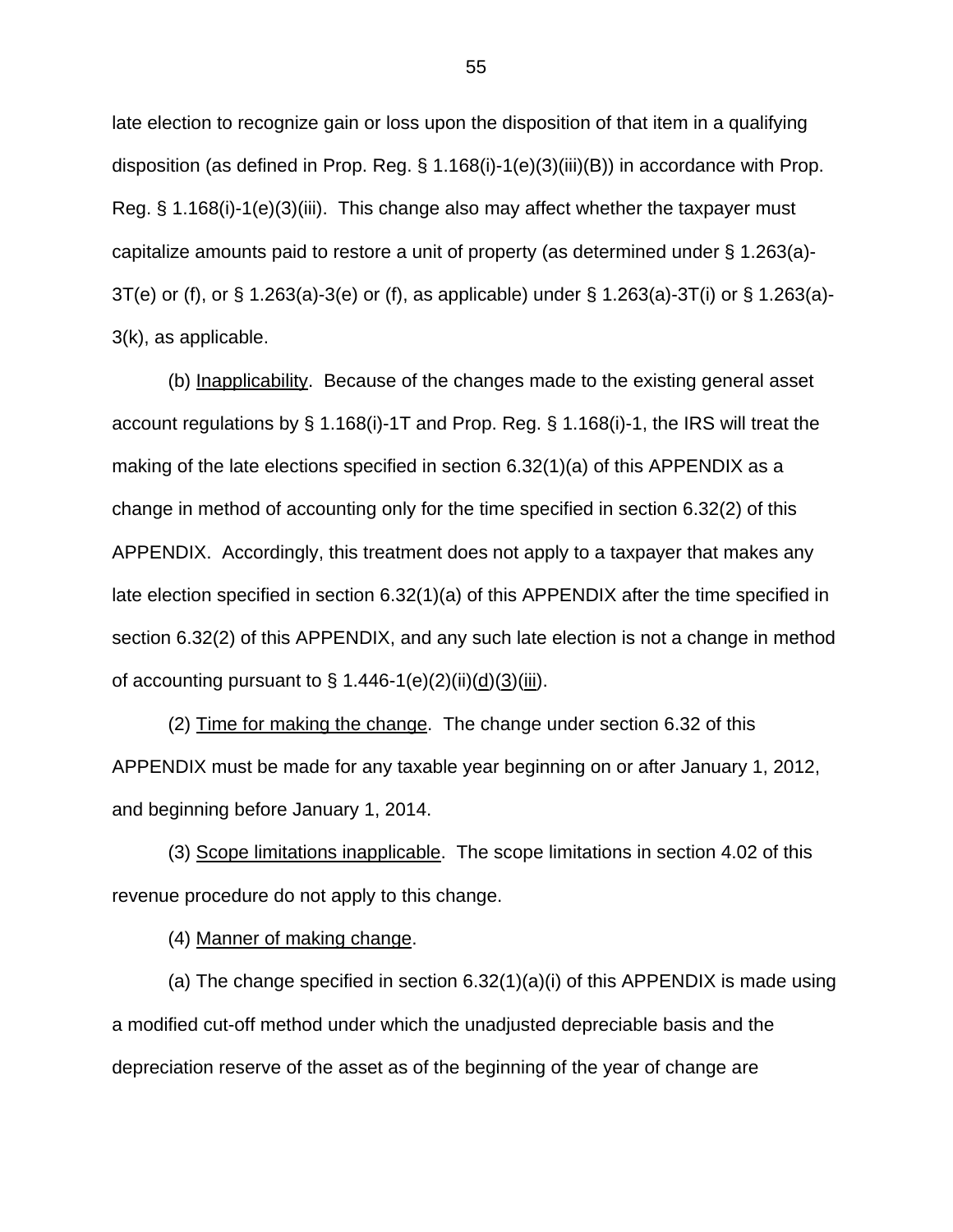late election to recognize gain or loss upon the disposition of that item in a qualifying disposition (as defined in Prop. Reg. § 1.168(i)-1(e)(3)(iii)(B)) in accordance with Prop. Reg. § 1.168(i)-1(e)(3)(iii). This change also may affect whether the taxpayer must capitalize amounts paid to restore a unit of property (as determined under § 1.263(a)-3T(e) or (f), or § 1.263(a)-3(e) or (f), as applicable) under § 1.263(a)-3T(i) or § 1.263(a)-3(k), as applicable.

(b) Inapplicability. Because of the changes made to the existing general asset account regulations by § 1.168(i)-1T and Prop. Reg. § 1.168(i)-1, the IRS will treat the making of the late elections specified in section 6.32(1)(a) of this APPENDIX as a change in method of accounting only for the time specified in section 6.32(2) of this APPENDIX. Accordingly, this treatment does not apply to a taxpayer that makes any late election specified in section 6.32(1)(a) of this APPENDIX after the time specified in section 6.32(2) of this APPENDIX, and any such late election is not a change in method of accounting pursuant to § 1.446-1(e)(2)(ii)(d)(3)(iii).

(2) Time for making the change. The change under section 6.32 of this APPENDIX must be made for any taxable year beginning on or after January 1, 2012, and beginning before January 1, 2014.

(3) Scope limitations inapplicable. The scope limitations in section 4.02 of this revenue procedure do not apply to this change.

(4) Manner of making change.

(a) The change specified in section 6.32(1)(a)(i) of this APPENDIX is made using a modified cut-off method under which the unadjusted depreciable basis and the depreciation reserve of the asset as of the beginning of the year of change are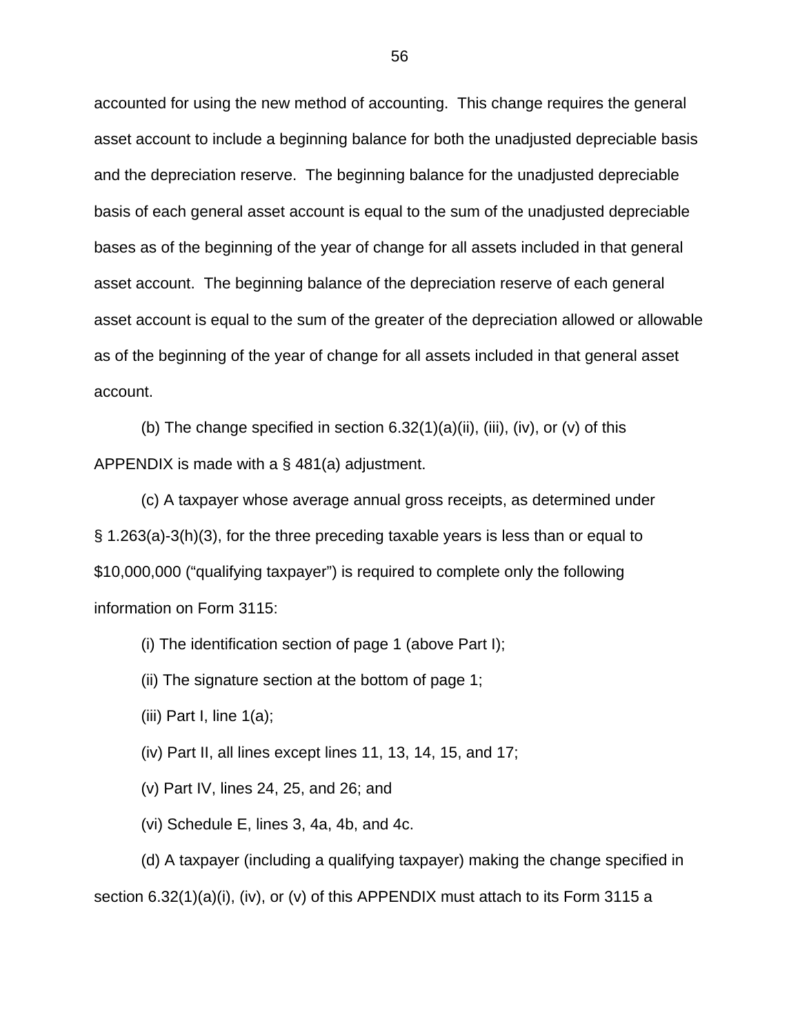accounted for using the new method of accounting. This change requires the general asset account to include a beginning balance for both the unadjusted depreciable basis and the depreciation reserve. The beginning balance for the unadjusted depreciable basis of each general asset account is equal to the sum of the unadjusted depreciable bases as of the beginning of the year of change for all assets included in that general asset account. The beginning balance of the depreciation reserve of each general asset account is equal to the sum of the greater of the depreciation allowed or allowable as of the beginning of the year of change for all assets included in that general asset account.

(b) The change specified in section 6.32(1)(a)(ii), (iii), (iv), or (v) of this APPENDIX is made with a § 481(a) adjustment.

(c) A taxpayer whose average annual gross receipts, as determined under § 1.263(a)-3(h)(3), for the three preceding taxable years is less than or equal to $10,000,000 ("qualifying taxpayer") is required to complete only the following information on Form 3115:

(i) The identification section of page 1 (above Part I);

(ii) The signature section at the bottom of page 1;

(iii) Part I, line 1(a);

(iv) Part II, all lines except lines 11, 13, 14, 15, and 17;

(v) Part IV, lines 24, 25, and 26; and

(vi) Schedule E, lines 3, 4a, 4b, and 4c.

(d) A taxpayer (including a qualifying taxpayer) making the change specified in section 6.32(1)(a)(i), (iv), or (v) of this APPENDIX must attach to its Form 3115 a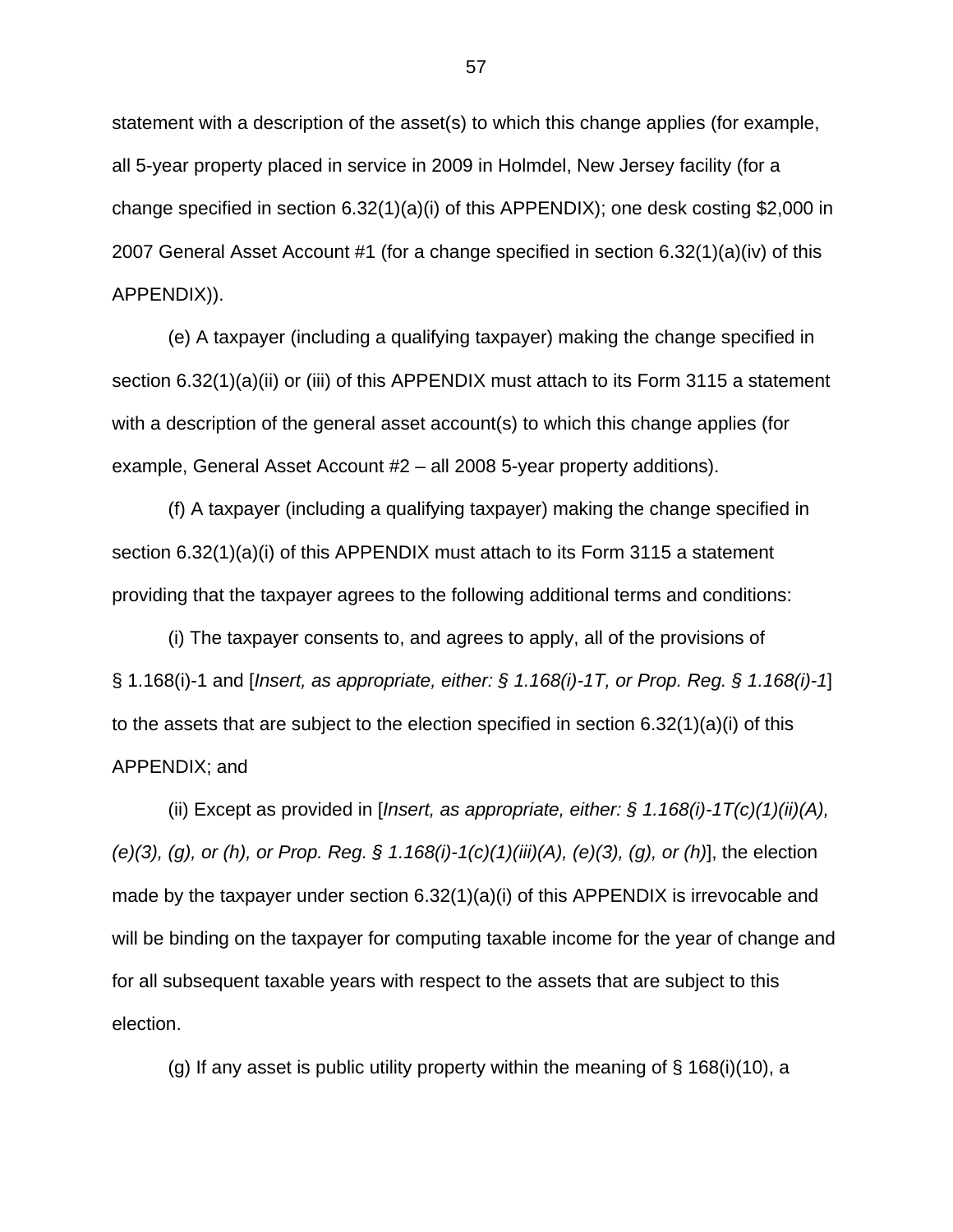statement with a description of the asset(s) to which this change applies (for example, all 5-year property placed in service in 2009 in Holmdel, New Jersey facility (for a change specified in section 6.32(1)(a)(i) of this APPENDIX); one desk costing $2,000 in 2007 General Asset Account #1 (for a change specified in section 6.32(1)(a)(iv) of this APPENDIX)).

(e) A taxpayer (including a qualifying taxpayer) making the change specified in section 6.32(1)(a)(ii) or (iii) of this APPENDIX must attach to its Form 3115 a statement with a description of the general asset account(s) to which this change applies (for example, General Asset Account #2 – all 2008 5-year property additions).

(f) A taxpayer (including a qualifying taxpayer) making the change specified in section 6.32(1)(a)(i) of this APPENDIX must attach to its Form 3115 a statement providing that the taxpayer agrees to the following additional terms and conditions:

(i) The taxpayer consents to, and agrees to apply, all of the provisions of § 1.168(i)-1 and [*Insert, as appropriate, either: § 1.168(i)-1T, or Prop. Reg. § 1.168(i)-1*] to the assets that are subject to the election specified in section 6.32(1)(a)(i) of this APPENDIX; and

(ii) Except as provided in [*Insert, as appropriate, either: § 1.168(i)-1T(c)(1)(ii)(A), (e)(3), (g), or (h), or Prop. Reg. § 1.168(i)-1(c)(1)(iii)(A), (e)(3), (g), or (h)*], the election made by the taxpayer under section 6.32(1)(a)(i) of this APPENDIX is irrevocable and will be binding on the taxpayer for computing taxable income for the year of change and for all subsequent taxable years with respect to the assets that are subject to this election.

(g) If any asset is public utility property within the meaning of § 168(i)(10), a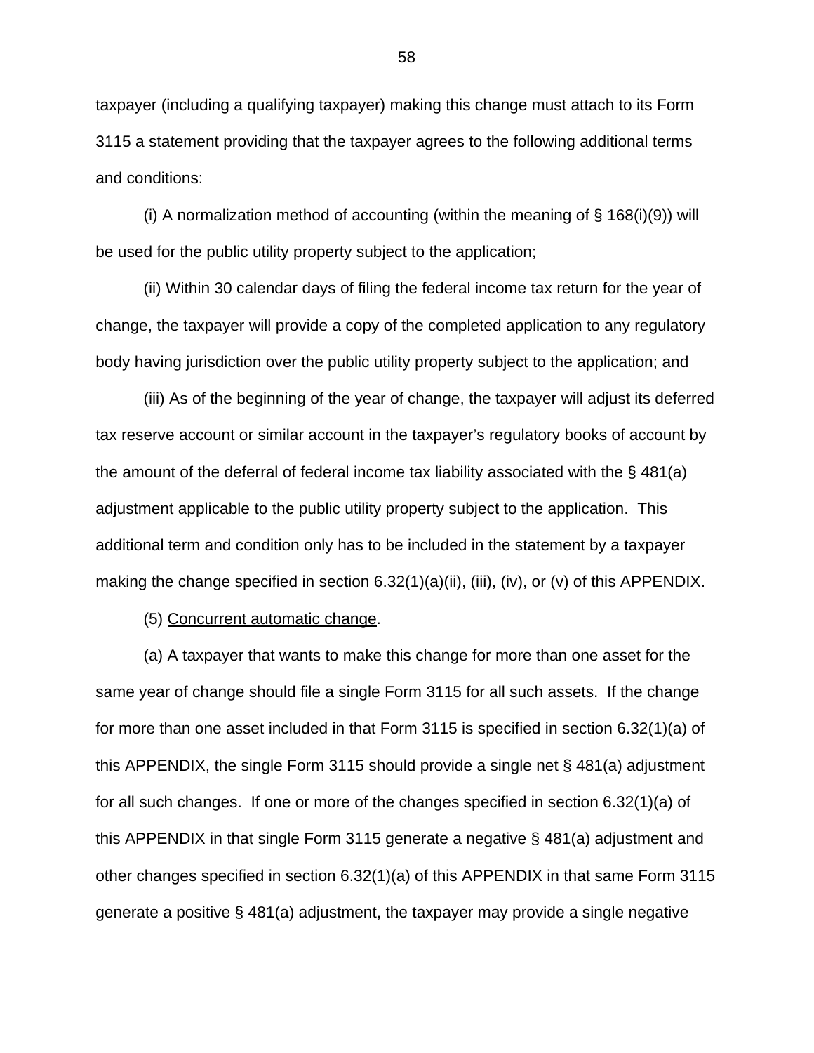taxpayer (including a qualifying taxpayer) making this change must attach to its Form 3115 a statement providing that the taxpayer agrees to the following additional terms and conditions:

(i) A normalization method of accounting (within the meaning of § 168(i)(9)) will be used for the public utility property subject to the application;

(ii) Within 30 calendar days of filing the federal income tax return for the year of change, the taxpayer will provide a copy of the completed application to any regulatory body having jurisdiction over the public utility property subject to the application; and

(iii) As of the beginning of the year of change, the taxpayer will adjust its deferred tax reserve account or similar account in the taxpayer's regulatory books of account by the amount of the deferral of federal income tax liability associated with the § 481(a) adjustment applicable to the public utility property subject to the application. This additional term and condition only has to be included in the statement by a taxpayer making the change specified in section 6.32(1)(a)(ii), (iii), (iv), or (v) of this APPENDIX.

(5) Concurrent automatic change.

(a) A taxpayer that wants to make this change for more than one asset for the same year of change should file a single Form 3115 for all such assets. If the change for more than one asset included in that Form 3115 is specified in section 6.32(1)(a) of this APPENDIX, the single Form 3115 should provide a single net § 481(a) adjustment for all such changes. If one or more of the changes specified in section 6.32(1)(a) of this APPENDIX in that single Form 3115 generate a negative § 481(a) adjustment and other changes specified in section 6.32(1)(a) of this APPENDIX in that same Form 3115 generate a positive § 481(a) adjustment, the taxpayer may provide a single negative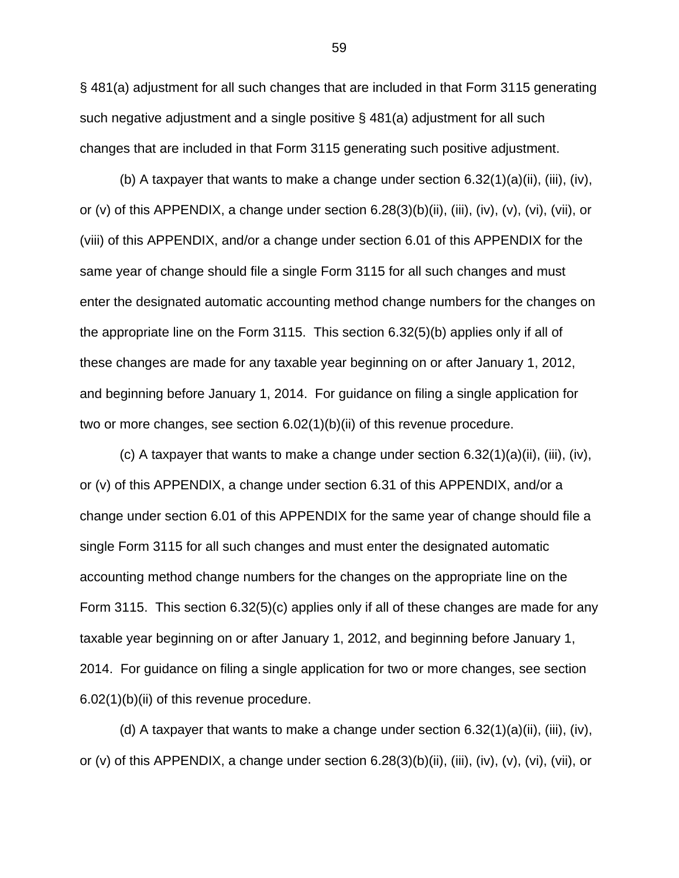§ 481(a) adjustment for all such changes that are included in that Form 3115 generating such negative adjustment and a single positive § 481(a) adjustment for all such changes that are included in that Form 3115 generating such positive adjustment.

(b) A taxpayer that wants to make a change under section 6.32(1)(a)(ii), (iii), (iv), or (v) of this APPENDIX, a change under section 6.28(3)(b)(ii), (iii), (iv), (v), (vi), (vii), or (viii) of this APPENDIX, and/or a change under section 6.01 of this APPENDIX for the same year of change should file a single Form 3115 for all such changes and must enter the designated automatic accounting method change numbers for the changes on the appropriate line on the Form 3115. This section 6.32(5)(b) applies only if all of these changes are made for any taxable year beginning on or after January 1, 2012, and beginning before January 1, 2014. For guidance on filing a single application for two or more changes, see section 6.02(1)(b)(ii) of this revenue procedure.

(c) A taxpayer that wants to make a change under section 6.32(1)(a)(ii), (iii), (iv), or (v) of this APPENDIX, a change under section 6.31 of this APPENDIX, and/or a change under section 6.01 of this APPENDIX for the same year of change should file a single Form 3115 for all such changes and must enter the designated automatic accounting method change numbers for the changes on the appropriate line on the Form 3115. This section 6.32(5)(c) applies only if all of these changes are made for any taxable year beginning on or after January 1, 2012, and beginning before January 1, 2014. For guidance on filing a single application for two or more changes, see section 6.02(1)(b)(ii) of this revenue procedure.

(d) A taxpayer that wants to make a change under section 6.32(1)(a)(ii), (iii), (iv), or (v) of this APPENDIX, a change under section 6.28(3)(b)(ii), (iii), (iv), (v), (vi), (vii), or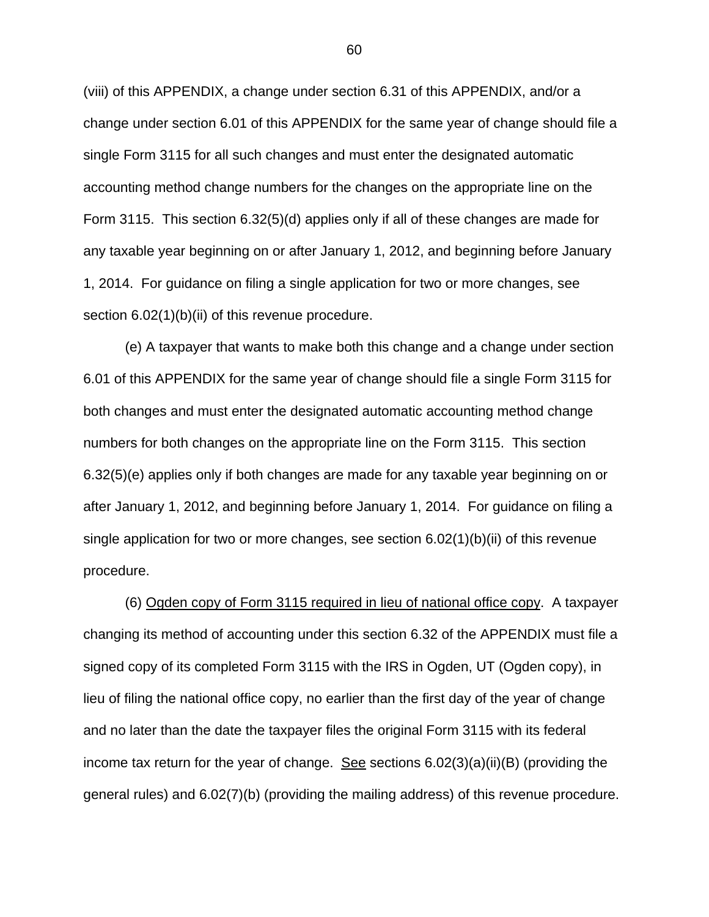(viii) of this APPENDIX, a change under section 6.31 of this APPENDIX, and/or a change under section 6.01 of this APPENDIX for the same year of change should file a single Form 3115 for all such changes and must enter the designated automatic accounting method change numbers for the changes on the appropriate line on the Form 3115. This section 6.32(5)(d) applies only if all of these changes are made for any taxable year beginning on or after January 1, 2012, and beginning before January 1, 2014. For guidance on filing a single application for two or more changes, see section 6.02(1)(b)(ii) of this revenue procedure.

(e) A taxpayer that wants to make both this change and a change under section 6.01 of this APPENDIX for the same year of change should file a single Form 3115 for both changes and must enter the designated automatic accounting method change numbers for both changes on the appropriate line on the Form 3115. This section 6.32(5)(e) applies only if both changes are made for any taxable year beginning on or after January 1, 2012, and beginning before January 1, 2014. For guidance on filing a single application for two or more changes, see section 6.02(1)(b)(ii) of this revenue procedure.

(6) Ogden copy of Form 3115 required in lieu of national office copy. A taxpayer changing its method of accounting under this section 6.32 of the APPENDIX must file a signed copy of its completed Form 3115 with the IRS in Ogden, UT (Ogden copy), in lieu of filing the national office copy, no earlier than the first day of the year of change and no later than the date the taxpayer files the original Form 3115 with its federal income tax return for the year of change. See sections 6.02(3)(a)(ii)(B) (providing the general rules) and 6.02(7)(b) (providing the mailing address) of this revenue procedure.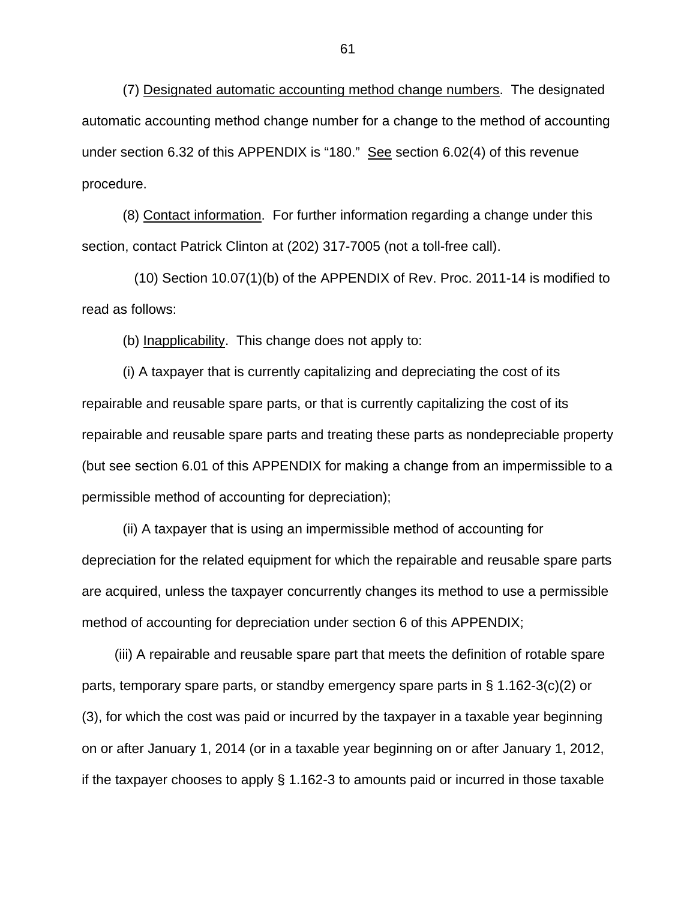(7) Designated automatic accounting method change numbers. The designated automatic accounting method change number for a change to the method of accounting under section 6.32 of this APPENDIX is "180." See section 6.02(4) of this revenue procedure.

(8) Contact information. For further information regarding a change under this section, contact Patrick Clinton at (202) 317-7005 (not a toll-free call).

(10) Section 10.07(1)(b) of the APPENDIX of Rev. Proc. 2011-14 is modified to read as follows:

(b) Inapplicability. This change does not apply to:

(i) A taxpayer that is currently capitalizing and depreciating the cost of its repairable and reusable spare parts, or that is currently capitalizing the cost of its repairable and reusable spare parts and treating these parts as nondepreciable property (but see section 6.01 of this APPENDIX for making a change from an impermissible to a permissible method of accounting for depreciation);

(ii) A taxpayer that is using an impermissible method of accounting for depreciation for the related equipment for which the repairable and reusable spare parts are acquired, unless the taxpayer concurrently changes its method to use a permissible method of accounting for depreciation under section 6 of this APPENDIX;

(iii) A repairable and reusable spare part that meets the definition of rotable spare parts, temporary spare parts, or standby emergency spare parts in § 1.162-3(c)(2) or (3), for which the cost was paid or incurred by the taxpayer in a taxable year beginning on or after January 1, 2014 (or in a taxable year beginning on or after January 1, 2012, if the taxpayer chooses to apply § 1.162-3 to amounts paid or incurred in those taxable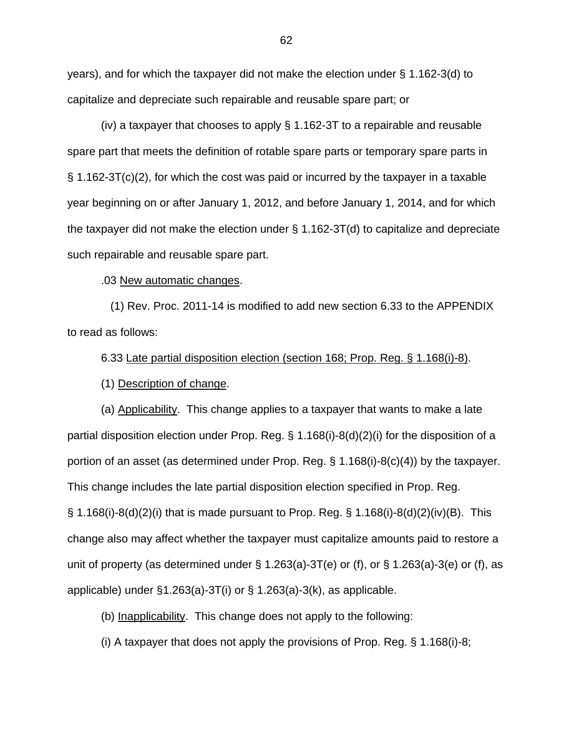years), and for which the taxpayer did not make the election under § 1.162-3(d) to capitalize and depreciate such repairable and reusable spare part; or

(iv) a taxpayer that chooses to apply § 1.162-3T to a repairable and reusable spare part that meets the definition of rotable spare parts or temporary spare parts in § 1.162-3T(c)(2), for which the cost was paid or incurred by the taxpayer in a taxable year beginning on or after January 1, 2012, and before January 1, 2014, and for which the taxpayer did not make the election under § 1.162-3T(d) to capitalize and depreciate such repairable and reusable spare part.

.03 New automatic changes.

(1) Rev. Proc. 2011-14 is modified to add new section 6.33 to the APPENDIX to read as follows:

6.33 Late partial disposition election (section 168; Prop. Reg. § 1.168(i)-8).

(1) Description of change.

(a) Applicability. This change applies to a taxpayer that wants to make a late partial disposition election under Prop. Reg. § 1.168(i)-8(d)(2)(i) for the disposition of a portion of an asset (as determined under Prop. Reg. § 1.168(i)-8(c)(4)) by the taxpayer. This change includes the late partial disposition election specified in Prop. Reg. § 1.168(i)-8(d)(2)(i) that is made pursuant to Prop. Reg. § 1.168(i)-8(d)(2)(iv)(B). This change also may affect whether the taxpayer must capitalize amounts paid to restore a unit of property (as determined under § 1.263(a)-3T(e) or (f), or § 1.263(a)-3(e) or (f), as applicable) under §1.263(a)-3T(i) or § 1.263(a)-3(k), as applicable.

(b) Inapplicability. This change does not apply to the following:

(i) A taxpayer that does not apply the provisions of Prop. Reg. § 1.168(i)-8;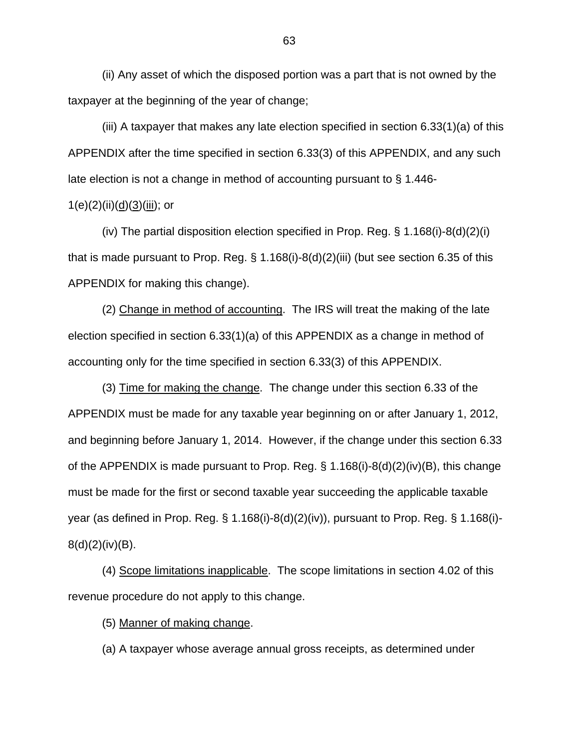(ii) Any asset of which the disposed portion was a part that is not owned by the taxpayer at the beginning of the year of change;

(iii) A taxpayer that makes any late election specified in section 6.33(1)(a) of this APPENDIX after the time specified in section 6.33(3) of this APPENDIX, and any such late election is not a change in method of accounting pursuant to § 1.446-1(e)(2)(ii)(d)(3)(iii); or

(iv) The partial disposition election specified in Prop. Reg. § 1.168(i)-8(d)(2)(i) that is made pursuant to Prop. Reg. § 1.168(i)-8(d)(2)(iii) (but see section 6.35 of this APPENDIX for making this change).

(2) Change in method of accounting. The IRS will treat the making of the late election specified in section 6.33(1)(a) of this APPENDIX as a change in method of accounting only for the time specified in section 6.33(3) of this APPENDIX.

(3) Time for making the change. The change under this section 6.33 of the APPENDIX must be made for any taxable year beginning on or after January 1, 2012, and beginning before January 1, 2014. However, if the change under this section 6.33 of the APPENDIX is made pursuant to Prop. Reg. § 1.168(i)-8(d)(2)(iv)(B), this change must be made for the first or second taxable year succeeding the applicable taxable year (as defined in Prop. Reg. § 1.168(i)-8(d)(2)(iv)), pursuant to Prop. Reg. § 1.168(i)-8(d)(2)(iv)(B).

(4) Scope limitations inapplicable. The scope limitations in section 4.02 of this revenue procedure do not apply to this change.

(5) Manner of making change.

(a) A taxpayer whose average annual gross receipts, as determined under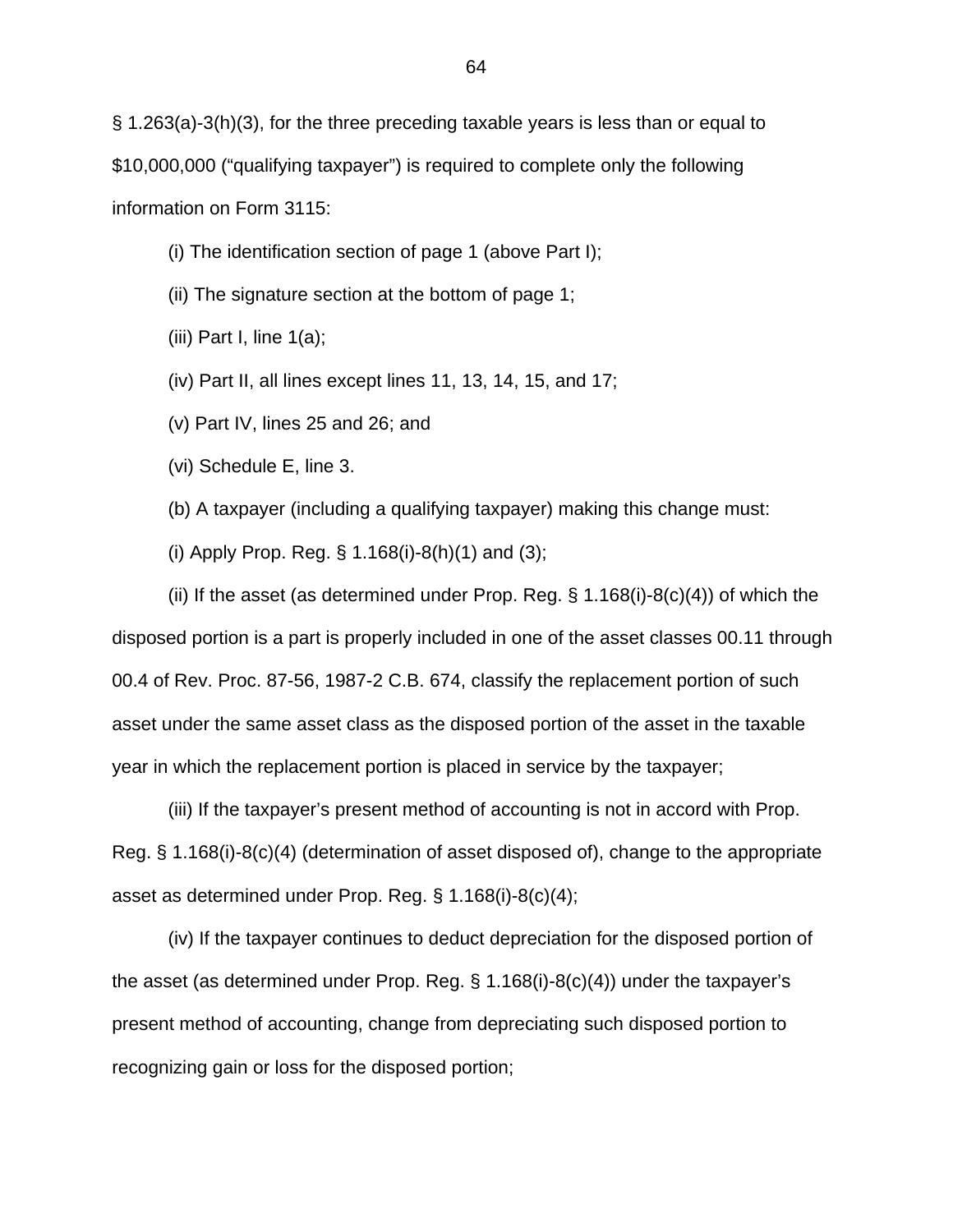§ 1.263(a)-3(h)(3), for the three preceding taxable years is less than or equal to $10,000,000 ("qualifying taxpayer") is required to complete only the following information on Form 3115:

(i) The identification section of page 1 (above Part I);

(ii) The signature section at the bottom of page 1;

(iii) Part I, line 1(a);

(iv) Part II, all lines except lines 11, 13, 14, 15, and 17;

(v) Part IV, lines 25 and 26; and

(vi) Schedule E, line 3.

(b) A taxpayer (including a qualifying taxpayer) making this change must:

(i) Apply Prop. Reg. § 1.168(i)-8(h)(1) and (3);

(ii) If the asset (as determined under Prop. Reg. § 1.168(i)-8(c)(4)) of which the disposed portion is a part is properly included in one of the asset classes 00.11 through 00.4 of Rev. Proc. 87-56, 1987-2 C.B. 674, classify the replacement portion of such asset under the same asset class as the disposed portion of the asset in the taxable year in which the replacement portion is placed in service by the taxpayer;

(iii) If the taxpayer's present method of accounting is not in accord with Prop. Reg. § 1.168(i)-8(c)(4) (determination of asset disposed of), change to the appropriate asset as determined under Prop. Reg. § 1.168(i)-8(c)(4);

(iv) If the taxpayer continues to deduct depreciation for the disposed portion of the asset (as determined under Prop. Reg. § 1.168(i)-8(c)(4)) under the taxpayer's present method of accounting, change from depreciating such disposed portion to recognizing gain or loss for the disposed portion;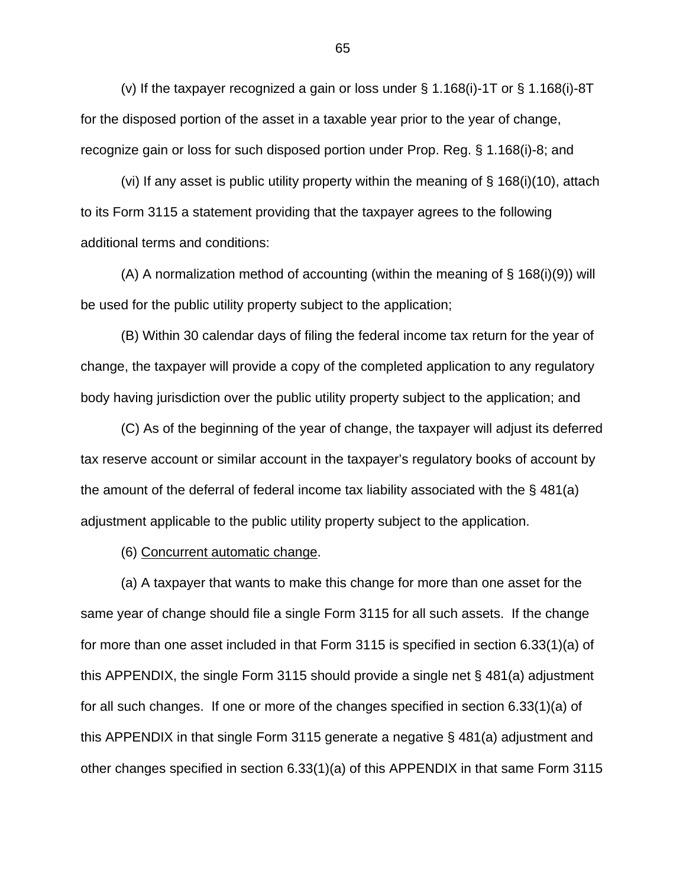(v) If the taxpayer recognized a gain or loss under § 1.168(i)-1T or § 1.168(i)-8T for the disposed portion of the asset in a taxable year prior to the year of change, recognize gain or loss for such disposed portion under Prop. Reg. § 1.168(i)-8; and

(vi) If any asset is public utility property within the meaning of § 168(i)(10), attach to its Form 3115 a statement providing that the taxpayer agrees to the following additional terms and conditions:

(A) A normalization method of accounting (within the meaning of § 168(i)(9)) will be used for the public utility property subject to the application;

(B) Within 30 calendar days of filing the federal income tax return for the year of change, the taxpayer will provide a copy of the completed application to any regulatory body having jurisdiction over the public utility property subject to the application; and

(C) As of the beginning of the year of change, the taxpayer will adjust its deferred tax reserve account or similar account in the taxpayer's regulatory books of account by the amount of the deferral of federal income tax liability associated with the § 481(a) adjustment applicable to the public utility property subject to the application.

(6) Concurrent automatic change.

(a) A taxpayer that wants to make this change for more than one asset for the same year of change should file a single Form 3115 for all such assets. If the change for more than one asset included in that Form 3115 is specified in section 6.33(1)(a) of this APPENDIX, the single Form 3115 should provide a single net § 481(a) adjustment for all such changes. If one or more of the changes specified in section 6.33(1)(a) of this APPENDIX in that single Form 3115 generate a negative § 481(a) adjustment and other changes specified in section 6.33(1)(a) of this APPENDIX in that same Form 3115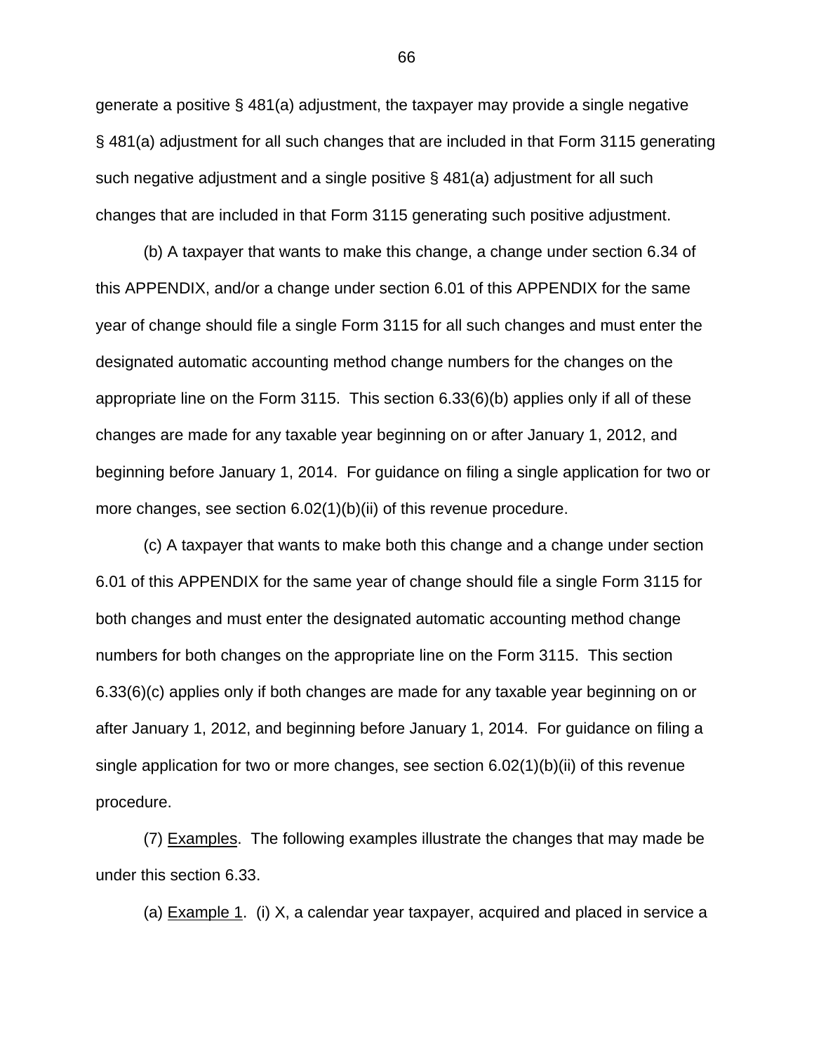generate a positive § 481(a) adjustment, the taxpayer may provide a single negative § 481(a) adjustment for all such changes that are included in that Form 3115 generating such negative adjustment and a single positive § 481(a) adjustment for all such changes that are included in that Form 3115 generating such positive adjustment.

(b) A taxpayer that wants to make this change, a change under section 6.34 of this APPENDIX, and/or a change under section 6.01 of this APPENDIX for the same year of change should file a single Form 3115 for all such changes and must enter the designated automatic accounting method change numbers for the changes on the appropriate line on the Form 3115. This section 6.33(6)(b) applies only if all of these changes are made for any taxable year beginning on or after January 1, 2012, and beginning before January 1, 2014. For guidance on filing a single application for two or more changes, see section 6.02(1)(b)(ii) of this revenue procedure.

(c) A taxpayer that wants to make both this change and a change under section 6.01 of this APPENDIX for the same year of change should file a single Form 3115 for both changes and must enter the designated automatic accounting method change numbers for both changes on the appropriate line on the Form 3115. This section 6.33(6)(c) applies only if both changes are made for any taxable year beginning on or after January 1, 2012, and beginning before January 1, 2014. For guidance on filing a single application for two or more changes, see section 6.02(1)(b)(ii) of this revenue procedure.

(7) Examples. The following examples illustrate the changes that may made be under this section 6.33.

(a) Example 1. (i) X, a calendar year taxpayer, acquired and placed in service a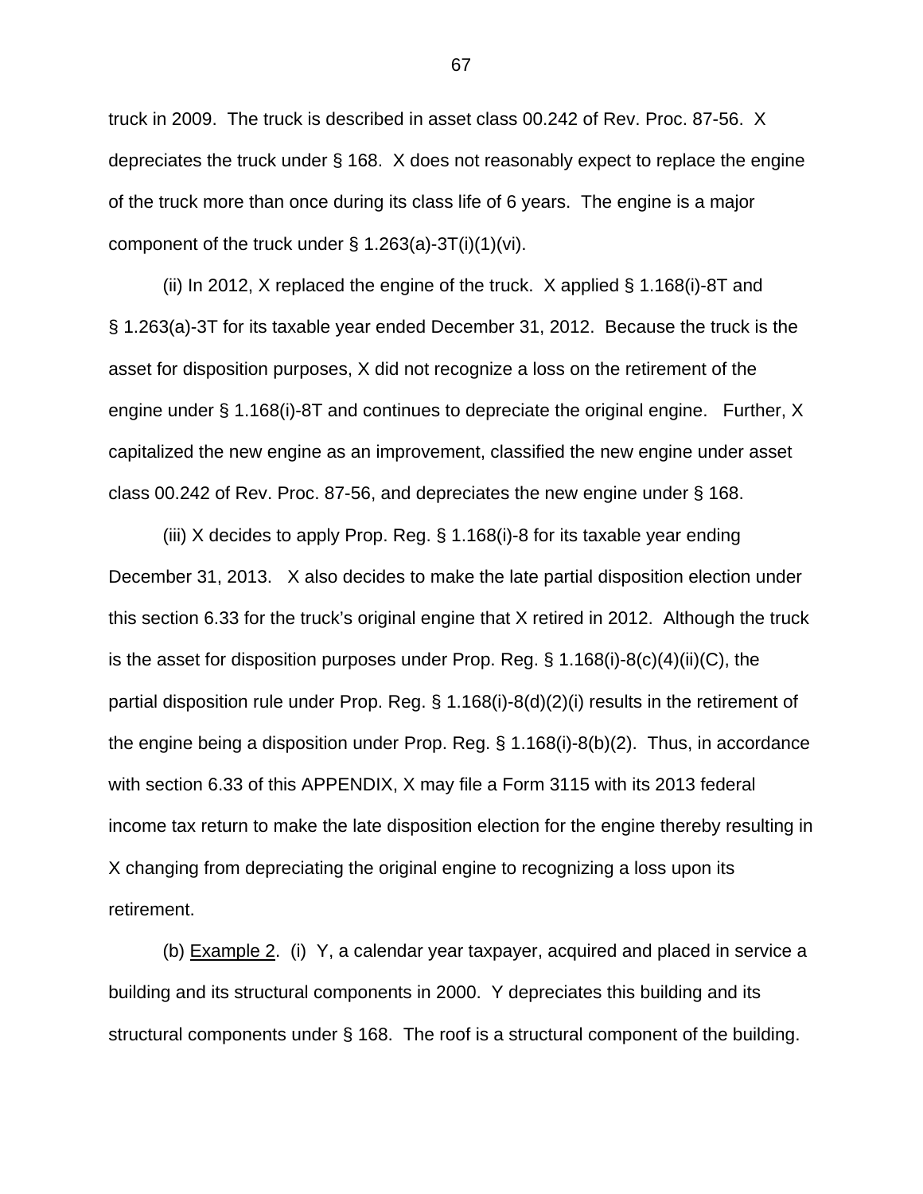truck in 2009. The truck is described in asset class 00.242 of Rev. Proc. 87-56. X depreciates the truck under § 168. X does not reasonably expect to replace the engine of the truck more than once during its class life of 6 years. The engine is a major component of the truck under § 1.263(a)-3T(i)(1)(vi).

(ii) In 2012, X replaced the engine of the truck. X applied § 1.168(i)-8T and § 1.263(a)-3T for its taxable year ended December 31, 2012. Because the truck is the asset for disposition purposes, X did not recognize a loss on the retirement of the engine under § 1.168(i)-8T and continues to depreciate the original engine. Further, X capitalized the new engine as an improvement, classified the new engine under asset class 00.242 of Rev. Proc. 87-56, and depreciates the new engine under § 168.

(iii) X decides to apply Prop. Reg. § 1.168(i)-8 for its taxable year ending December 31, 2013. X also decides to make the late partial disposition election under this section 6.33 for the truck's original engine that X retired in 2012. Although the truck is the asset for disposition purposes under Prop. Reg. § 1.168(i)-8(c)(4)(ii)(C), the partial disposition rule under Prop. Reg. § 1.168(i)-8(d)(2)(i) results in the retirement of the engine being a disposition under Prop. Reg. § 1.168(i)-8(b)(2). Thus, in accordance with section 6.33 of this APPENDIX, X may file a Form 3115 with its 2013 federal income tax return to make the late disposition election for the engine thereby resulting in X changing from depreciating the original engine to recognizing a loss upon its retirement.

(b) Example 2. (i) Y, a calendar year taxpayer, acquired and placed in service a building and its structural components in 2000. Y depreciates this building and its structural components under § 168. The roof is a structural component of the building.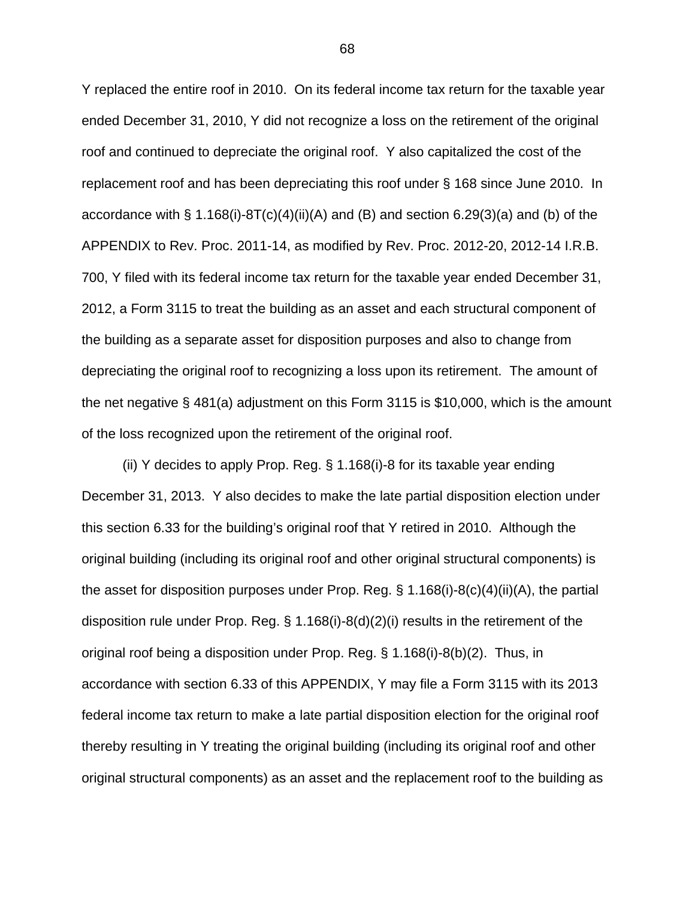Y replaced the entire roof in 2010. On its federal income tax return for the taxable year ended December 31, 2010, Y did not recognize a loss on the retirement of the original roof and continued to depreciate the original roof. Y also capitalized the cost of the replacement roof and has been depreciating this roof under § 168 since June 2010. In accordance with § 1.168(i)-8T(c)(4)(ii)(A) and (B) and section 6.29(3)(a) and (b) of the APPENDIX to Rev. Proc. 2011-14, as modified by Rev. Proc. 2012-20, 2012-14 I.R.B. 700, Y filed with its federal income tax return for the taxable year ended December 31, 2012, a Form 3115 to treat the building as an asset and each structural component of the building as a separate asset for disposition purposes and also to change from depreciating the original roof to recognizing a loss upon its retirement. The amount of the net negative § 481(a) adjustment on this Form 3115 is $10,000, which is the amount of the loss recognized upon the retirement of the original roof.

(ii) Y decides to apply Prop. Reg. § 1.168(i)-8 for its taxable year ending December 31, 2013. Y also decides to make the late partial disposition election under this section 6.33 for the building's original roof that Y retired in 2010. Although the original building (including its original roof and other original structural components) is the asset for disposition purposes under Prop. Reg. § 1.168(i)-8(c)(4)(ii)(A), the partial disposition rule under Prop. Reg. § 1.168(i)-8(d)(2)(i) results in the retirement of the original roof being a disposition under Prop. Reg. § 1.168(i)-8(b)(2). Thus, in accordance with section 6.33 of this APPENDIX, Y may file a Form 3115 with its 2013 federal income tax return to make a late partial disposition election for the original roof thereby resulting in Y treating the original building (including its original roof and other original structural components) as an asset and the replacement roof to the building as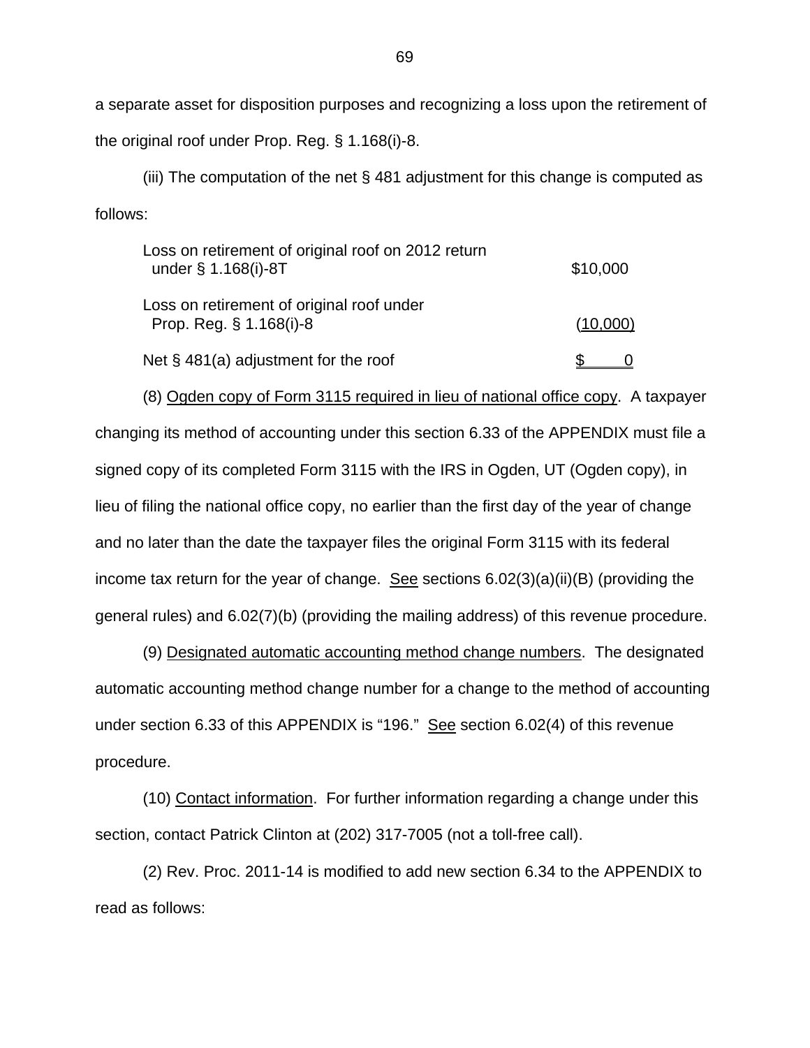a separate asset for disposition purposes and recognizing a loss upon the retirement of the original roof under Prop. Reg. § 1.168(i)-8.

(iii) The computation of the net § 481 adjustment for this change is computed as follows:

| | |
|---|---|
| Loss on retirement of original roof on 2012 return under § 1.168(i)-8T | $10,000 |
| Loss on retirement of original roof under Prop. Reg. § 1.168(i)-8 | (10,000) |
| Net § 481(a) adjustment for the roof | $ 0 |

(8) Ogden copy of Form 3115 required in lieu of national office copy. A taxpayer changing its method of accounting under this section 6.33 of the APPENDIX must file a signed copy of its completed Form 3115 with the IRS in Ogden, UT (Ogden copy), in lieu of filing the national office copy, no earlier than the first day of the year of change and no later than the date the taxpayer files the original Form 3115 with its federal income tax return for the year of change. See sections 6.02(3)(a)(ii)(B) (providing the general rules) and 6.02(7)(b) (providing the mailing address) of this revenue procedure.

(9) Designated automatic accounting method change numbers. The designated automatic accounting method change number for a change to the method of accounting under section 6.33 of this APPENDIX is "196." See section 6.02(4) of this revenue procedure.

(10) Contact information. For further information regarding a change under this section, contact Patrick Clinton at (202) 317-7005 (not a toll-free call).

(2) Rev. Proc. 2011-14 is modified to add new section 6.34 to the APPENDIX to read as follows: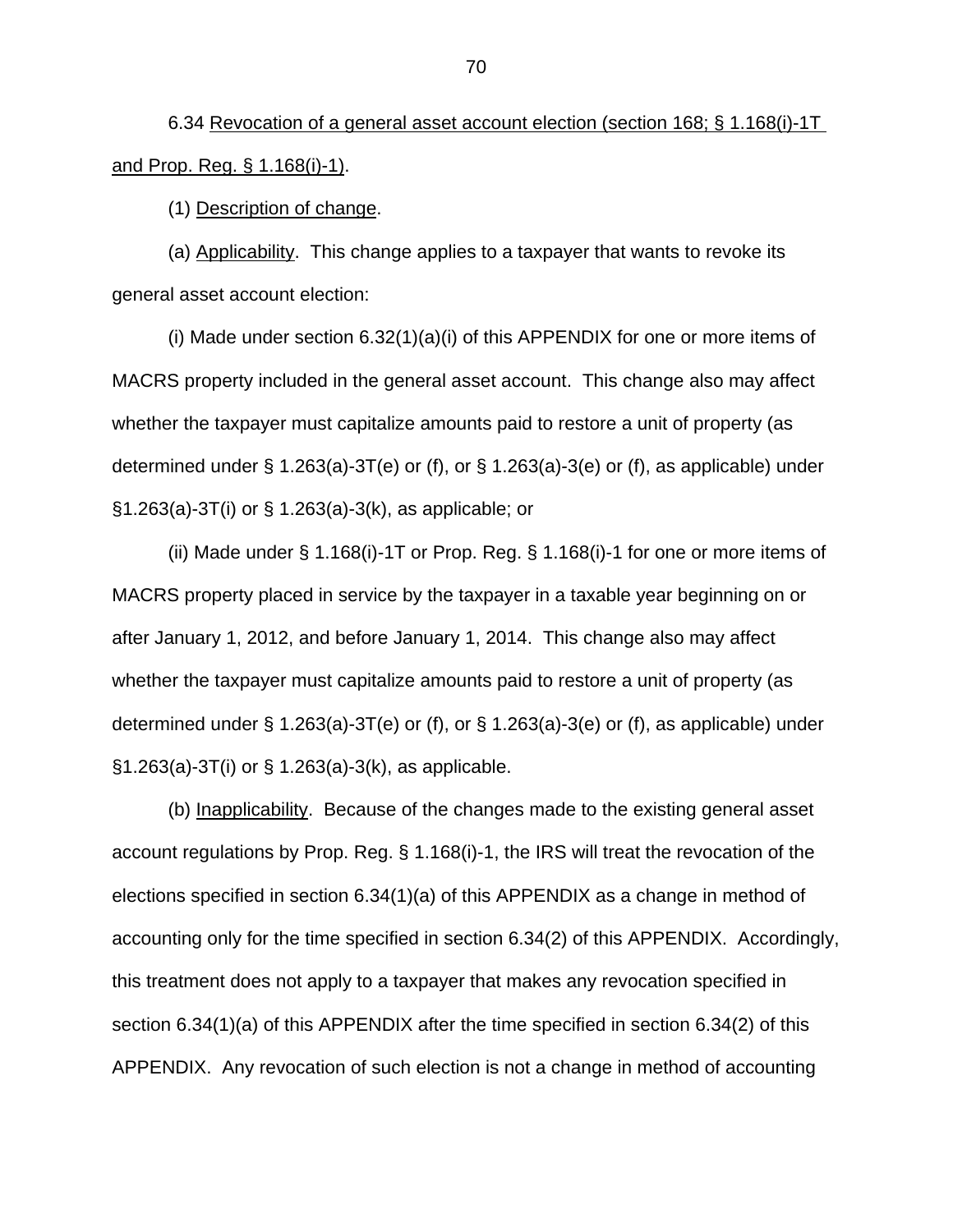6.34 Revocation of a general asset account election (section 168; § 1.168(i)-1T and Prop. Reg. § 1.168(i)-1).

(1) Description of change.

(a) Applicability. This change applies to a taxpayer that wants to revoke its general asset account election:

(i) Made under section 6.32(1)(a)(i) of this APPENDIX for one or more items of MACRS property included in the general asset account. This change also may affect whether the taxpayer must capitalize amounts paid to restore a unit of property (as determined under § 1.263(a)-3T(e) or (f), or § 1.263(a)-3(e) or (f), as applicable) under §1.263(a)-3T(i) or § 1.263(a)-3(k), as applicable; or

(ii) Made under § 1.168(i)-1T or Prop. Reg. § 1.168(i)-1 for one or more items of MACRS property placed in service by the taxpayer in a taxable year beginning on or after January 1, 2012, and before January 1, 2014. This change also may affect whether the taxpayer must capitalize amounts paid to restore a unit of property (as determined under § 1.263(a)-3T(e) or (f), or § 1.263(a)-3(e) or (f), as applicable) under §1.263(a)-3T(i) or § 1.263(a)-3(k), as applicable.

(b) Inapplicability. Because of the changes made to the existing general asset account regulations by Prop. Reg. § 1.168(i)-1, the IRS will treat the revocation of the elections specified in section 6.34(1)(a) of this APPENDIX as a change in method of accounting only for the time specified in section 6.34(2) of this APPENDIX. Accordingly, this treatment does not apply to a taxpayer that makes any revocation specified in section 6.34(1)(a) of this APPENDIX after the time specified in section 6.34(2) of this APPENDIX. Any revocation of such election is not a change in method of accounting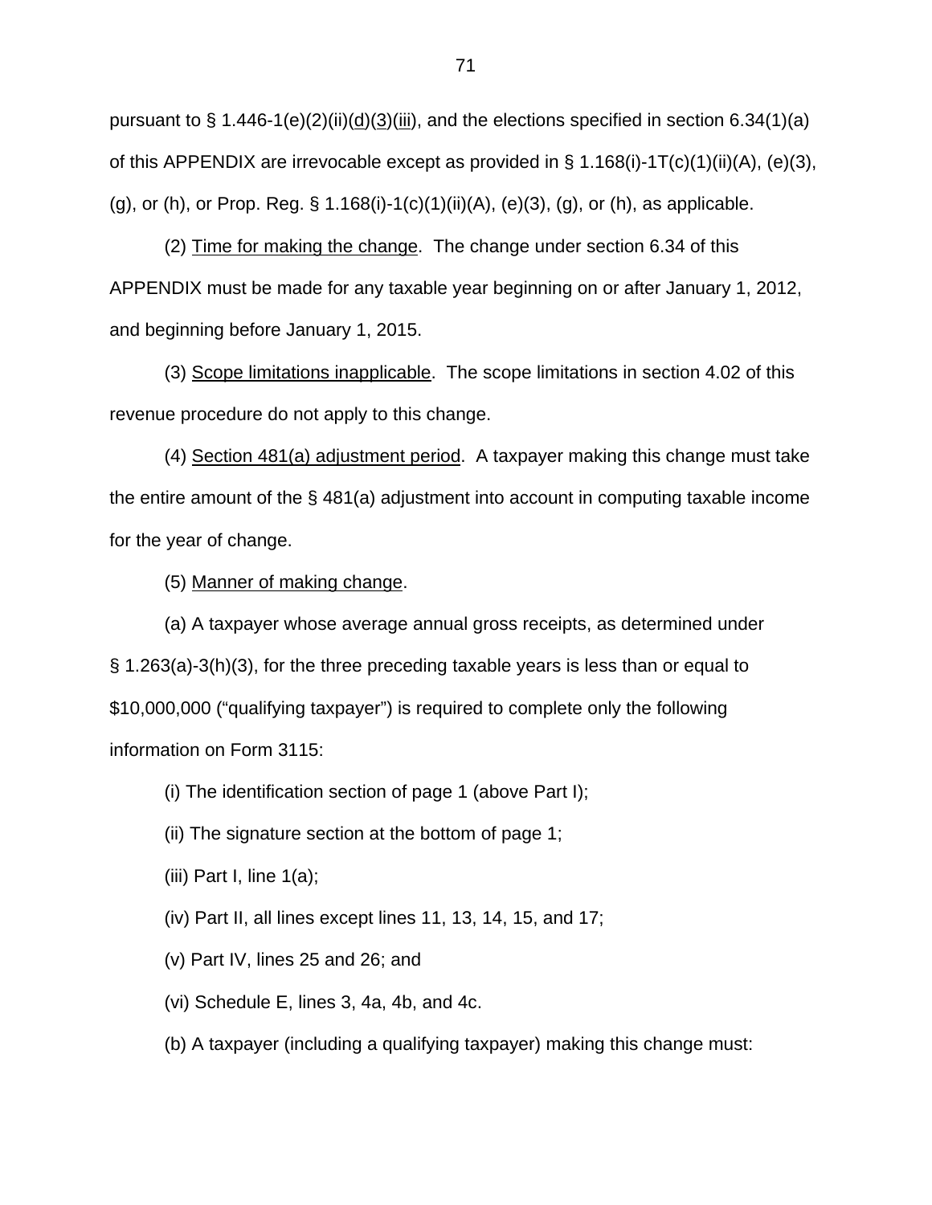pursuant to § 1.446-1(e)(2)(ii)(d)(3)(iii), and the elections specified in section 6.34(1)(a) of this APPENDIX are irrevocable except as provided in § 1.168(i)-1T(c)(1)(ii)(A), (e)(3), (g), or (h), or Prop. Reg. § 1.168(i)-1(c)(1)(ii)(A), (e)(3), (g), or (h), as applicable.

(2) Time for making the change. The change under section 6.34 of this APPENDIX must be made for any taxable year beginning on or after January 1, 2012, and beginning before January 1, 2015.

(3) Scope limitations inapplicable. The scope limitations in section 4.02 of this revenue procedure do not apply to this change.

(4) Section 481(a) adjustment period. A taxpayer making this change must take the entire amount of the § 481(a) adjustment into account in computing taxable income for the year of change.

(5) Manner of making change.

(a) A taxpayer whose average annual gross receipts, as determined under § 1.263(a)-3(h)(3), for the three preceding taxable years is less than or equal to $10,000,000 ("qualifying taxpayer") is required to complete only the following information on Form 3115:

(i) The identification section of page 1 (above Part I);

(ii) The signature section at the bottom of page 1;

(iii) Part I, line 1(a);

(iv) Part II, all lines except lines 11, 13, 14, 15, and 17;

(v) Part IV, lines 25 and 26; and

(vi) Schedule E, lines 3, 4a, 4b, and 4c.

(b) A taxpayer (including a qualifying taxpayer) making this change must: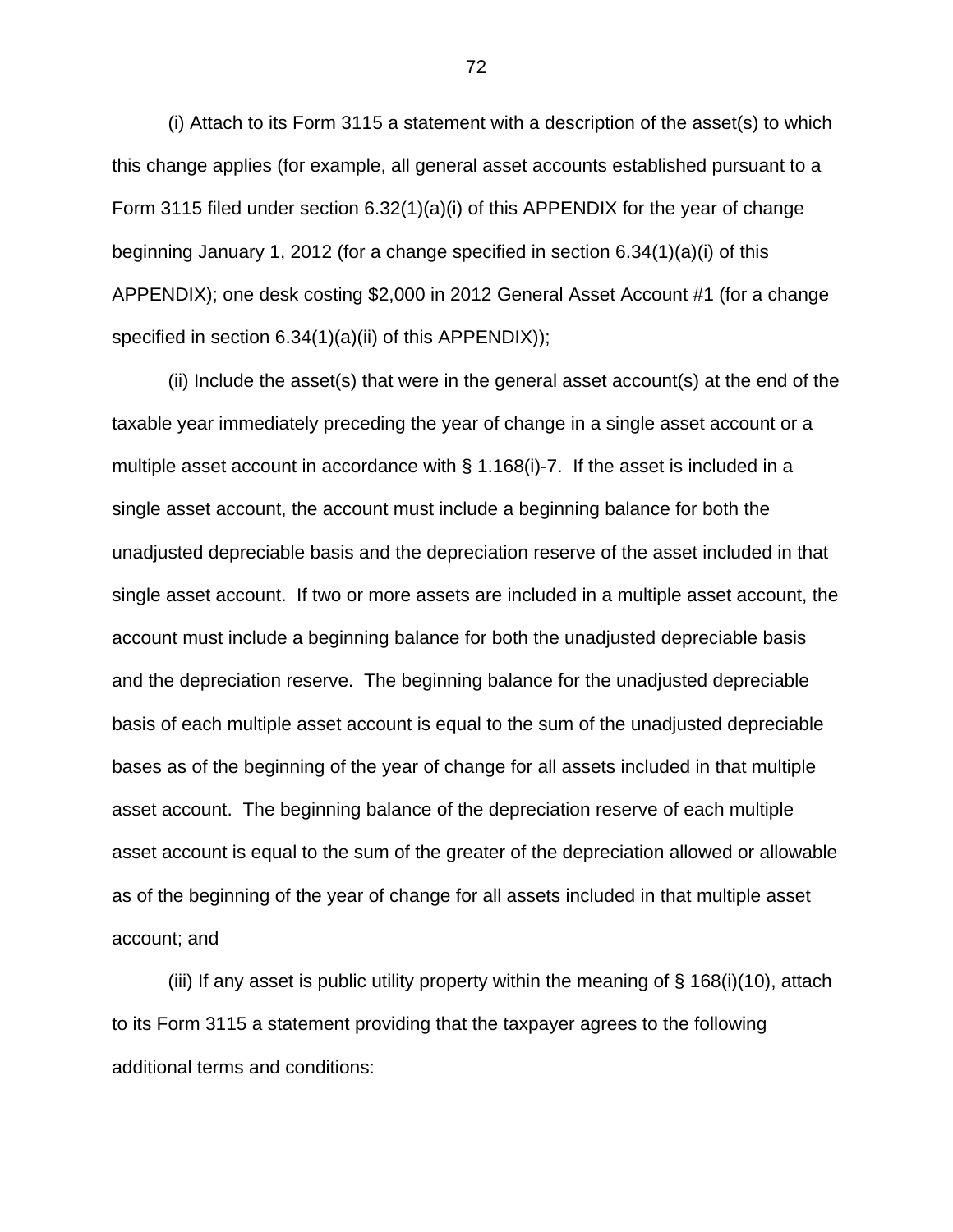(i) Attach to its Form 3115 a statement with a description of the asset(s) to which this change applies (for example, all general asset accounts established pursuant to a Form 3115 filed under section 6.32(1)(a)(i) of this APPENDIX for the year of change beginning January 1, 2012 (for a change specified in section 6.34(1)(a)(i) of this APPENDIX); one desk costing $2,000 in 2012 General Asset Account #1 (for a change specified in section 6.34(1)(a)(ii) of this APPENDIX));

(ii) Include the asset(s) that were in the general asset account(s) at the end of the taxable year immediately preceding the year of change in a single asset account or a multiple asset account in accordance with § 1.168(i)-7. If the asset is included in a single asset account, the account must include a beginning balance for both the unadjusted depreciable basis and the depreciation reserve of the asset included in that single asset account. If two or more assets are included in a multiple asset account, the account must include a beginning balance for both the unadjusted depreciable basis and the depreciation reserve. The beginning balance for the unadjusted depreciable basis of each multiple asset account is equal to the sum of the unadjusted depreciable bases as of the beginning of the year of change for all assets included in that multiple asset account. The beginning balance of the depreciation reserve of each multiple asset account is equal to the sum of the greater of the depreciation allowed or allowable as of the beginning of the year of change for all assets included in that multiple asset account; and

(iii) If any asset is public utility property within the meaning of § 168(i)(10), attach to its Form 3115 a statement providing that the taxpayer agrees to the following additional terms and conditions: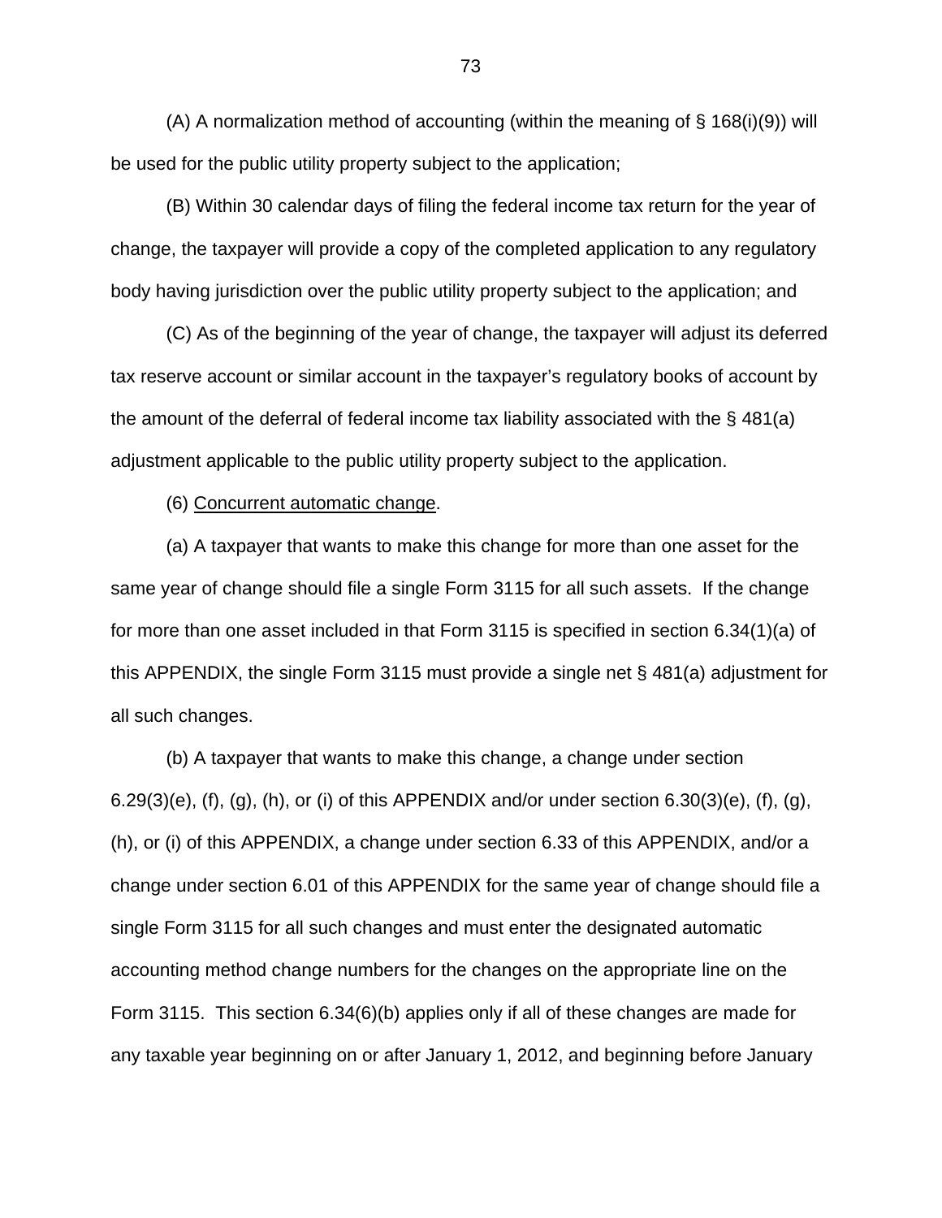(A) A normalization method of accounting (within the meaning of § 168(i)(9)) will be used for the public utility property subject to the application;

(B) Within 30 calendar days of filing the federal income tax return for the year of change, the taxpayer will provide a copy of the completed application to any regulatory body having jurisdiction over the public utility property subject to the application; and

(C) As of the beginning of the year of change, the taxpayer will adjust its deferred tax reserve account or similar account in the taxpayer's regulatory books of account by the amount of the deferral of federal income tax liability associated with the § 481(a) adjustment applicable to the public utility property subject to the application.

(6) Concurrent automatic change.

(a) A taxpayer that wants to make this change for more than one asset for the same year of change should file a single Form 3115 for all such assets. If the change for more than one asset included in that Form 3115 is specified in section 6.34(1)(a) of this APPENDIX, the single Form 3115 must provide a single net § 481(a) adjustment for all such changes.

(b) A taxpayer that wants to make this change, a change under section 6.29(3)(e), (f), (g), (h), or (i) of this APPENDIX and/or under section 6.30(3)(e), (f), (g), (h), or (i) of this APPENDIX, a change under section 6.33 of this APPENDIX, and/or a change under section 6.01 of this APPENDIX for the same year of change should file a single Form 3115 for all such changes and must enter the designated automatic accounting method change numbers for the changes on the appropriate line on the Form 3115. This section 6.34(6)(b) applies only if all of these changes are made for any taxable year beginning on or after January 1, 2012, and beginning before January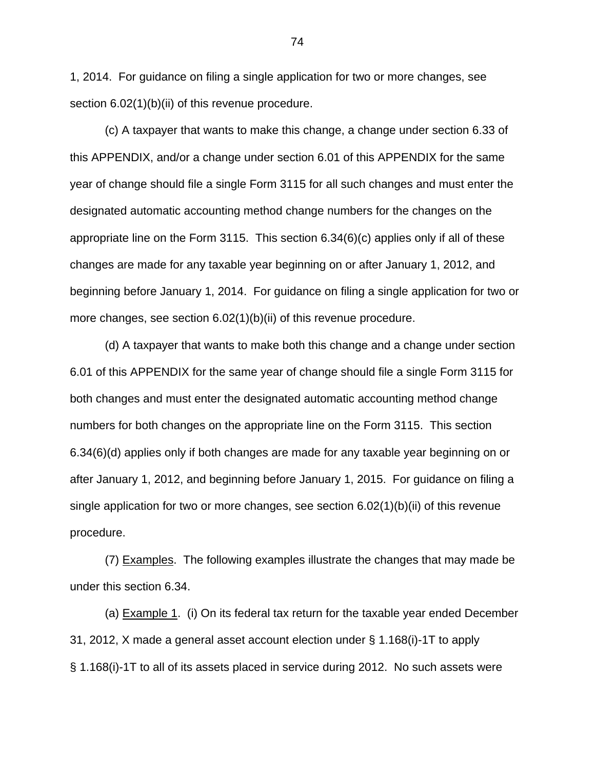1, 2014. For guidance on filing a single application for two or more changes, see section 6.02(1)(b)(ii) of this revenue procedure.

(c) A taxpayer that wants to make this change, a change under section 6.33 of this APPENDIX, and/or a change under section 6.01 of this APPENDIX for the same year of change should file a single Form 3115 for all such changes and must enter the designated automatic accounting method change numbers for the changes on the appropriate line on the Form 3115. This section 6.34(6)(c) applies only if all of these changes are made for any taxable year beginning on or after January 1, 2012, and beginning before January 1, 2014. For guidance on filing a single application for two or more changes, see section 6.02(1)(b)(ii) of this revenue procedure.

(d) A taxpayer that wants to make both this change and a change under section 6.01 of this APPENDIX for the same year of change should file a single Form 3115 for both changes and must enter the designated automatic accounting method change numbers for both changes on the appropriate line on the Form 3115. This section 6.34(6)(d) applies only if both changes are made for any taxable year beginning on or after January 1, 2012, and beginning before January 1, 2015. For guidance on filing a single application for two or more changes, see section 6.02(1)(b)(ii) of this revenue procedure.

(7) Examples. The following examples illustrate the changes that may made be under this section 6.34.

(a) Example 1. (i) On its federal tax return for the taxable year ended December 31, 2012, X made a general asset account election under § 1.168(i)-1T to apply § 1.168(i)-1T to all of its assets placed in service during 2012. No such assets were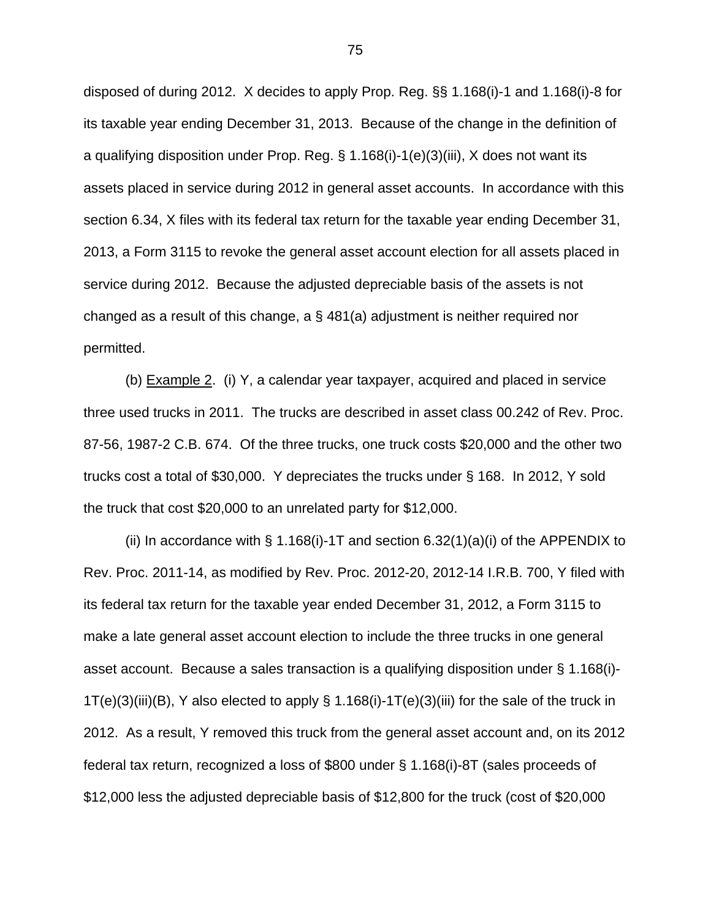disposed of during 2012. X decides to apply Prop. Reg. §§ 1.168(i)-1 and 1.168(i)-8 for its taxable year ending December 31, 2013. Because of the change in the definition of a qualifying disposition under Prop. Reg. § 1.168(i)-1(e)(3)(iii), X does not want its assets placed in service during 2012 in general asset accounts. In accordance with this section 6.34, X files with its federal tax return for the taxable year ending December 31, 2013, a Form 3115 to revoke the general asset account election for all assets placed in service during 2012. Because the adjusted depreciable basis of the assets is not changed as a result of this change, a § 481(a) adjustment is neither required nor permitted.

(b) Example 2. (i) Y, a calendar year taxpayer, acquired and placed in service three used trucks in 2011. The trucks are described in asset class 00.242 of Rev. Proc. 87-56, 1987-2 C.B. 674. Of the three trucks, one truck costs $20,000 and the other two trucks cost a total of $30,000. Y depreciates the trucks under § 168. In 2012, Y sold the truck that cost $20,000 to an unrelated party for $12,000.

(ii) In accordance with § 1.168(i)-1T and section 6.32(1)(a)(i) of the APPENDIX to Rev. Proc. 2011-14, as modified by Rev. Proc. 2012-20, 2012-14 I.R.B. 700, Y filed with its federal tax return for the taxable year ended December 31, 2012, a Form 3115 to make a late general asset account election to include the three trucks in one general asset account. Because a sales transaction is a qualifying disposition under § 1.168(i)-1T(e)(3)(iii)(B), Y also elected to apply § 1.168(i)-1T(e)(3)(iii) for the sale of the truck in 2012. As a result, Y removed this truck from the general asset account and, on its 2012 federal tax return, recognized a loss of $800 under § 1.168(i)-8T (sales proceeds of $12,000 less the adjusted depreciable basis of $12,800 for the truck (cost of $20,000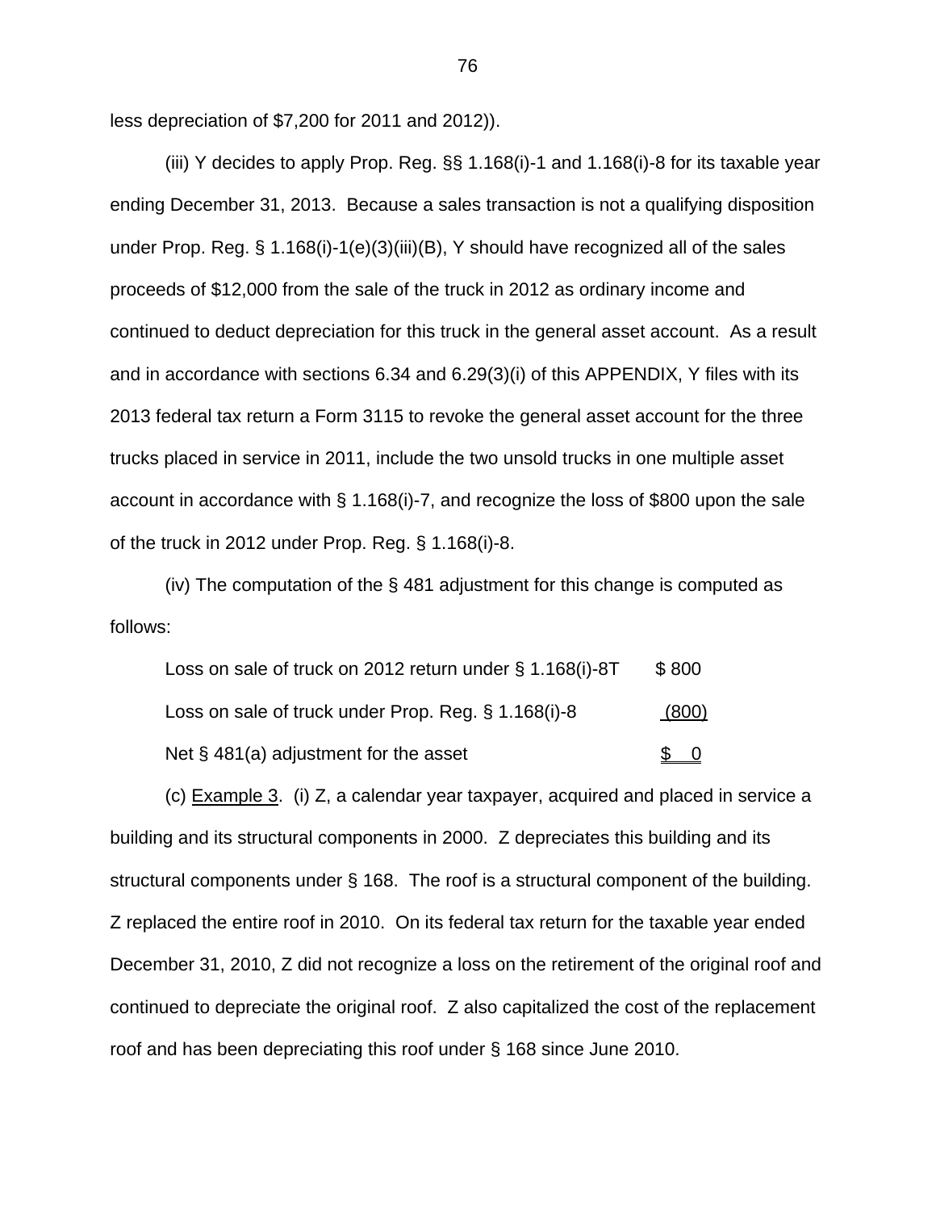less depreciation of $7,200 for 2011 and 2012)).

(iii) Y decides to apply Prop. Reg. §§ 1.168(i)-1 and 1.168(i)-8 for its taxable year ending December 31, 2013. Because a sales transaction is not a qualifying disposition under Prop. Reg. § 1.168(i)-1(e)(3)(iii)(B), Y should have recognized all of the sales proceeds of $12,000 from the sale of the truck in 2012 as ordinary income and continued to deduct depreciation for this truck in the general asset account. As a result and in accordance with sections 6.34 and 6.29(3)(i) of this APPENDIX, Y files with its 2013 federal tax return a Form 3115 to revoke the general asset account for the three trucks placed in service in 2011, include the two unsold trucks in one multiple asset account in accordance with § 1.168(i)-7, and recognize the loss of $800 upon the sale of the truck in 2012 under Prop. Reg. § 1.168(i)-8.

(iv) The computation of the § 481 adjustment for this change is computed as follows:

| | |
|---|---|
| Loss on sale of truck on 2012 return under § 1.168(i)-8T | $ 800 |
| Loss on sale of truck under Prop. Reg. § 1.168(i)-8 | (800) |
| Net § 481(a) adjustment for the asset | $ 0 |

(c) Example 3. (i) Z, a calendar year taxpayer, acquired and placed in service a building and its structural components in 2000. Z depreciates this building and its structural components under § 168. The roof is a structural component of the building. Z replaced the entire roof in 2010. On its federal tax return for the taxable year ended December 31, 2010, Z did not recognize a loss on the retirement of the original roof and continued to depreciate the original roof. Z also capitalized the cost of the replacement roof and has been depreciating this roof under § 168 since June 2010.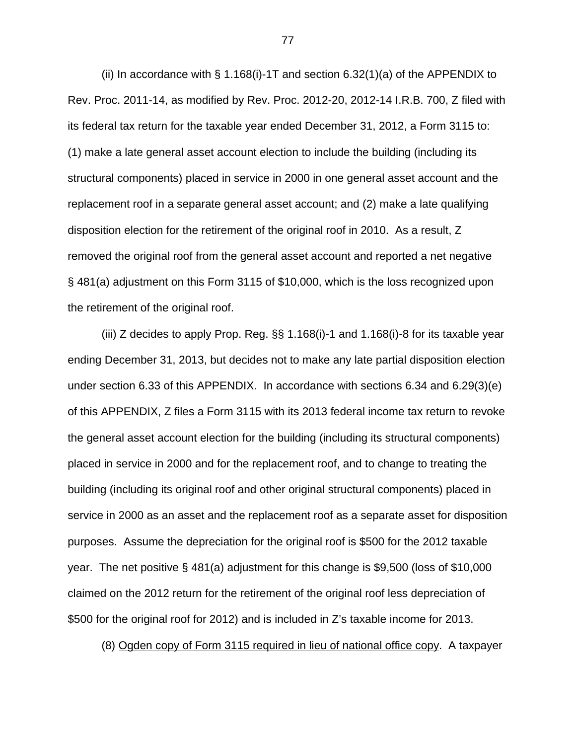(ii) In accordance with § 1.168(i)-1T and section 6.32(1)(a) of the APPENDIX to Rev. Proc. 2011-14, as modified by Rev. Proc. 2012-20, 2012-14 I.R.B. 700, Z filed with its federal tax return for the taxable year ended December 31, 2012, a Form 3115 to: (1) make a late general asset account election to include the building (including its structural components) placed in service in 2000 in one general asset account and the replacement roof in a separate general asset account; and (2) make a late qualifying disposition election for the retirement of the original roof in 2010. As a result, Z removed the original roof from the general asset account and reported a net negative § 481(a) adjustment on this Form 3115 of $10,000, which is the loss recognized upon the retirement of the original roof.

(iii) Z decides to apply Prop. Reg. §§ 1.168(i)-1 and 1.168(i)-8 for its taxable year ending December 31, 2013, but decides not to make any late partial disposition election under section 6.33 of this APPENDIX. In accordance with sections 6.34 and 6.29(3)(e) of this APPENDIX, Z files a Form 3115 with its 2013 federal income tax return to revoke the general asset account election for the building (including its structural components) placed in service in 2000 and for the replacement roof, and to change to treating the building (including its original roof and other original structural components) placed in service in 2000 as an asset and the replacement roof as a separate asset for disposition purposes. Assume the depreciation for the original roof is $500 for the 2012 taxable year. The net positive § 481(a) adjustment for this change is $9,500 (loss of $10,000 claimed on the 2012 return for the retirement of the original roof less depreciation of $500 for the original roof for 2012) and is included in Z's taxable income for 2013.

(8) <u>Ogden copy of Form 3115 required in lieu of national office copy</u>. A taxpayer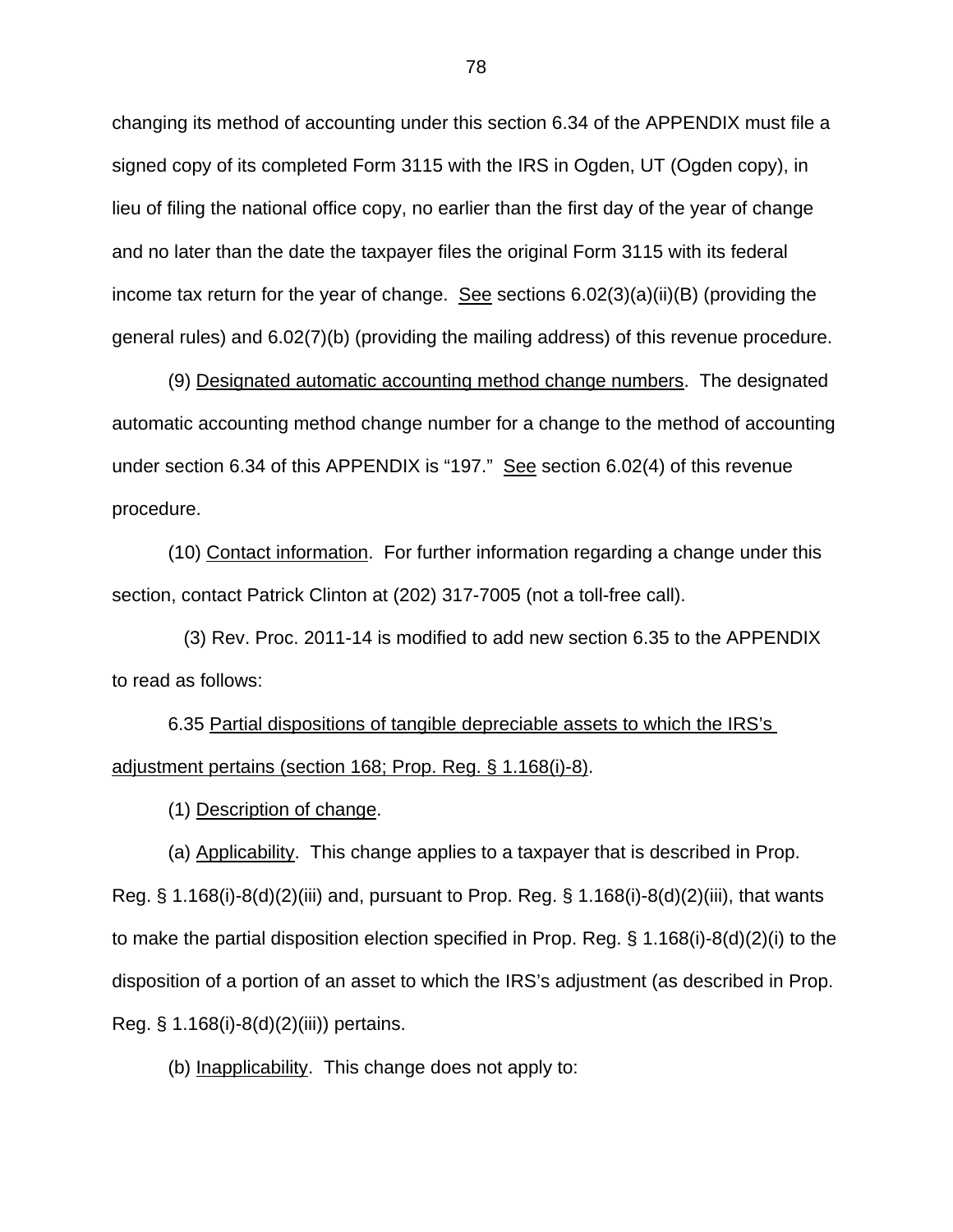changing its method of accounting under this section 6.34 of the APPENDIX must file a signed copy of its completed Form 3115 with the IRS in Ogden, UT (Ogden copy), in lieu of filing the national office copy, no earlier than the first day of the year of change and no later than the date the taxpayer files the original Form 3115 with its federal income tax return for the year of change. See sections 6.02(3)(a)(ii)(B) (providing the general rules) and 6.02(7)(b) (providing the mailing address) of this revenue procedure.

(9) Designated automatic accounting method change numbers. The designated automatic accounting method change number for a change to the method of accounting under section 6.34 of this APPENDIX is "197." See section 6.02(4) of this revenue procedure.

(10) Contact information. For further information regarding a change under this section, contact Patrick Clinton at (202) 317-7005 (not a toll-free call).

(3) Rev. Proc. 2011-14 is modified to add new section 6.35 to the APPENDIX to read as follows:

6.35 Partial dispositions of tangible depreciable assets to which the IRS's adjustment pertains (section 168; Prop. Reg. § 1.168(i)-8).

(1) Description of change.

(a) Applicability. This change applies to a taxpayer that is described in Prop. Reg. § 1.168(i)-8(d)(2)(iii) and, pursuant to Prop. Reg. § 1.168(i)-8(d)(2)(iii), that wants to make the partial disposition election specified in Prop. Reg. § 1.168(i)-8(d)(2)(i) to the disposition of a portion of an asset to which the IRS's adjustment (as described in Prop. Reg. § 1.168(i)-8(d)(2)(iii)) pertains.

(b) Inapplicability. This change does not apply to: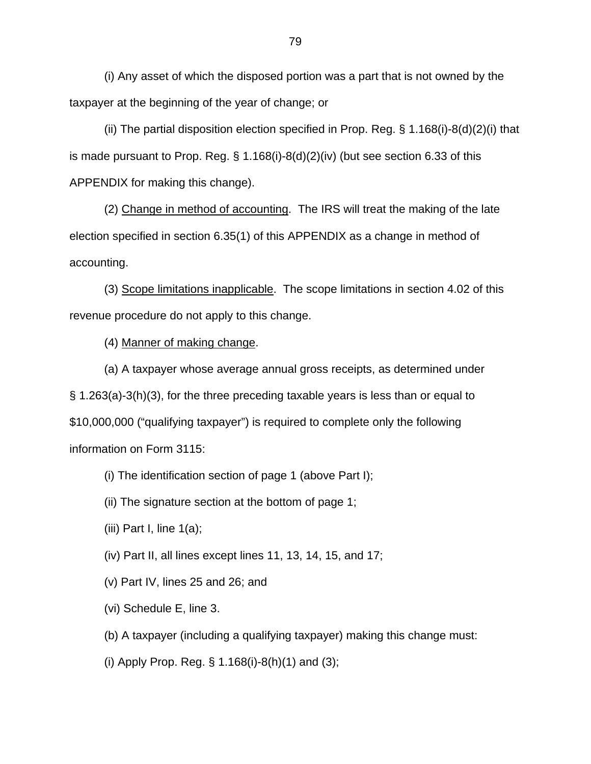(i) Any asset of which the disposed portion was a part that is not owned by the taxpayer at the beginning of the year of change; or

(ii) The partial disposition election specified in Prop. Reg. § 1.168(i)-8(d)(2)(i) that is made pursuant to Prop. Reg. § 1.168(i)-8(d)(2)(iv) (but see section 6.33 of this APPENDIX for making this change).

(2) Change in method of accounting. The IRS will treat the making of the late election specified in section 6.35(1) of this APPENDIX as a change in method of accounting.

(3) Scope limitations inapplicable. The scope limitations in section 4.02 of this revenue procedure do not apply to this change.

(4) Manner of making change.

(a) A taxpayer whose average annual gross receipts, as determined under § 1.263(a)-3(h)(3), for the three preceding taxable years is less than or equal to $10,000,000 ("qualifying taxpayer") is required to complete only the following information on Form 3115:

(i) The identification section of page 1 (above Part I);

(ii) The signature section at the bottom of page 1;

(iii) Part I, line 1(a);

(iv) Part II, all lines except lines 11, 13, 14, 15, and 17;

(v) Part IV, lines 25 and 26; and

(vi) Schedule E, line 3.

(b) A taxpayer (including a qualifying taxpayer) making this change must:

(i) Apply Prop. Reg. § 1.168(i)-8(h)(1) and (3);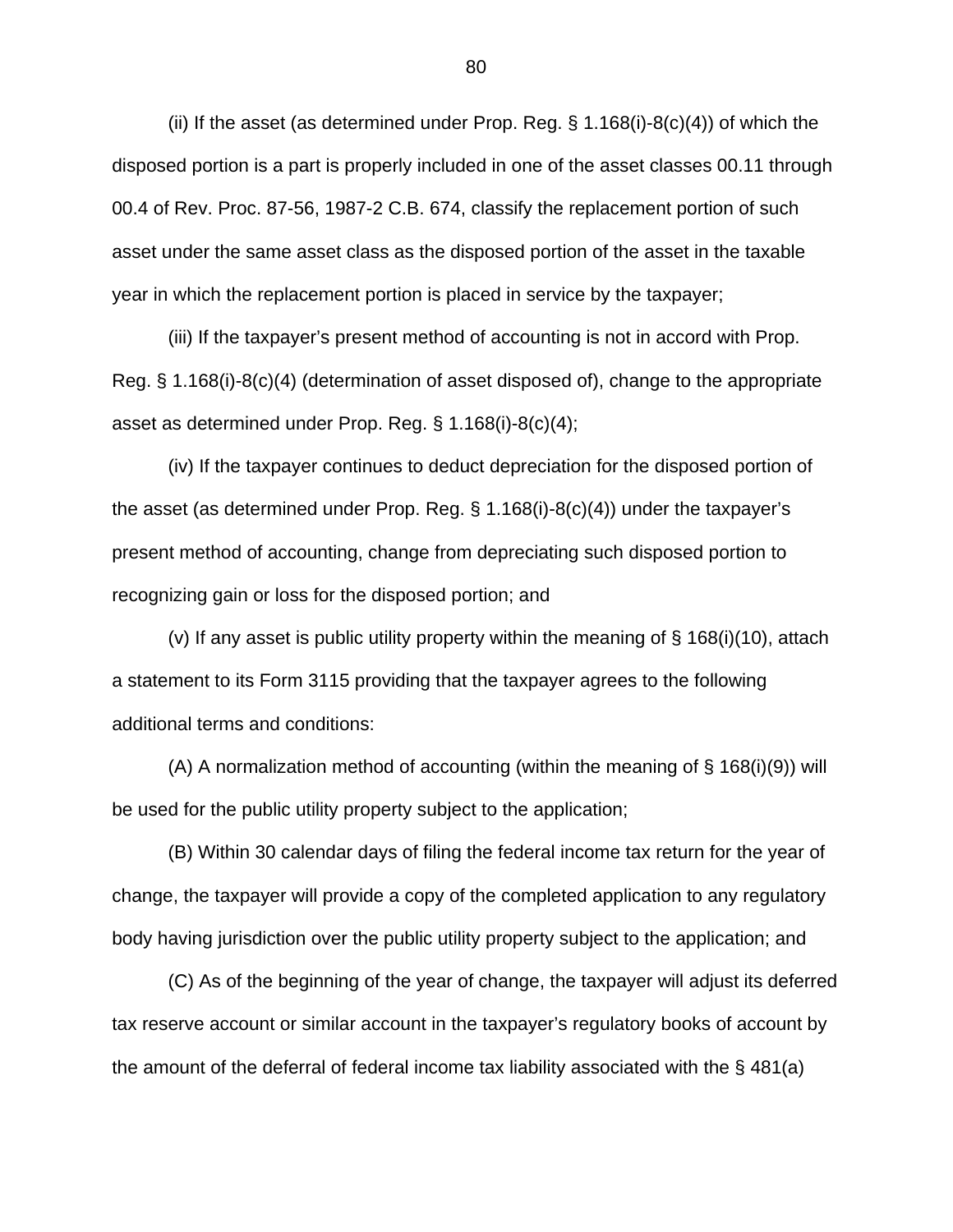(ii) If the asset (as determined under Prop. Reg. § 1.168(i)-8(c)(4)) of which the disposed portion is a part is properly included in one of the asset classes 00.11 through 00.4 of Rev. Proc. 87-56, 1987-2 C.B. 674, classify the replacement portion of such asset under the same asset class as the disposed portion of the asset in the taxable year in which the replacement portion is placed in service by the taxpayer;

(iii) If the taxpayer's present method of accounting is not in accord with Prop. Reg. § 1.168(i)-8(c)(4) (determination of asset disposed of), change to the appropriate asset as determined under Prop. Reg. § 1.168(i)-8(c)(4);

(iv) If the taxpayer continues to deduct depreciation for the disposed portion of the asset (as determined under Prop. Reg. § 1.168(i)-8(c)(4)) under the taxpayer's present method of accounting, change from depreciating such disposed portion to recognizing gain or loss for the disposed portion; and

(v) If any asset is public utility property within the meaning of § 168(i)(10), attach a statement to its Form 3115 providing that the taxpayer agrees to the following additional terms and conditions:

(A) A normalization method of accounting (within the meaning of § 168(i)(9)) will be used for the public utility property subject to the application;

(B) Within 30 calendar days of filing the federal income tax return for the year of change, the taxpayer will provide a copy of the completed application to any regulatory body having jurisdiction over the public utility property subject to the application; and

(C) As of the beginning of the year of change, the taxpayer will adjust its deferred tax reserve account or similar account in the taxpayer's regulatory books of account by the amount of the deferral of federal income tax liability associated with the § 481(a)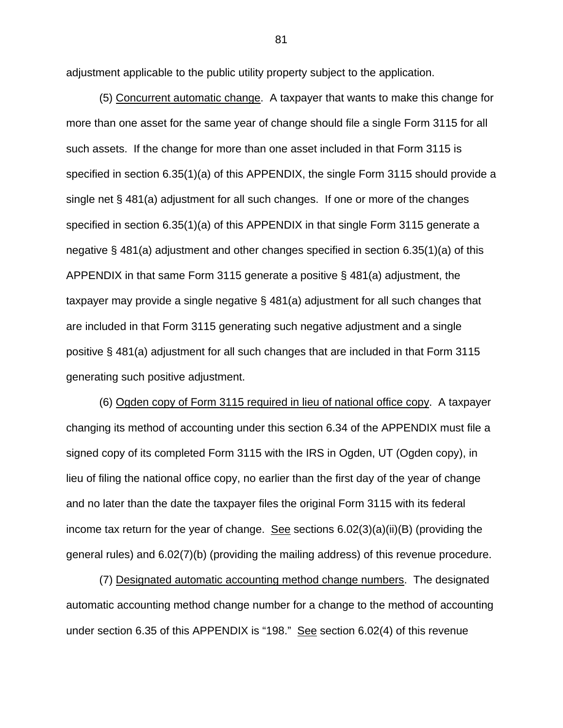adjustment applicable to the public utility property subject to the application.

(5) Concurrent automatic change. A taxpayer that wants to make this change for more than one asset for the same year of change should file a single Form 3115 for all such assets. If the change for more than one asset included in that Form 3115 is specified in section 6.35(1)(a) of this APPENDIX, the single Form 3115 should provide a single net § 481(a) adjustment for all such changes. If one or more of the changes specified in section 6.35(1)(a) of this APPENDIX in that single Form 3115 generate a negative § 481(a) adjustment and other changes specified in section 6.35(1)(a) of this APPENDIX in that same Form 3115 generate a positive § 481(a) adjustment, the taxpayer may provide a single negative § 481(a) adjustment for all such changes that are included in that Form 3115 generating such negative adjustment and a single positive § 481(a) adjustment for all such changes that are included in that Form 3115 generating such positive adjustment.

(6) Ogden copy of Form 3115 required in lieu of national office copy. A taxpayer changing its method of accounting under this section 6.34 of the APPENDIX must file a signed copy of its completed Form 3115 with the IRS in Ogden, UT (Ogden copy), in lieu of filing the national office copy, no earlier than the first day of the year of change and no later than the date the taxpayer files the original Form 3115 with its federal income tax return for the year of change. See sections 6.02(3)(a)(ii)(B) (providing the general rules) and 6.02(7)(b) (providing the mailing address) of this revenue procedure.

(7) Designated automatic accounting method change numbers. The designated automatic accounting method change number for a change to the method of accounting under section 6.35 of this APPENDIX is "198." See section 6.02(4) of this revenue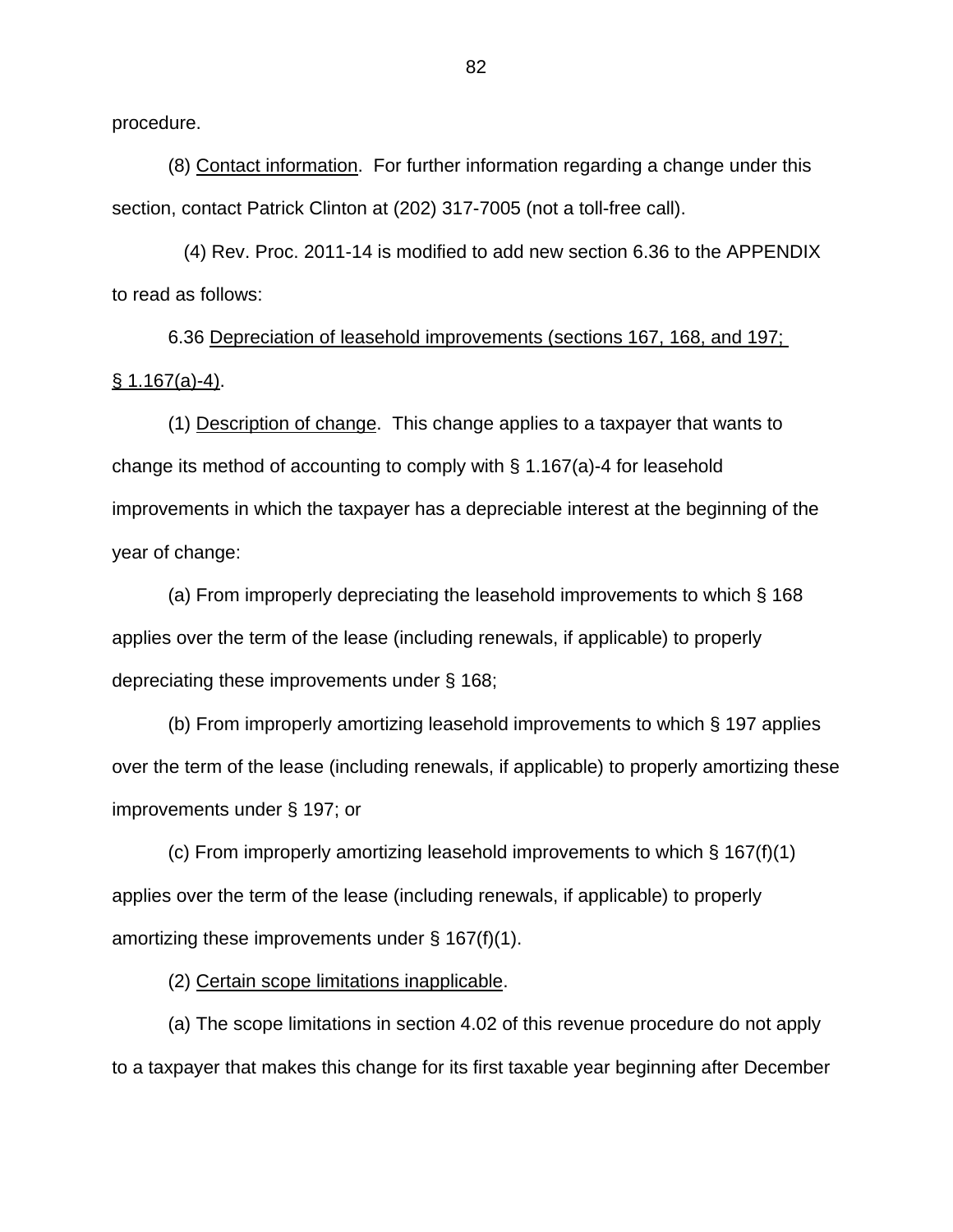procedure.

(8) Contact information. For further information regarding a change under this section, contact Patrick Clinton at (202) 317-7005 (not a toll-free call).

(4) Rev. Proc. 2011-14 is modified to add new section 6.36 to the APPENDIX to read as follows:

6.36 Depreciation of leasehold improvements (sections 167, 168, and 197; § 1.167(a)-4).

(1) Description of change. This change applies to a taxpayer that wants to change its method of accounting to comply with § 1.167(a)-4 for leasehold improvements in which the taxpayer has a depreciable interest at the beginning of the year of change:

(a) From improperly depreciating the leasehold improvements to which § 168 applies over the term of the lease (including renewals, if applicable) to properly depreciating these improvements under § 168;

(b) From improperly amortizing leasehold improvements to which § 197 applies over the term of the lease (including renewals, if applicable) to properly amortizing these improvements under § 197; or

(c) From improperly amortizing leasehold improvements to which § 167(f)(1) applies over the term of the lease (including renewals, if applicable) to properly amortizing these improvements under § 167(f)(1).

(2) Certain scope limitations inapplicable.

(a) The scope limitations in section 4.02 of this revenue procedure do not apply to a taxpayer that makes this change for its first taxable year beginning after December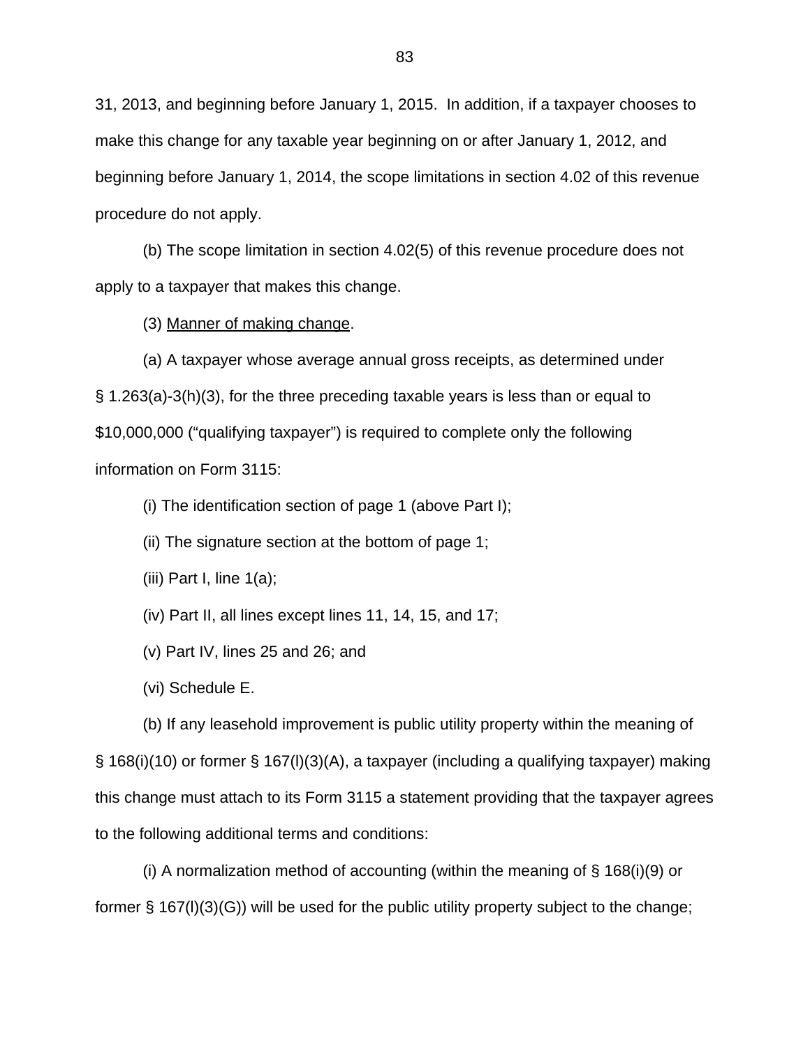31, 2013, and beginning before January 1, 2015. In addition, if a taxpayer chooses to make this change for any taxable year beginning on or after January 1, 2012, and beginning before January 1, 2014, the scope limitations in section 4.02 of this revenue procedure do not apply.

(b) The scope limitation in section 4.02(5) of this revenue procedure does not apply to a taxpayer that makes this change.

(3) Manner of making change.

(a) A taxpayer whose average annual gross receipts, as determined under § 1.263(a)-3(h)(3), for the three preceding taxable years is less than or equal to $10,000,000 ("qualifying taxpayer") is required to complete only the following information on Form 3115:

(i) The identification section of page 1 (above Part I);

(ii) The signature section at the bottom of page 1;

(iii) Part I, line 1(a);

(iv) Part II, all lines except lines 11, 14, 15, and 17;

(v) Part IV, lines 25 and 26; and

(vi) Schedule E.

(b) If any leasehold improvement is public utility property within the meaning of § 168(i)(10) or former § 167(l)(3)(A), a taxpayer (including a qualifying taxpayer) making this change must attach to its Form 3115 a statement providing that the taxpayer agrees to the following additional terms and conditions:

(i) A normalization method of accounting (within the meaning of § 168(i)(9) or former § 167(l)(3)(G)) will be used for the public utility property subject to the change;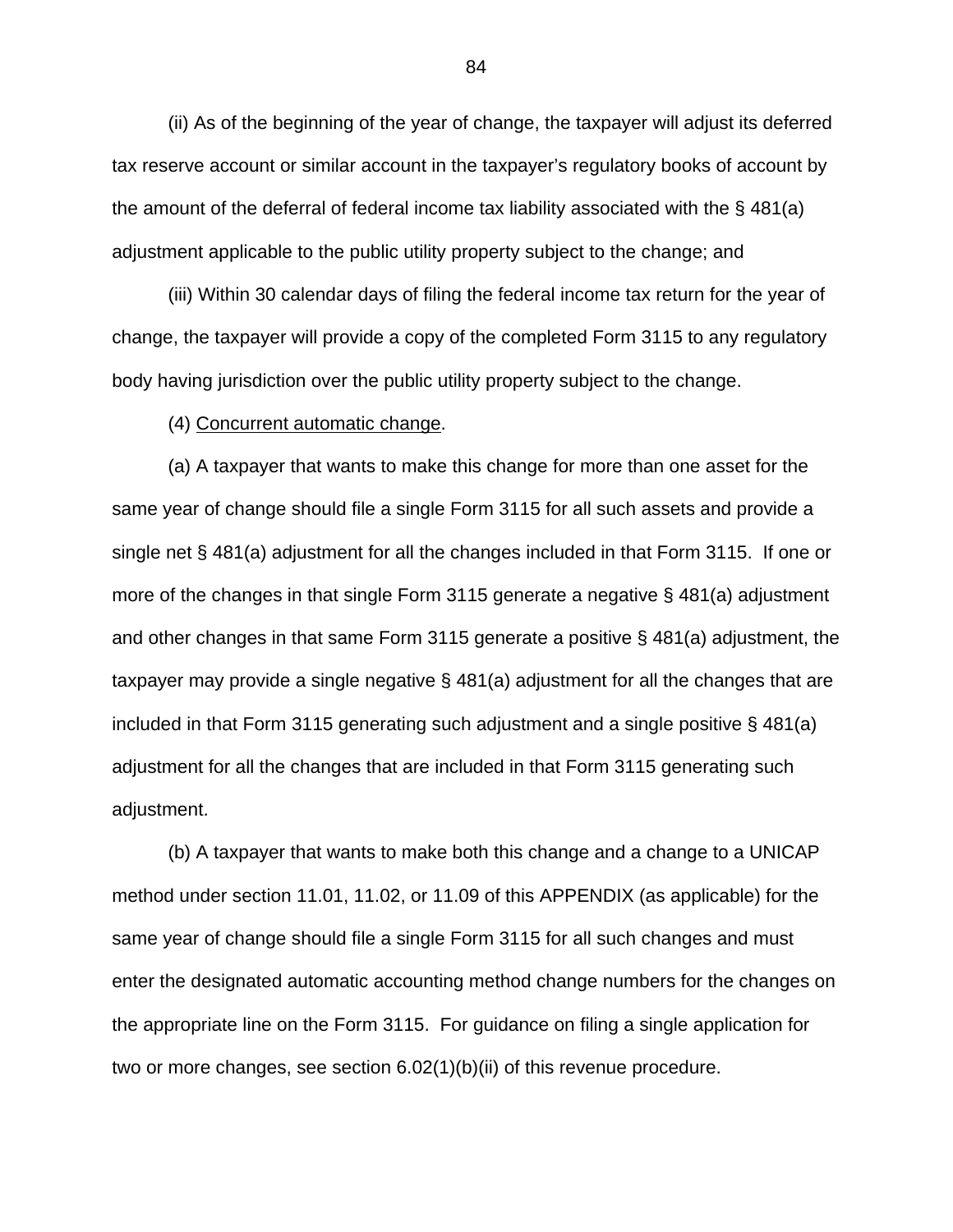(ii) As of the beginning of the year of change, the taxpayer will adjust its deferred tax reserve account or similar account in the taxpayer's regulatory books of account by the amount of the deferral of federal income tax liability associated with the § 481(a) adjustment applicable to the public utility property subject to the change; and

(iii) Within 30 calendar days of filing the federal income tax return for the year of change, the taxpayer will provide a copy of the completed Form 3115 to any regulatory body having jurisdiction over the public utility property subject to the change.

(4) Concurrent automatic change.

(a) A taxpayer that wants to make this change for more than one asset for the same year of change should file a single Form 3115 for all such assets and provide a single net § 481(a) adjustment for all the changes included in that Form 3115. If one or more of the changes in that single Form 3115 generate a negative § 481(a) adjustment and other changes in that same Form 3115 generate a positive § 481(a) adjustment, the taxpayer may provide a single negative § 481(a) adjustment for all the changes that are included in that Form 3115 generating such adjustment and a single positive § 481(a) adjustment for all the changes that are included in that Form 3115 generating such adjustment.

(b) A taxpayer that wants to make both this change and a change to a UNICAP method under section 11.01, 11.02, or 11.09 of this APPENDIX (as applicable) for the same year of change should file a single Form 3115 for all such changes and must enter the designated automatic accounting method change numbers for the changes on the appropriate line on the Form 3115. For guidance on filing a single application for two or more changes, see section 6.02(1)(b)(ii) of this revenue procedure.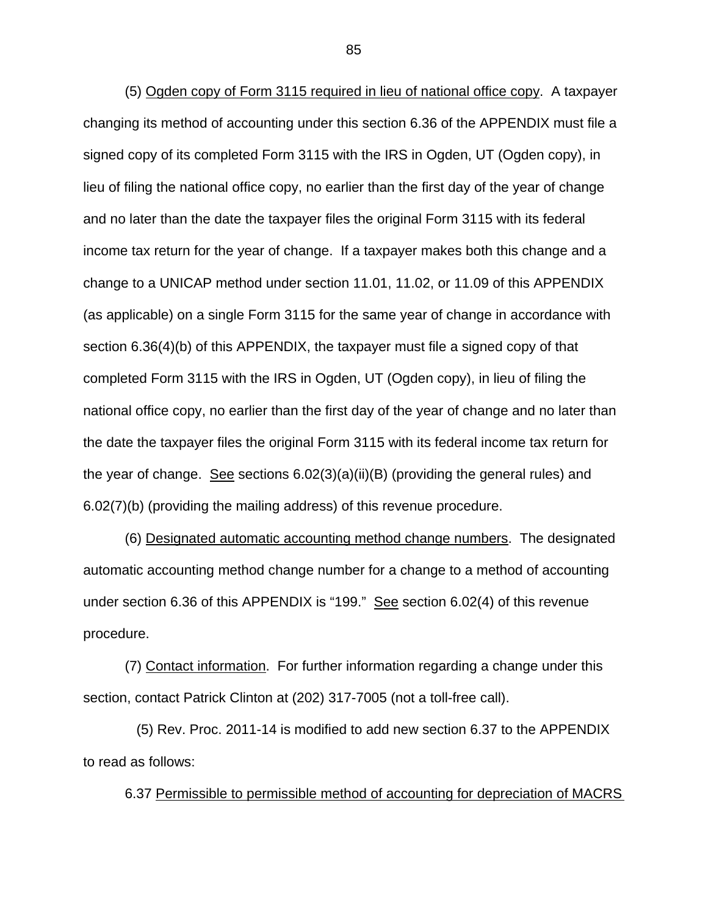(5) Ogden copy of Form 3115 required in lieu of national office copy. A taxpayer changing its method of accounting under this section 6.36 of the APPENDIX must file a signed copy of its completed Form 3115 with the IRS in Ogden, UT (Ogden copy), in lieu of filing the national office copy, no earlier than the first day of the year of change and no later than the date the taxpayer files the original Form 3115 with its federal income tax return for the year of change. If a taxpayer makes both this change and a change to a UNICAP method under section 11.01, 11.02, or 11.09 of this APPENDIX (as applicable) on a single Form 3115 for the same year of change in accordance with section 6.36(4)(b) of this APPENDIX, the taxpayer must file a signed copy of that completed Form 3115 with the IRS in Ogden, UT (Ogden copy), in lieu of filing the national office copy, no earlier than the first day of the year of change and no later than the date the taxpayer files the original Form 3115 with its federal income tax return for the year of change. See sections 6.02(3)(a)(ii)(B) (providing the general rules) and 6.02(7)(b) (providing the mailing address) of this revenue procedure.

(6) Designated automatic accounting method change numbers. The designated automatic accounting method change number for a change to a method of accounting under section 6.36 of this APPENDIX is "199." See section 6.02(4) of this revenue procedure.

(7) Contact information. For further information regarding a change under this section, contact Patrick Clinton at (202) 317-7005 (not a toll-free call).

(5) Rev. Proc. 2011-14 is modified to add new section 6.37 to the APPENDIX to read as follows:

6.37 Permissible to permissible method of accounting for depreciation of MACRS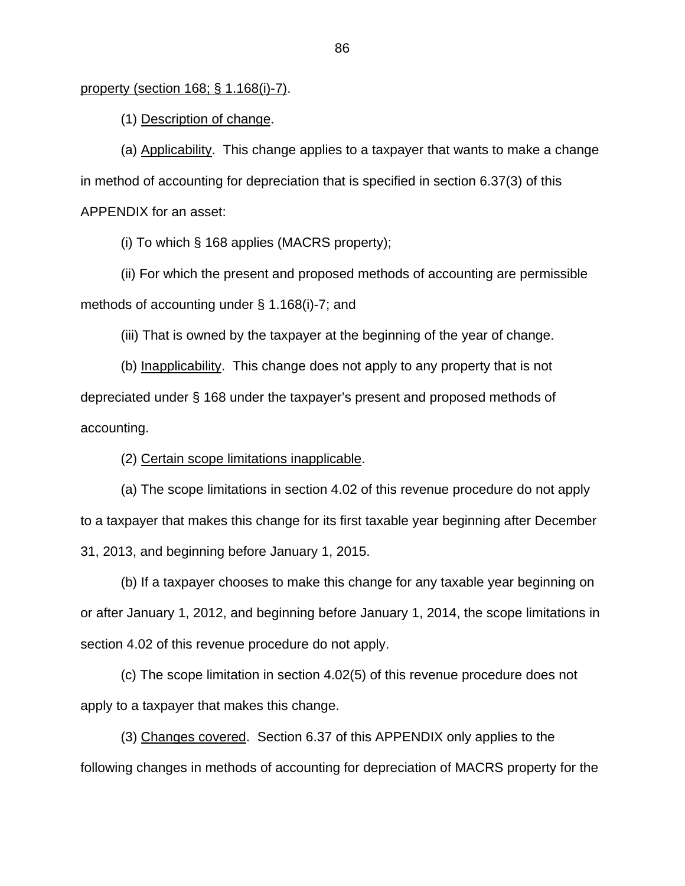property (section 168; § 1.168(i)-7).

(1) Description of change.

(a) Applicability. This change applies to a taxpayer that wants to make a change in method of accounting for depreciation that is specified in section 6.37(3) of this APPENDIX for an asset:

(i) To which § 168 applies (MACRS property);

(ii) For which the present and proposed methods of accounting are permissible methods of accounting under § 1.168(i)-7; and

(iii) That is owned by the taxpayer at the beginning of the year of change.

(b) Inapplicability. This change does not apply to any property that is not depreciated under § 168 under the taxpayer's present and proposed methods of accounting.

(2) Certain scope limitations inapplicable.

(a) The scope limitations in section 4.02 of this revenue procedure do not apply to a taxpayer that makes this change for its first taxable year beginning after December 31, 2013, and beginning before January 1, 2015.

(b) If a taxpayer chooses to make this change for any taxable year beginning on or after January 1, 2012, and beginning before January 1, 2014, the scope limitations in section 4.02 of this revenue procedure do not apply.

(c) The scope limitation in section 4.02(5) of this revenue procedure does not apply to a taxpayer that makes this change.

(3) Changes covered. Section 6.37 of this APPENDIX only applies to the following changes in methods of accounting for depreciation of MACRS property for the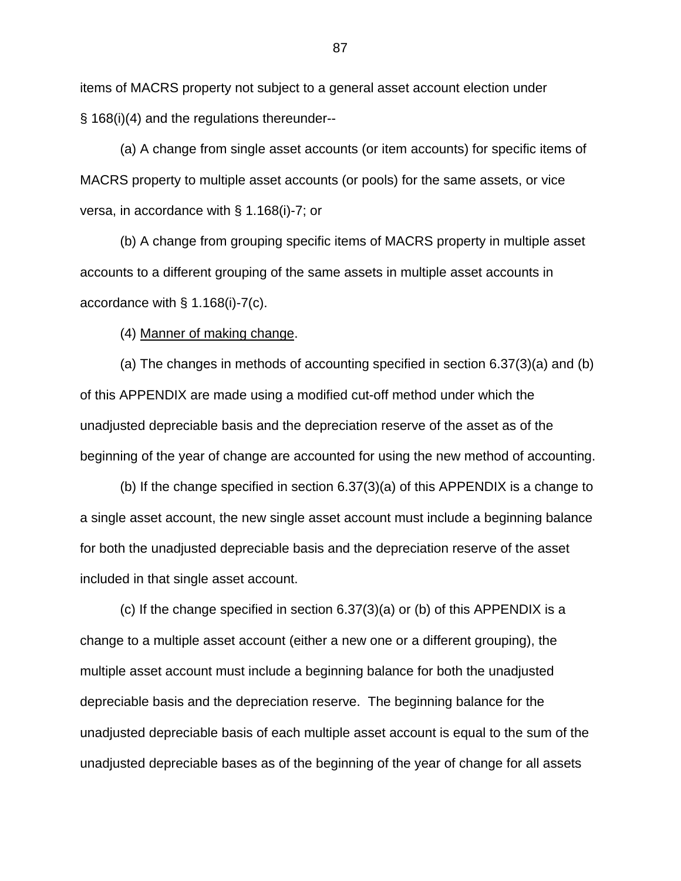items of MACRS property not subject to a general asset account election under § 168(i)(4) and the regulations thereunder--

(a) A change from single asset accounts (or item accounts) for specific items of MACRS property to multiple asset accounts (or pools) for the same assets, or vice versa, in accordance with § 1.168(i)-7; or

(b) A change from grouping specific items of MACRS property in multiple asset accounts to a different grouping of the same assets in multiple asset accounts in accordance with § 1.168(i)-7(c).

(4) Manner of making change.

(a) The changes in methods of accounting specified in section 6.37(3)(a) and (b) of this APPENDIX are made using a modified cut-off method under which the unadjusted depreciable basis and the depreciation reserve of the asset as of the beginning of the year of change are accounted for using the new method of accounting.

(b) If the change specified in section 6.37(3)(a) of this APPENDIX is a change to a single asset account, the new single asset account must include a beginning balance for both the unadjusted depreciable basis and the depreciation reserve of the asset included in that single asset account.

(c) If the change specified in section 6.37(3)(a) or (b) of this APPENDIX is a change to a multiple asset account (either a new one or a different grouping), the multiple asset account must include a beginning balance for both the unadjusted depreciable basis and the depreciation reserve. The beginning balance for the unadjusted depreciable basis of each multiple asset account is equal to the sum of the unadjusted depreciable bases as of the beginning of the year of change for all assets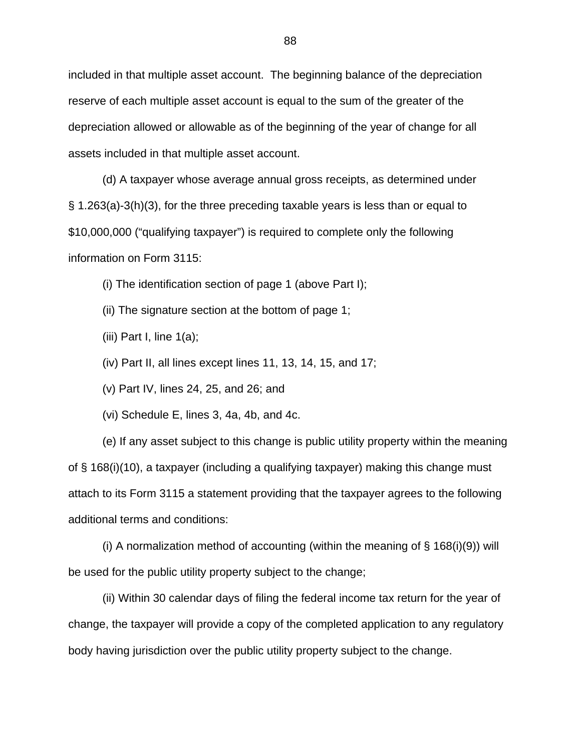included in that multiple asset account. The beginning balance of the depreciation reserve of each multiple asset account is equal to the sum of the greater of the depreciation allowed or allowable as of the beginning of the year of change for all assets included in that multiple asset account.

(d) A taxpayer whose average annual gross receipts, as determined under § 1.263(a)-3(h)(3), for the three preceding taxable years is less than or equal to $10,000,000 (“qualifying taxpayer”) is required to complete only the following information on Form 3115:

(i) The identification section of page 1 (above Part I);

(ii) The signature section at the bottom of page 1;

(iii) Part I, line 1(a);

(iv) Part II, all lines except lines 11, 13, 14, 15, and 17;

(v) Part IV, lines 24, 25, and 26; and

(vi) Schedule E, lines 3, 4a, 4b, and 4c.

(e) If any asset subject to this change is public utility property within the meaning of § 168(i)(10), a taxpayer (including a qualifying taxpayer) making this change must attach to its Form 3115 a statement providing that the taxpayer agrees to the following additional terms and conditions:

(i) A normalization method of accounting (within the meaning of § 168(i)(9)) will be used for the public utility property subject to the change;

(ii) Within 30 calendar days of filing the federal income tax return for the year of change, the taxpayer will provide a copy of the completed application to any regulatory body having jurisdiction over the public utility property subject to the change.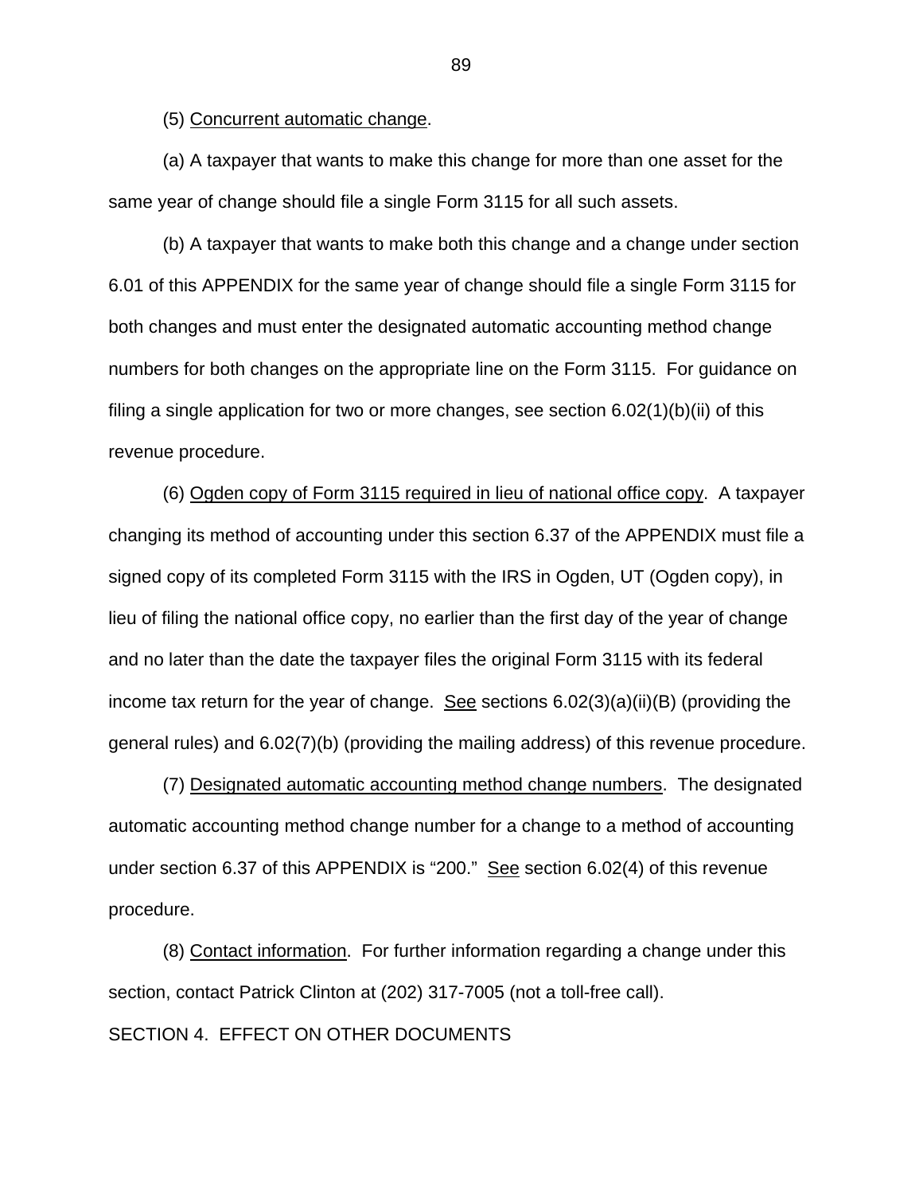(5) Concurrent automatic change.

(a) A taxpayer that wants to make this change for more than one asset for the same year of change should file a single Form 3115 for all such assets.

(b) A taxpayer that wants to make both this change and a change under section 6.01 of this APPENDIX for the same year of change should file a single Form 3115 for both changes and must enter the designated automatic accounting method change numbers for both changes on the appropriate line on the Form 3115. For guidance on filing a single application for two or more changes, see section 6.02(1)(b)(ii) of this revenue procedure.

(6) Ogden copy of Form 3115 required in lieu of national office copy. A taxpayer changing its method of accounting under this section 6.37 of the APPENDIX must file a signed copy of its completed Form 3115 with the IRS in Ogden, UT (Ogden copy), in lieu of filing the national office copy, no earlier than the first day of the year of change and no later than the date the taxpayer files the original Form 3115 with its federal income tax return for the year of change. See sections 6.02(3)(a)(ii)(B) (providing the general rules) and 6.02(7)(b) (providing the mailing address) of this revenue procedure.

(7) Designated automatic accounting method change numbers. The designated automatic accounting method change number for a change to a method of accounting under section 6.37 of this APPENDIX is "200." See section 6.02(4) of this revenue procedure.

(8) Contact information. For further information regarding a change under this section, contact Patrick Clinton at (202) 317-7005 (not a toll-free call).

SECTION 4. EFFECT ON OTHER DOCUMENTS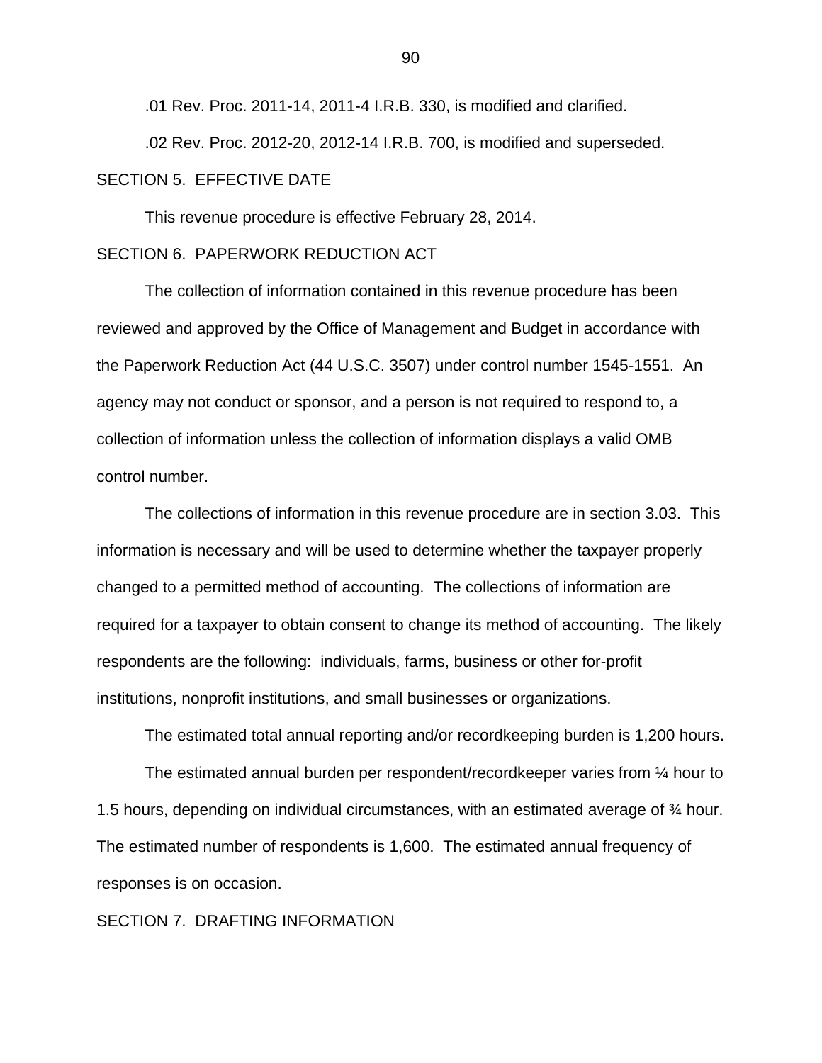.01 Rev. Proc. 2011-14, 2011-4 I.R.B. 330, is modified and clarified.

.02 Rev. Proc. 2012-20, 2012-14 I.R.B. 700, is modified and superseded.

SECTION 5. EFFECTIVE DATE

This revenue procedure is effective February 28, 2014.

SECTION 6. PAPERWORK REDUCTION ACT

The collection of information contained in this revenue procedure has been reviewed and approved by the Office of Management and Budget in accordance with the Paperwork Reduction Act (44 U.S.C. 3507) under control number 1545-1551. An agency may not conduct or sponsor, and a person is not required to respond to, a collection of information unless the collection of information displays a valid OMB control number.

The collections of information in this revenue procedure are in section 3.03. This information is necessary and will be used to determine whether the taxpayer properly changed to a permitted method of accounting. The collections of information are required for a taxpayer to obtain consent to change its method of accounting. The likely respondents are the following: individuals, farms, business or other for-profit institutions, nonprofit institutions, and small businesses or organizations.

The estimated total annual reporting and/or recordkeeping burden is 1,200 hours.

The estimated annual burden per respondent/recordkeeper varies from ¼ hour to 1.5 hours, depending on individual circumstances, with an estimated average of ¾ hour. The estimated number of respondents is 1,600. The estimated annual frequency of responses is on occasion.

SECTION 7. DRAFTING INFORMATION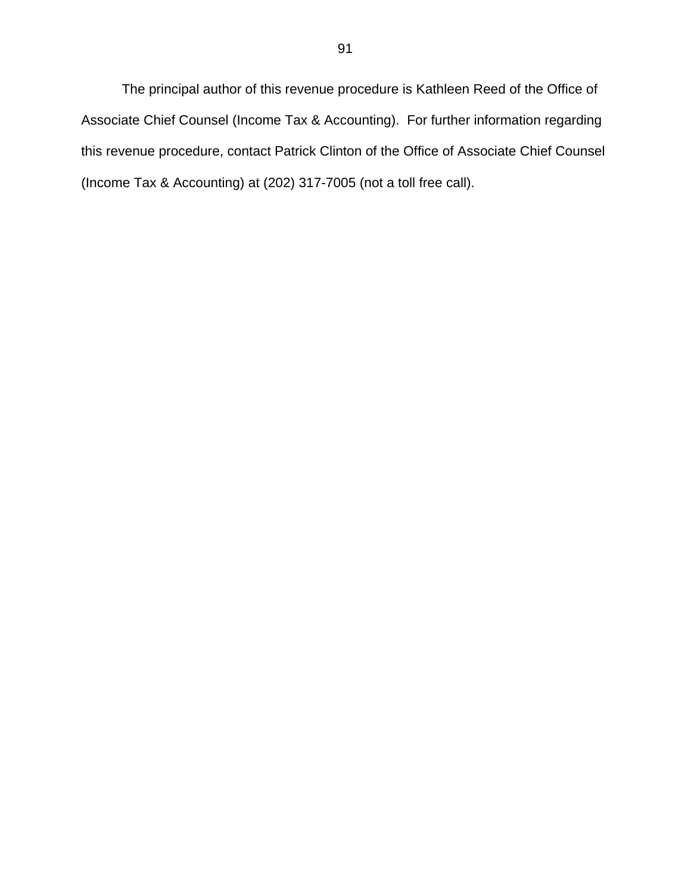The principal author of this revenue procedure is Kathleen Reed of the Office of Associate Chief Counsel (Income Tax & Accounting). For further information regarding this revenue procedure, contact Patrick Clinton of the Office of Associate Chief Counsel (Income Tax & Accounting) at (202) 317-7005 (not a toll free call).